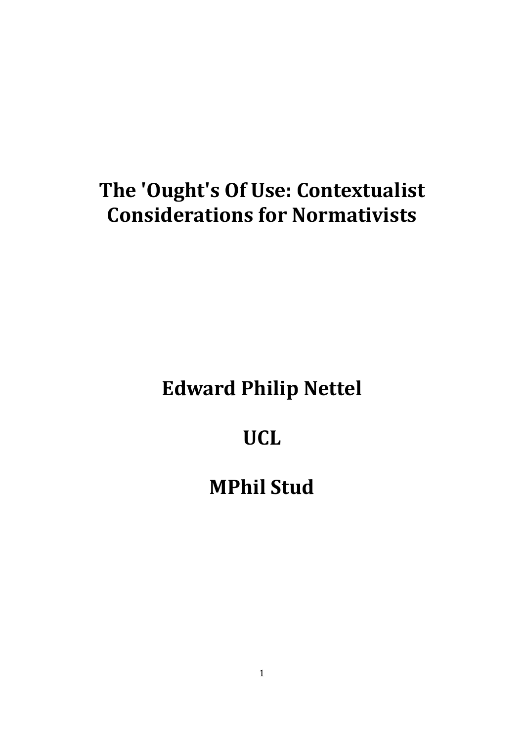# The 'Ought's Of Use: Contextualist Considerations for Normativists

**Edward Philip Nettel**

**UCL**

**MPhil Stud**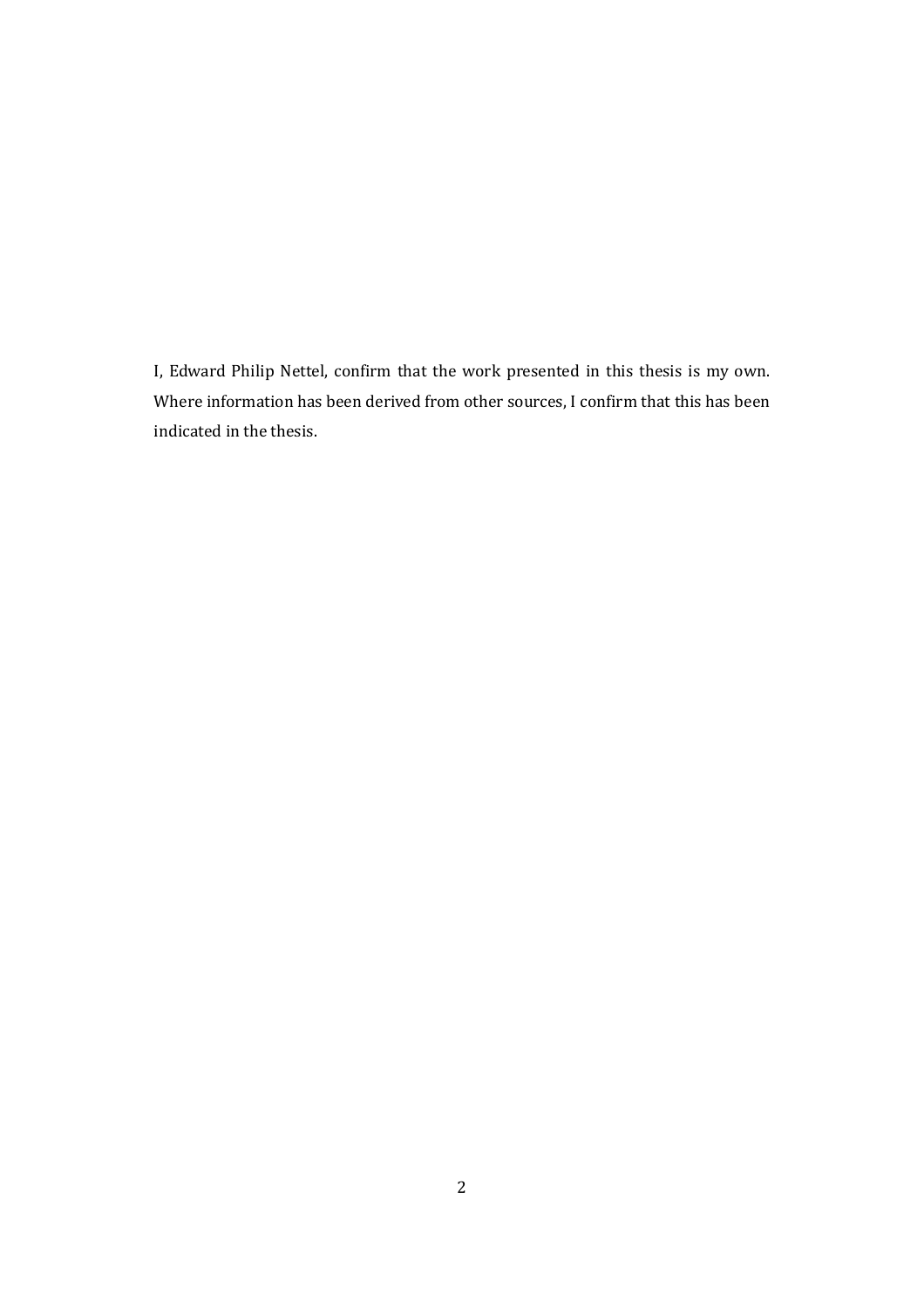I, Edward Philip Nettel, confirm that the work presented in this thesis is my own. Where information has been derived from other sources, I confirm that this has been indicated in the thesis.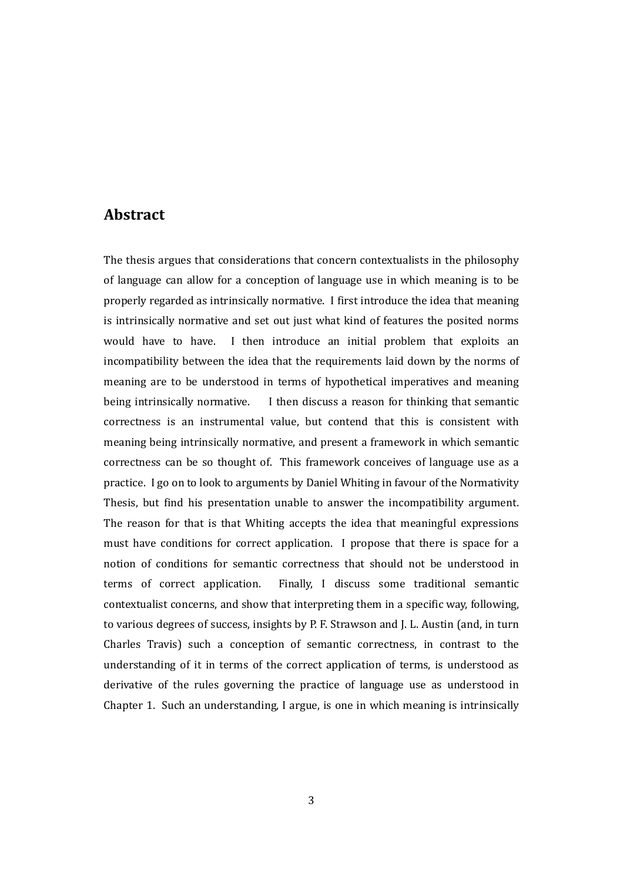## Abstract

The thesis argues that considerations that concern contextualists in the philosophy of language can allow for a conception of language use in which meaning is to be properly regarded as intrinsically normative. I first introduce the idea that meaning is intrinsically normative and set out just what kind of features the posited norms would have to have. I then introduce an initial problem that exploits an incompatibility between the idea that the requirements laid down by the norms of meaning are to be understood in terms of hypothetical imperatives and meaning being intrinsically normative. I then discuss a reason for thinking that semantic correctness is an instrumental value, but contend that this is consistent with meaning being intrinsically normative, and present a framework in which semantic correctness can be so thought of. This framework conceives of language use as a practice. I go on to look to arguments by Daniel Whiting in favour of the Normativity Thesis, but find his presentation unable to answer the incompatibility argument. The reason for that is that Whiting accepts the idea that meaningful expressions must have conditions for correct application. I propose that there is space for a notion of conditions for semantic correctness that should not be understood in terms of correct application. Finally, I discuss some traditional semantic contextualist concerns, and show that interpreting them in a specific way, following, to various degrees of success, insights by P. F. Strawson and J. L. Austin (and, in turn Charles Travis) such a conception of semantic correctness, in contrast to the understanding of it in terms of the correct application of terms, is understood as derivative of the rules governing the practice of language use as understood in Chapter 1. Such an understanding, I argue, is one in which meaning is intrinsically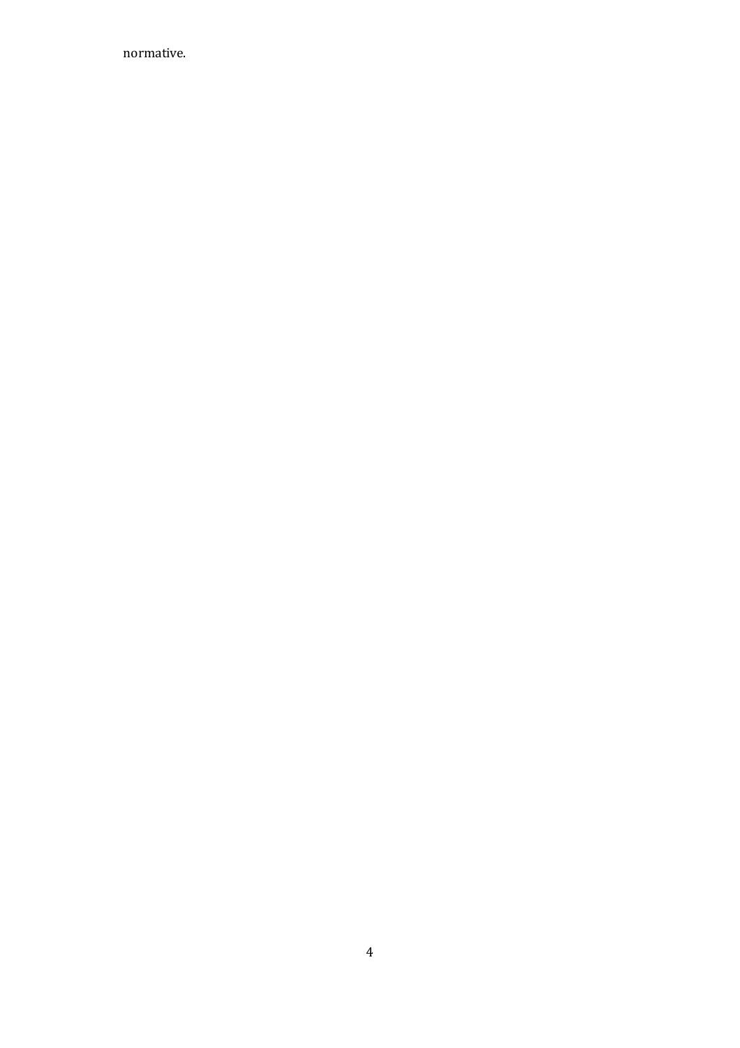normative.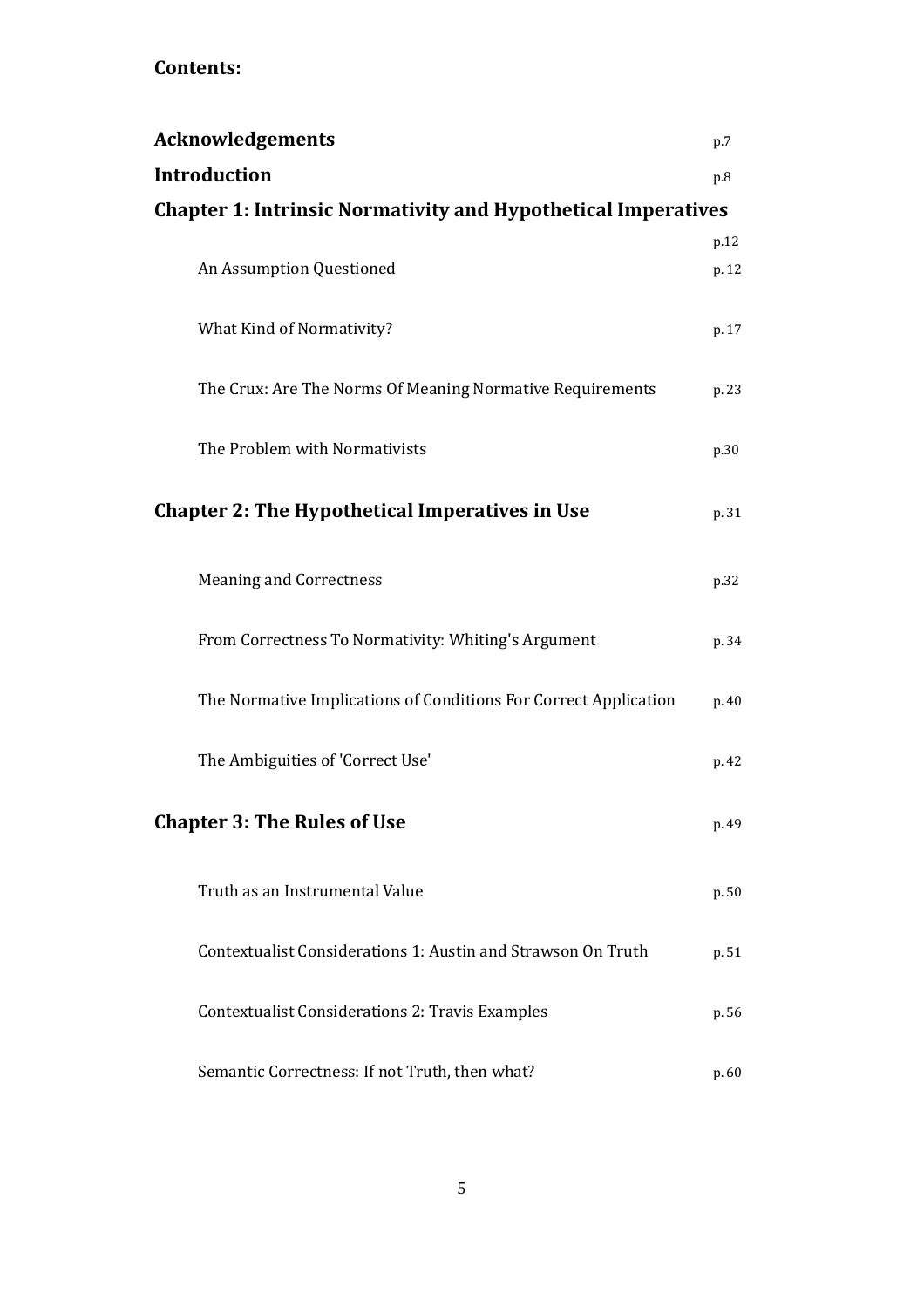**Contents:**

| | |
|---|---|
| **Acknowledgements** | p.7 |
| **Introduction** | p.8 |
| **Chapter 1: Intrinsic Normativity and Hypothetical Imperatives** | p.12 |
| An Assumption Questioned | p. 12 |
| What Kind of Normativity? | p. 17 |
| The Crux: Are The Norms Of Meaning Normative Requirements | p. 23 |
| The Problem with Normativists | p.30 |
| **Chapter 2: The Hypothetical Imperatives in Use** | p. 31 |
| Meaning and Correctness | p.32 |
| From Correctness To Normativity: Whiting's Argument | p. 34 |
| The Normative Implications of Conditions For Correct Application | p. 40 |
| The Ambiguities of 'Correct Use' | p. 42 |
| **Chapter 3: The Rules of Use** | p. 49 |
| Truth as an Instrumental Value | p. 50 |
| Contextualist Considerations 1: Austin and Strawson On Truth | p. 51 |
| Contextualist Considerations 2: Travis Examples | p. 56 |
| Semantic Correctness: If not Truth, then what? | p. 60 |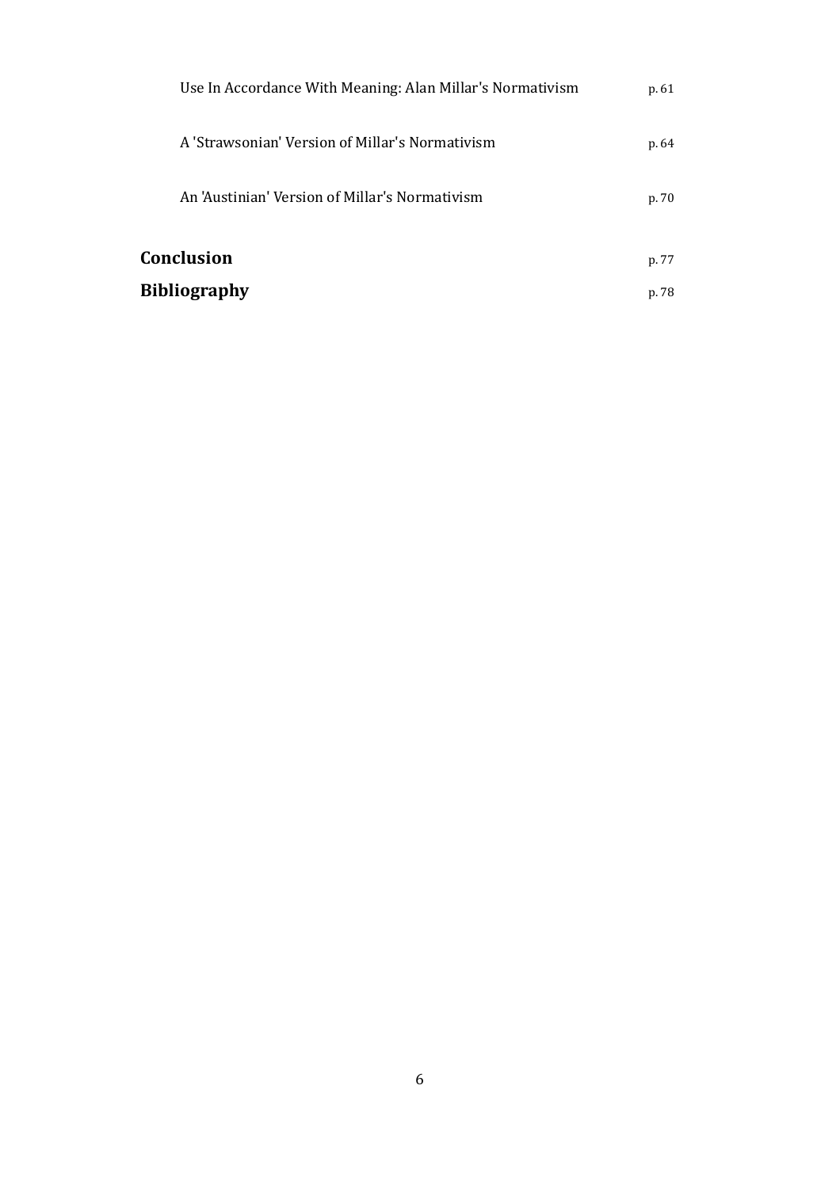Use In Accordance With Meaning: Alan Millar's Normativism p. 61

A 'Strawsonian' Version of Millar's Normativism p. 64

An 'Austinian' Version of Millar's Normativism p. 70

**Conclusion** p. 77

**Bibliography** p. 78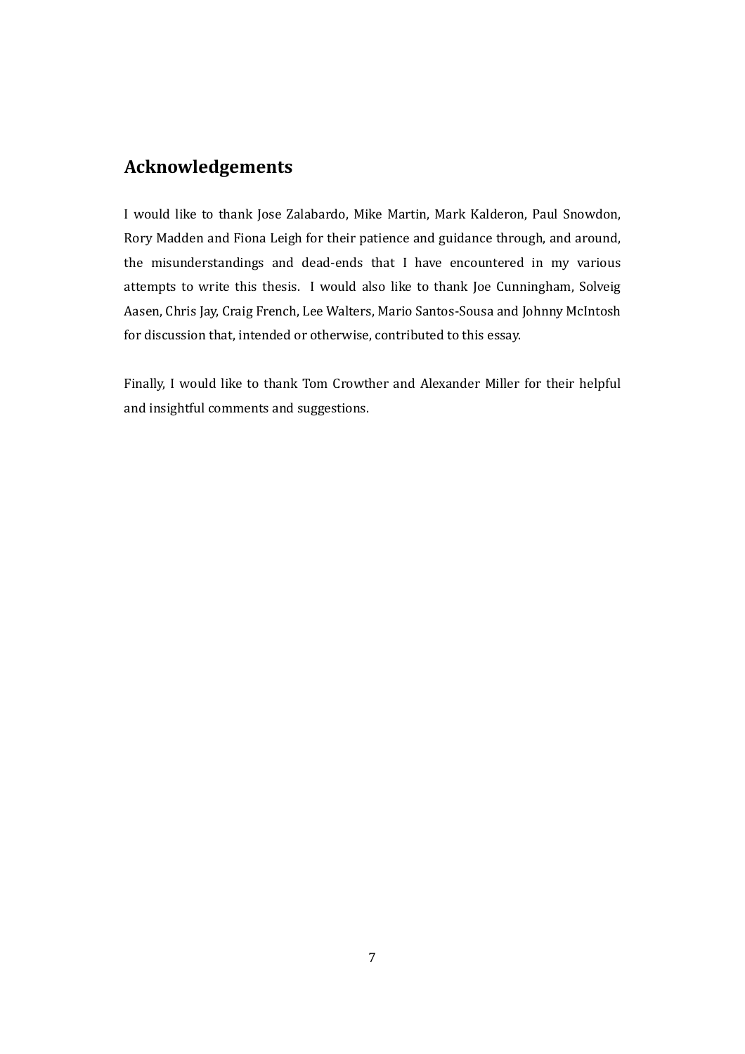## Acknowledgements

I would like to thank Jose Zalabardo, Mike Martin, Mark Kalderon, Paul Snowdon, Rory Madden and Fiona Leigh for their patience and guidance through, and around, the misunderstandings and dead-ends that I have encountered in my various attempts to write this thesis. I would also like to thank Joe Cunningham, Solveig Aasen, Chris Jay, Craig French, Lee Walters, Mario Santos-Sousa and Johnny McIntosh for discussion that, intended or otherwise, contributed to this essay.

Finally, I would like to thank Tom Crowther and Alexander Miller for their helpful and insightful comments and suggestions.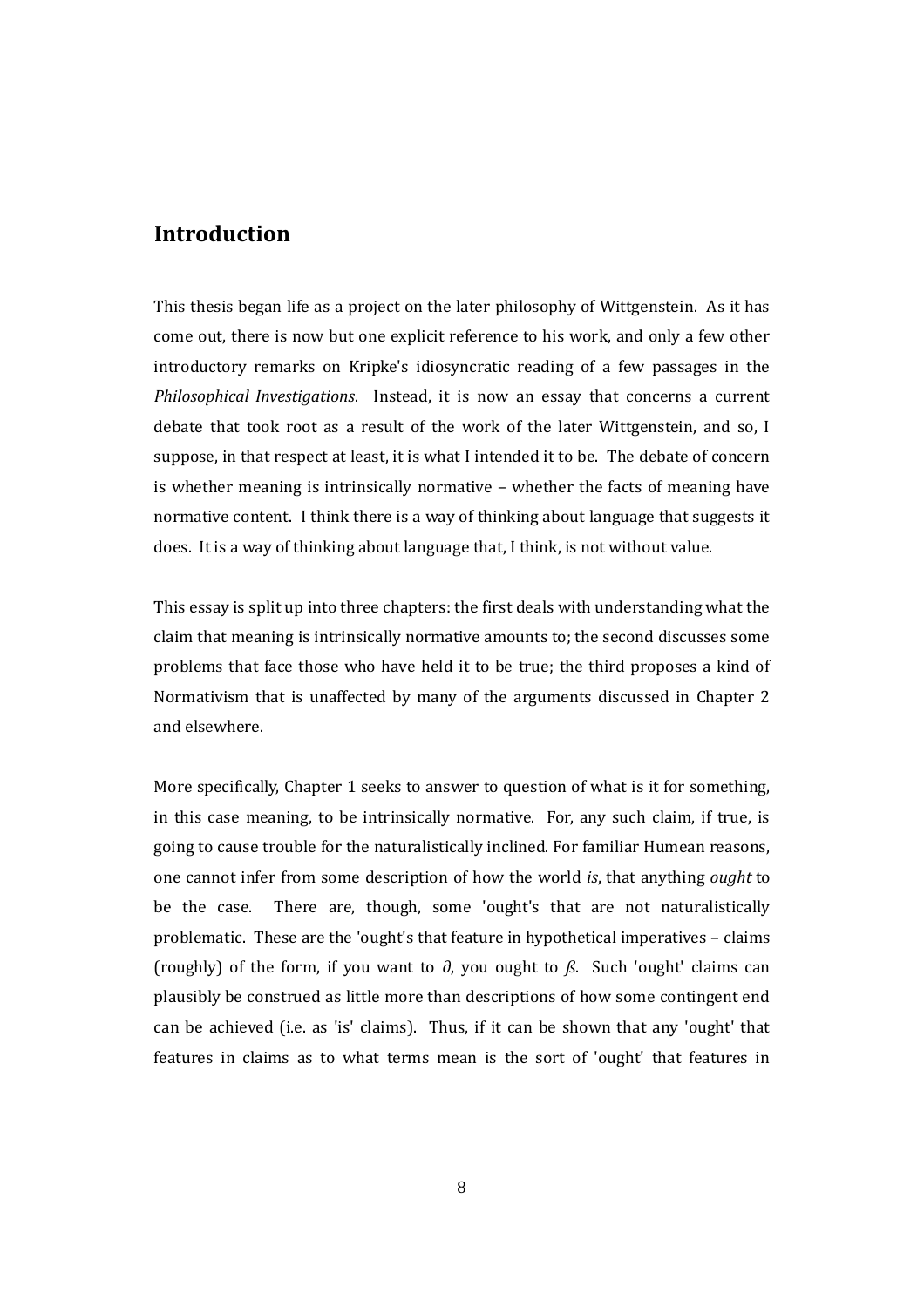# Introduction

This thesis began life as a project on the later philosophy of Wittgenstein. As it has come out, there is now but one explicit reference to his work, and only a few other introductory remarks on Kripke's idiosyncratic reading of a few passages in the *Philosophical Investigations*. Instead, it is now an essay that concerns a current debate that took root as a result of the work of the later Wittgenstein, and so, I suppose, in that respect at least, it is what I intended it to be. The debate of concern is whether meaning is intrinsically normative – whether the facts of meaning have normative content. I think there is a way of thinking about language that suggests it does. It is a way of thinking about language that, I think, is not without value.

This essay is split up into three chapters: the first deals with understanding what the claim that meaning is intrinsically normative amounts to; the second discusses some problems that face those who have held it to be true; the third proposes a kind of Normativism that is unaffected by many of the arguments discussed in Chapter 2 and elsewhere.

More specifically, Chapter 1 seeks to answer to question of what is it for something, in this case meaning, to be intrinsically normative. For, any such claim, if true, is going to cause trouble for the naturalistically inclined. For familiar Humean reasons, one cannot infer from some description of how the world *is*, that anything *ought* to be the case. There are, though, some 'ought's that are not naturalistically problematic. These are the 'ought's that feature in hypothetical imperatives – claims (roughly) of the form, if you want to *∂*, you ought to *ß*. Such 'ought' claims can plausibly be construed as little more than descriptions of how some contingent end can be achieved (i.e. as 'is' claims). Thus, if it can be shown that any 'ought' that features in claims as to what terms mean is the sort of 'ought' that features in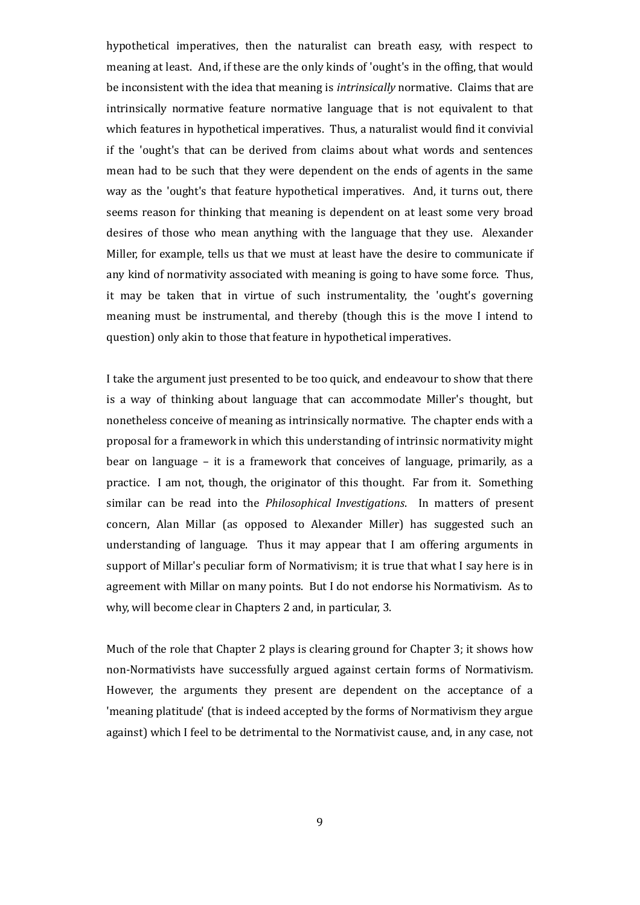hypothetical imperatives, then the naturalist can breath easy, with respect to meaning at least. And, if these are the only kinds of 'ought's in the offing, that would be inconsistent with the idea that meaning is *intrinsically* normative. Claims that are intrinsically normative feature normative language that is not equivalent to that which features in hypothetical imperatives. Thus, a naturalist would find it convivial if the 'ought's that can be derived from claims about what words and sentences mean had to be such that they were dependent on the ends of agents in the same way as the 'ought's that feature hypothetical imperatives. And, it turns out, there seems reason for thinking that meaning is dependent on at least some very broad desires of those who mean anything with the language that they use. Alexander Miller, for example, tells us that we must at least have the desire to communicate if any kind of normativity associated with meaning is going to have some force. Thus, it may be taken that in virtue of such instrumentality, the 'ought's governing meaning must be instrumental, and thereby (though this is the move I intend to question) only akin to those that feature in hypothetical imperatives.

I take the argument just presented to be too quick, and endeavour to show that there is a way of thinking about language that can accommodate Miller's thought, but nonetheless conceive of meaning as intrinsically normative. The chapter ends with a proposal for a framework in which this understanding of intrinsic normativity might bear on language – it is a framework that conceives of language, primarily, as a practice. I am not, though, the originator of this thought. Far from it. Something similar can be read into the *Philosophical Investigations*. In matters of present concern, Alan Millar (as opposed to Alexander Mill*e*r) has suggested such an understanding of language. Thus it may appear that I am offering arguments in support of Millar's peculiar form of Normativism; it is true that what I say here is in agreement with Millar on many points. But I do not endorse his Normativism. As to why, will become clear in Chapters 2 and, in particular, 3.

Much of the role that Chapter 2 plays is clearing ground for Chapter 3; it shows how non-Normativists have successfully argued against certain forms of Normativism. However, the arguments they present are dependent on the acceptance of a 'meaning platitude' (that is indeed accepted by the forms of Normativism they argue against) which I feel to be detrimental to the Normativist cause, and, in any case, not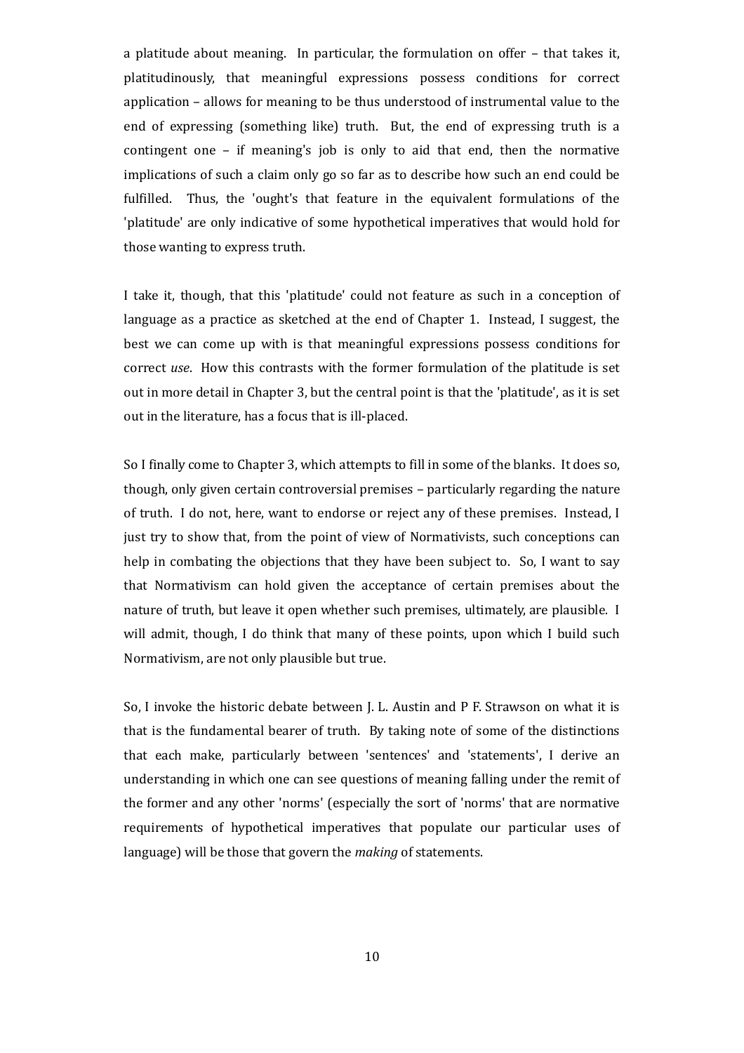a platitude about meaning. In particular, the formulation on offer – that takes it, platitudinously, that meaningful expressions possess conditions for correct application – allows for meaning to be thus understood of instrumental value to the end of expressing (something like) truth. But, the end of expressing truth is a contingent one – if meaning's job is only to aid that end, then the normative implications of such a claim only go so far as to describe how such an end could be fulfilled. Thus, the 'ought's that feature in the equivalent formulations of the 'platitude' are only indicative of some hypothetical imperatives that would hold for those wanting to express truth.

I take it, though, that this 'platitude' could not feature as such in a conception of language as a practice as sketched at the end of Chapter 1. Instead, I suggest, the best we can come up with is that meaningful expressions possess conditions for correct *use*. How this contrasts with the former formulation of the platitude is set out in more detail in Chapter 3, but the central point is that the 'platitude', as it is set out in the literature, has a focus that is ill-placed.

So I finally come to Chapter 3, which attempts to fill in some of the blanks. It does so, though, only given certain controversial premises – particularly regarding the nature of truth. I do not, here, want to endorse or reject any of these premises. Instead, I just try to show that, from the point of view of Normativists, such conceptions can help in combating the objections that they have been subject to. So, I want to say that Normativism can hold given the acceptance of certain premises about the nature of truth, but leave it open whether such premises, ultimately, are plausible. I will admit, though, I do think that many of these points, upon which I build such Normativism, are not only plausible but true.

So, I invoke the historic debate between J. L. Austin and P F. Strawson on what it is that is the fundamental bearer of truth. By taking note of some of the distinctions that each make, particularly between 'sentences' and 'statements', I derive an understanding in which one can see questions of meaning falling under the remit of the former and any other 'norms' (especially the sort of 'norms' that are normative requirements of hypothetical imperatives that populate our particular uses of language) will be those that govern the *making* of statements.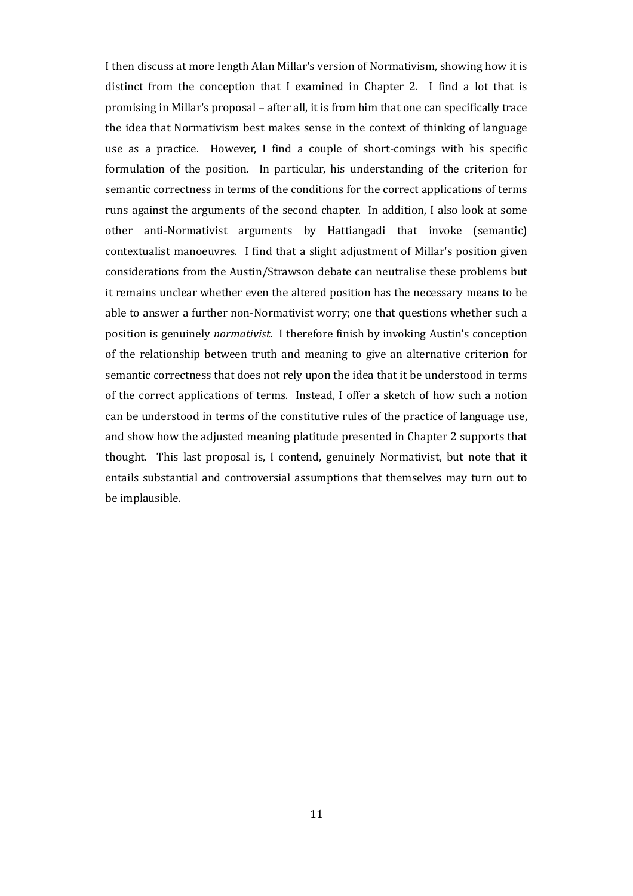I then discuss at more length Alan Millar's version of Normativism, showing how it is distinct from the conception that I examined in Chapter 2. I find a lot that is promising in Millar's proposal – after all, it is from him that one can specifically trace the idea that Normativism best makes sense in the context of thinking of language use as a practice. However, I find a couple of short-comings with his specific formulation of the position. In particular, his understanding of the criterion for semantic correctness in terms of the conditions for the correct applications of terms runs against the arguments of the second chapter. In addition, I also look at some other anti-Normativist arguments by Hattiangadi that invoke (semantic) contextualist manoeuvres. I find that a slight adjustment of Millar's position given considerations from the Austin/Strawson debate can neutralise these problems but it remains unclear whether even the altered position has the necessary means to be able to answer a further non-Normativist worry; one that questions whether such a position is genuinely *normativist*. I therefore finish by invoking Austin's conception of the relationship between truth and meaning to give an alternative criterion for semantic correctness that does not rely upon the idea that it be understood in terms of the correct applications of terms. Instead, I offer a sketch of how such a notion can be understood in terms of the constitutive rules of the practice of language use, and show how the adjusted meaning platitude presented in Chapter 2 supports that thought. This last proposal is, I contend, genuinely Normativist, but note that it entails substantial and controversial assumptions that themselves may turn out to be implausible.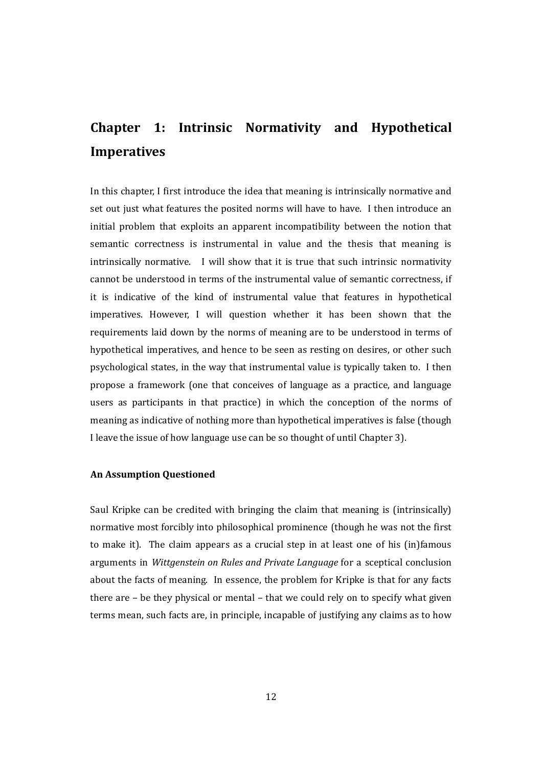# Chapter 1: Intrinsic Normativity and Hypothetical Imperatives

In this chapter, I first introduce the idea that meaning is intrinsically normative and set out just what features the posited norms will have to have. I then introduce an initial problem that exploits an apparent incompatibility between the notion that semantic correctness is instrumental in value and the thesis that meaning is intrinsically normative. I will show that it is true that such intrinsic normativity cannot be understood in terms of the instrumental value of semantic correctness, if it is indicative of the kind of instrumental value that features in hypothetical imperatives. However, I will question whether it has been shown that the requirements laid down by the norms of meaning are to be understood in terms of hypothetical imperatives, and hence to be seen as resting on desires, or other such psychological states, in the way that instrumental value is typically taken to. I then propose a framework (one that conceives of language as a practice, and language users as participants in that practice) in which the conception of the norms of meaning as indicative of nothing more than hypothetical imperatives is false (though I leave the issue of how language use can be so thought of until Chapter 3).

### An Assumption Questioned

Saul Kripke can be credited with bringing the claim that meaning is (intrinsically) normative most forcibly into philosophical prominence (though he was not the first to make it). The claim appears as a crucial step in at least one of his (in)famous arguments in *Wittgenstein on Rules and Private Language* for a sceptical conclusion about the facts of meaning. In essence, the problem for Kripke is that for any facts there are – be they physical or mental – that we could rely on to specify what given terms mean, such facts are, in principle, incapable of justifying any claims as to how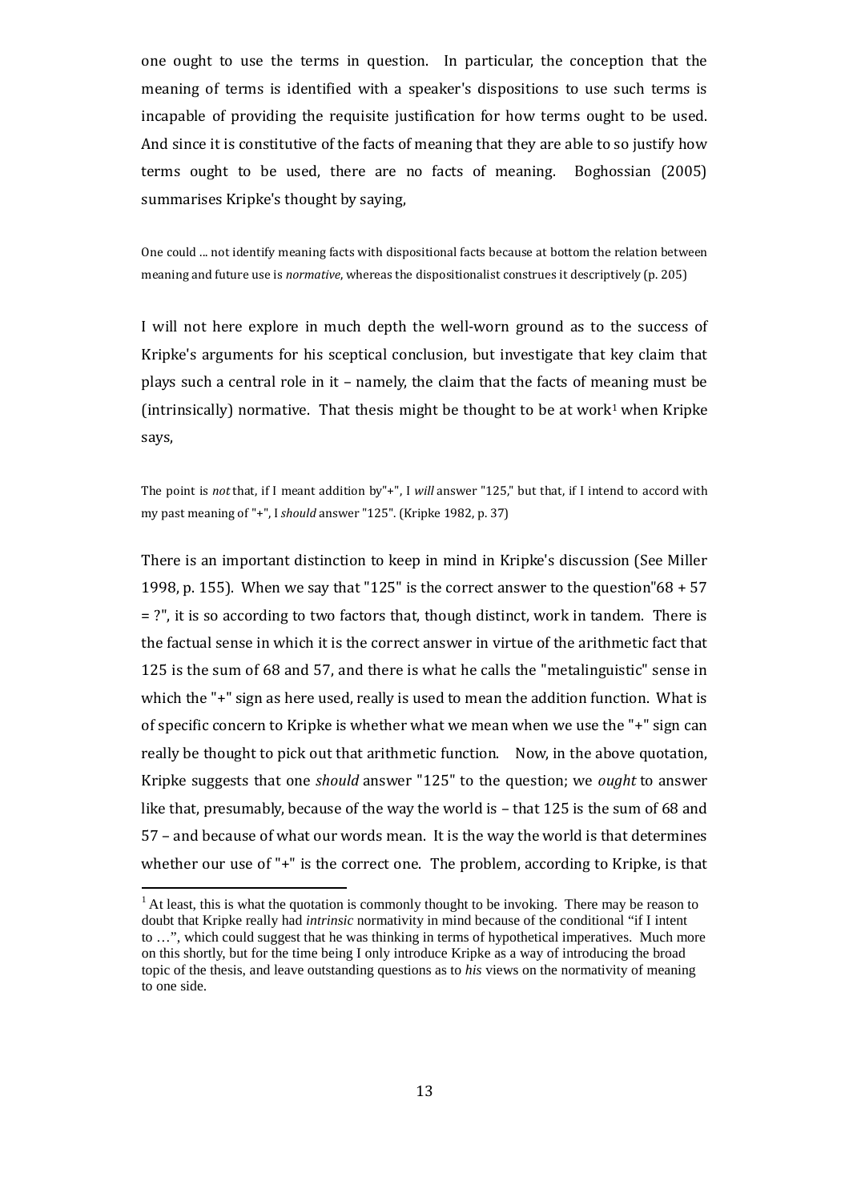one ought to use the terms in question. In particular, the conception that the meaning of terms is identified with a speaker's dispositions to use such terms is incapable of providing the requisite justification for how terms ought to be used. And since it is constitutive of the facts of meaning that they are able to so justify how terms ought to be used, there are no facts of meaning. Boghossian (2005) summarises Kripke's thought by saying,

> One could ... not identify meaning facts with dispositional facts because at bottom the relation between meaning and future use is *normative*, whereas the dispositionalist construes it descriptively (p. 205)

I will not here explore in much depth the well-worn ground as to the success of Kripke's arguments for his sceptical conclusion, but investigate that key claim that plays such a central role in it – namely, the claim that the facts of meaning must be (intrinsically) normative. That thesis might be thought to be at work[1] when Kripke says,

> The point is *not* that, if I meant addition by"+", I *will* answer "125," but that, if I intend to accord with my past meaning of "+", I *should* answer "125". (Kripke 1982, p. 37)

There is an important distinction to keep in mind in Kripke's discussion (See Miller 1998, p. 155). When we say that "125" is the correct answer to the question"68 + 57 = ?", it is so according to two factors that, though distinct, work in tandem. There is the factual sense in which it is the correct answer in virtue of the arithmetic fact that 125 is the sum of 68 and 57, and there is what he calls the "metalinguistic" sense in which the "+" sign as here used, really is used to mean the addition function. What is of specific concern to Kripke is whether what we mean when we use the "+" sign can really be thought to pick out that arithmetic function. Now, in the above quotation, Kripke suggests that one *should* answer "125" to the question; we *ought* to answer like that, presumably, because of the way the world is – that 125 is the sum of 68 and 57 – and because of what our words mean. It is the way the world is that determines whether our use of "+" is the correct one. The problem, according to Kripke, is that

[1] At least, this is what the quotation is commonly thought to be invoking. There may be reason to doubt that Kripke really had *intrinsic* normativity in mind because of the conditional "if I intent to …", which could suggest that he was thinking in terms of hypothetical imperatives. Much more on this shortly, but for the time being I only introduce Kripke as a way of introducing the broad topic of the thesis, and leave outstanding questions as to *his* views on the normativity of meaning to one side.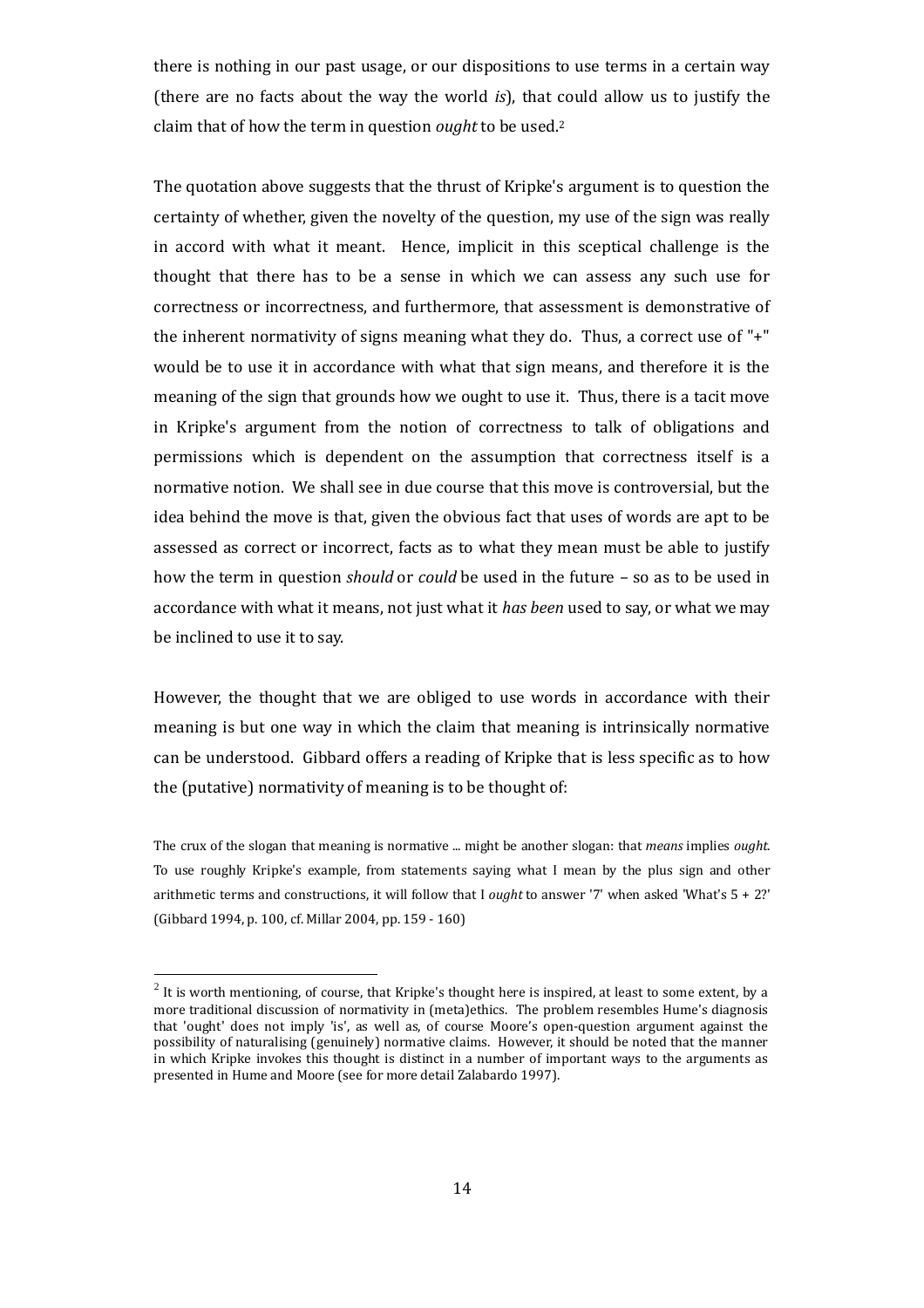there is nothing in our past usage, or our dispositions to use terms in a certain way (there are no facts about the way the world *is*), that could allow us to justify the claim that of how the term in question *ought* to be used.[2]

The quotation above suggests that the thrust of Kripke's argument is to question the certainty of whether, given the novelty of the question, my use of the sign was really in accord with what it meant. Hence, implicit in this sceptical challenge is the thought that there has to be a sense in which we can assess any such use for correctness or incorrectness, and furthermore, that assessment is demonstrative of the inherent normativity of signs meaning what they do. Thus, a correct use of "+" would be to use it in accordance with what that sign means, and therefore it is the meaning of the sign that grounds how we ought to use it. Thus, there is a tacit move in Kripke's argument from the notion of correctness to talk of obligations and permissions which is dependent on the assumption that correctness itself is a normative notion. We shall see in due course that this move is controversial, but the idea behind the move is that, given the obvious fact that uses of words are apt to be assessed as correct or incorrect, facts as to what they mean must be able to justify how the term in question *should* or *could* be used in the future – so as to be used in accordance with what it means, not just what it *has been* used to say, or what we may be inclined to use it to say.

However, the thought that we are obliged to use words in accordance with their meaning is but one way in which the claim that meaning is intrinsically normative can be understood. Gibbard offers a reading of Kripke that is less specific as to how the (putative) normativity of meaning is to be thought of:

> The crux of the slogan that meaning is normative ... might be another slogan: that *means* implies *ought*. To use roughly Kripke's example, from statements saying what I mean by the plus sign and other arithmetic terms and constructions, it will follow that I *ought* to answer '7' when asked 'What's 5 + 2?' (Gibbard 1994, p. 100, cf. Millar 2004, pp. 159 - 160)

---

[2] It is worth mentioning, of course, that Kripke's thought here is inspired, at least to some extent, by a more traditional discussion of normativity in (meta)ethics. The problem resembles Hume's diagnosis that 'ought' does not imply 'is', as well as, of course Moore's open-question argument against the possibility of naturalising (genuinely) normative claims. However, it should be noted that the manner in which Kripke invokes this thought is distinct in a number of important ways to the arguments as presented in Hume and Moore (see for more detail Zalabardo 1997).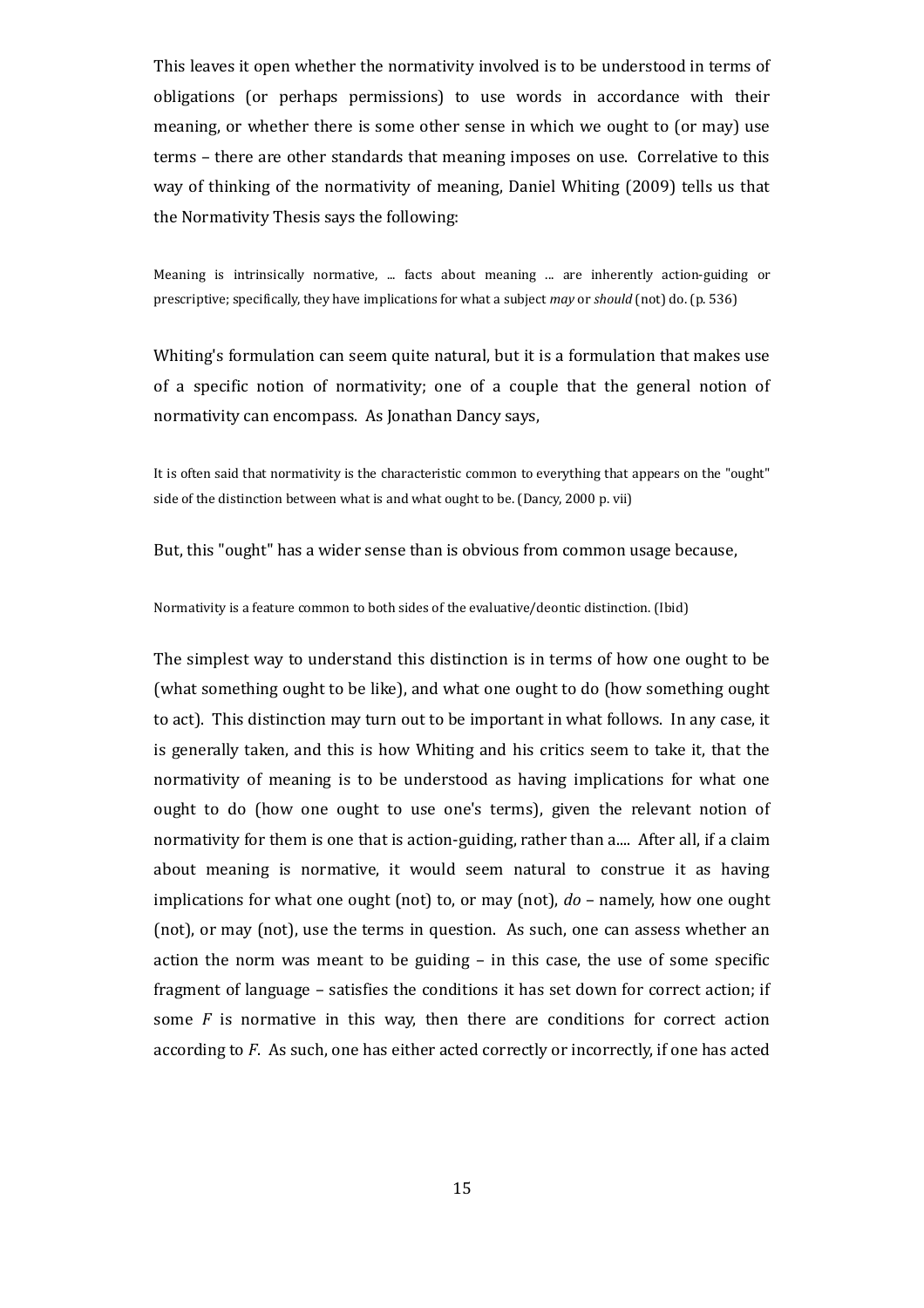This leaves it open whether the normativity involved is to be understood in terms of obligations (or perhaps permissions) to use words in accordance with their meaning, or whether there is some other sense in which we ought to (or may) use terms – there are other standards that meaning imposes on use. Correlative to this way of thinking of the normativity of meaning, Daniel Whiting (2009) tells us that the Normativity Thesis says the following:

> Meaning is intrinsically normative, ... facts about meaning ... are inherently action-guiding or prescriptive; specifically, they have implications for what a subject *may* or *should* (not) do. (p. 536)

Whiting's formulation can seem quite natural, but it is a formulation that makes use of a specific notion of normativity; one of a couple that the general notion of normativity can encompass. As Jonathan Dancy says,

> It is often said that normativity is the characteristic common to everything that appears on the "ought" side of the distinction between what is and what ought to be. (Dancy, 2000 p. vii)

But, this "ought" has a wider sense than is obvious from common usage because,

> Normativity is a feature common to both sides of the evaluative/deontic distinction. (Ibid)

The simplest way to understand this distinction is in terms of how one ought to be (what something ought to be like), and what one ought to do (how something ought to act). This distinction may turn out to be important in what follows. In any case, it is generally taken, and this is how Whiting and his critics seem to take it, that the normativity of meaning is to be understood as having implications for what one ought to do (how one ought to use one's terms), given the relevant notion of normativity for them is one that is action-guiding, rather than a.... After all, if a claim about meaning is normative, it would seem natural to construe it as having implications for what one ought (not) to, or may (not), *do* – namely, how one ought (not), or may (not), use the terms in question. As such, one can assess whether an action the norm was meant to be guiding – in this case, the use of some specific fragment of language – satisfies the conditions it has set down for correct action; if some *F* is normative in this way, then there are conditions for correct action according to *F*. As such, one has either acted correctly or incorrectly, if one has acted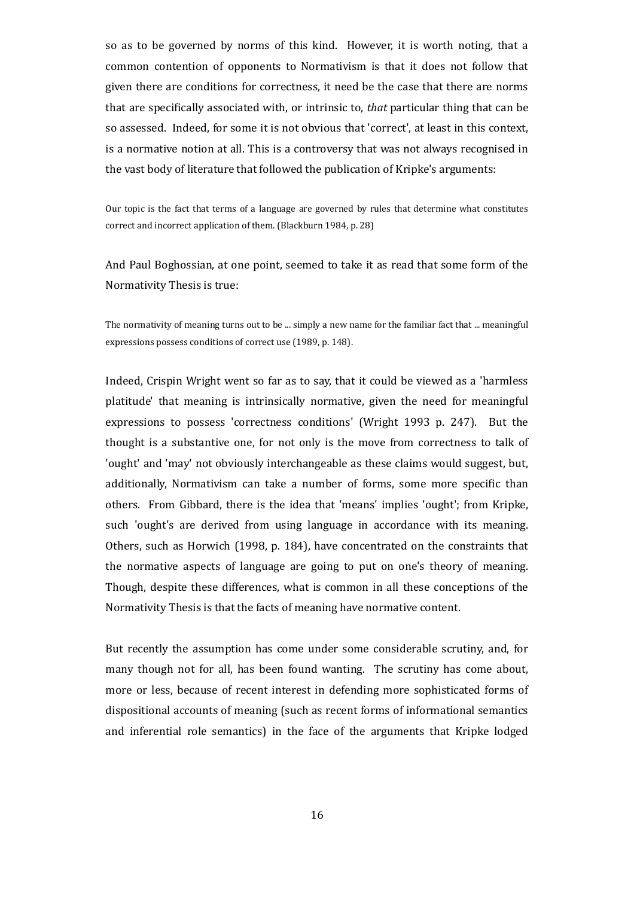so as to be governed by norms of this kind. However, it is worth noting, that a common contention of opponents to Normativism is that it does not follow that given there are conditions for correctness, it need be the case that there are norms that are specifically associated with, or intrinsic to, *that* particular thing that can be so assessed. Indeed, for some it is not obvious that 'correct', at least in this context, is a normative notion at all. This is a controversy that was not always recognised in the vast body of literature that followed the publication of Kripke's arguments:

> Our topic is the fact that terms of a language are governed by rules that determine what constitutes correct and incorrect application of them. (Blackburn 1984, p. 28)

And Paul Boghossian, at one point, seemed to take it as read that some form of the Normativity Thesis is true:

> The normativity of meaning turns out to be ... simply a new name for the familiar fact that ... meaningful expressions possess conditions of correct use (1989, p. 148).

Indeed, Crispin Wright went so far as to say, that it could be viewed as a 'harmless platitude' that meaning is intrinsically normative, given the need for meaningful expressions to possess 'correctness conditions' (Wright 1993 p. 247). But the thought is a substantive one, for not only is the move from correctness to talk of 'ought' and 'may' not obviously interchangeable as these claims would suggest, but, additionally, Normativism can take a number of forms, some more specific than others. From Gibbard, there is the idea that 'means' implies 'ought'; from Kripke, such 'ought's are derived from using language in accordance with its meaning. Others, such as Horwich (1998, p. 184), have concentrated on the constraints that the normative aspects of language are going to put on one's theory of meaning. Though, despite these differences, what is common in all these conceptions of the Normativity Thesis is that the facts of meaning have normative content.

But recently the assumption has come under some considerable scrutiny, and, for many though not for all, has been found wanting. The scrutiny has come about, more or less, because of recent interest in defending more sophisticated forms of dispositional accounts of meaning (such as recent forms of informational semantics and inferential role semantics) in the face of the arguments that Kripke lodged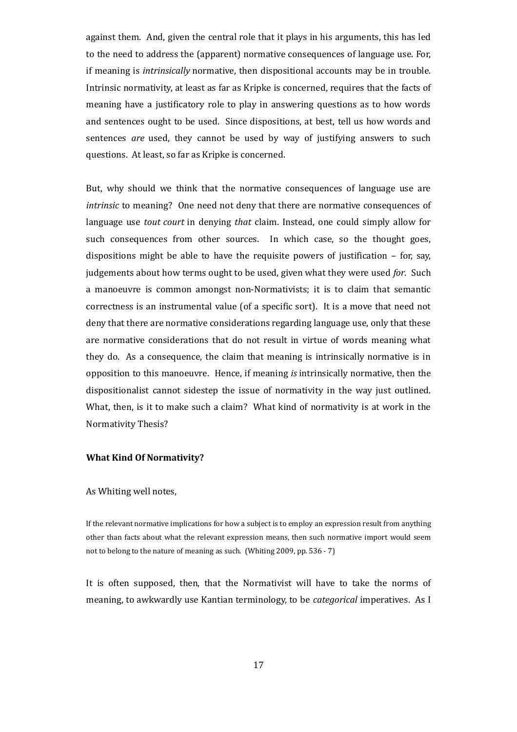against them. And, given the central role that it plays in his arguments, this has led to the need to address the (apparent) normative consequences of language use. For, if meaning is *intrinsically* normative, then dispositional accounts may be in trouble. Intrinsic normativity, at least as far as Kripke is concerned, requires that the facts of meaning have a justificatory role to play in answering questions as to how words and sentences ought to be used. Since dispositions, at best, tell us how words and sentences *are* used, they cannot be used by way of justifying answers to such questions. At least, so far as Kripke is concerned.

But, why should we think that the normative consequences of language use are *intrinsic* to meaning? One need not deny that there are normative consequences of language use *tout court* in denying *that* claim. Instead, one could simply allow for such consequences from other sources. In which case, so the thought goes, dispositions might be able to have the requisite powers of justification – for, say, judgements about how terms ought to be used, given what they were used *for*. Such a manoeuvre is common amongst non-Normativists; it is to claim that semantic correctness is an instrumental value (of a specific sort). It is a move that need not deny that there are normative considerations regarding language use, only that these are normative considerations that do not result in virtue of words meaning what they do. As a consequence, the claim that meaning is intrinsically normative is in opposition to this manoeuvre. Hence, if meaning *is* intrinsically normative, then the dispositionalist cannot sidestep the issue of normativity in the way just outlined. What, then, is it to make such a claim? What kind of normativity is at work in the Normativity Thesis?

### What Kind Of Normativity?

As Whiting well notes,

> If the relevant normative implications for how a subject is to employ an expression result from anything other than facts about what the relevant expression means, then such normative import would seem not to belong to the nature of meaning as such. (Whiting 2009, pp. 536 - 7)

It is often supposed, then, that the Normativist will have to take the norms of meaning, to awkwardly use Kantian terminology, to be *categorical* imperatives. As I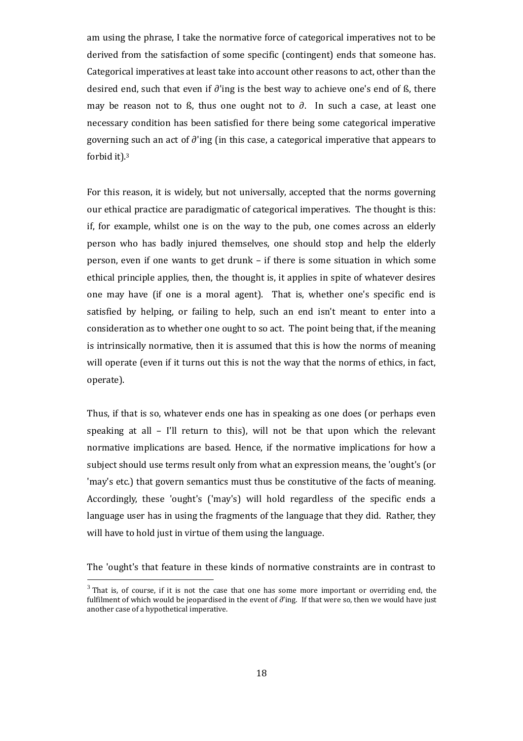am using the phrase, I take the normative force of categorical imperatives not to be derived from the satisfaction of some specific (contingent) ends that someone has. Categorical imperatives at least take into account other reasons to act, other than the desired end, such that even if $\partial$'ing is the best way to achieve one's end of ß, there may be reason not to ß, thus one ought not to $\partial$. In such a case, at least one necessary condition has been satisfied for there being some categorical imperative governing such an act of $\partial$'ing (in this case, a categorical imperative that appears to forbid it).[3]

For this reason, it is widely, but not universally, accepted that the norms governing our ethical practice are paradigmatic of categorical imperatives. The thought is this: if, for example, whilst one is on the way to the pub, one comes across an elderly person who has badly injured themselves, one should stop and help the elderly person, even if one wants to get drunk – if there is some situation in which some ethical principle applies, then, the thought is, it applies in spite of whatever desires one may have (if one is a moral agent). That is, whether one's specific end is satisfied by helping, or failing to help, such an end isn't meant to enter into a consideration as to whether one ought to so act. The point being that, if the meaning is intrinsically normative, then it is assumed that this is how the norms of meaning will operate (even if it turns out this is not the way that the norms of ethics, in fact, operate).

Thus, if that is so, whatever ends one has in speaking as one does (or perhaps even speaking at all – I'll return to this), will not be that upon which the relevant normative implications are based. Hence, if the normative implications for how a subject should use terms result only from what an expression means, the 'ought's (or 'may's etc.) that govern semantics must thus be constitutive of the facts of meaning. Accordingly, these 'ought's ('may's) will hold regardless of the specific ends a language user has in using the fragments of the language that they did. Rather, they will have to hold just in virtue of them using the language.

The 'ought's that feature in these kinds of normative constraints are in contrast to

[3] That is, of course, if it is not the case that one has some more important or overriding end, the fulfilment of which would be jeopardised in the event of $\partial$'ing. If that were so, then we would have just another case of a hypothetical imperative.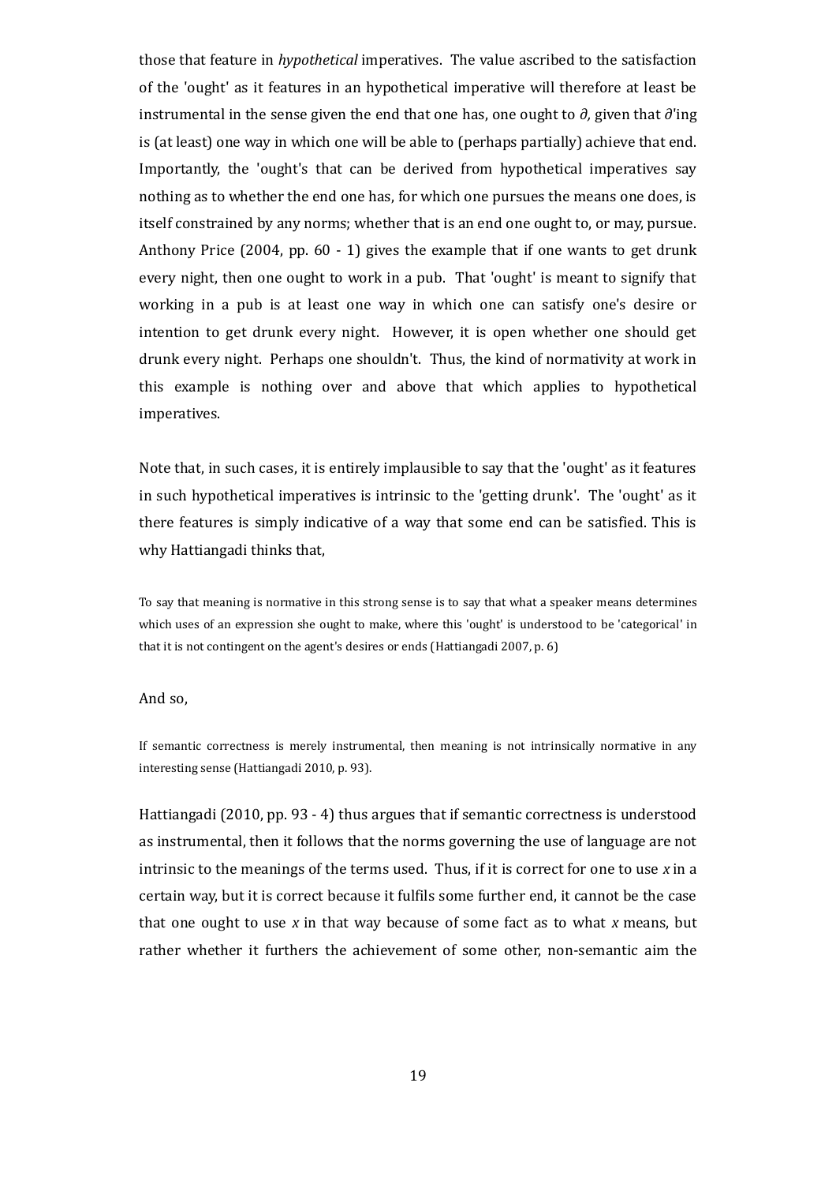those that feature in *hypothetical* imperatives. The value ascribed to the satisfaction of the 'ought' as it features in an hypothetical imperative will therefore at least be instrumental in the sense given the end that one has, one ought to *∂,* given that *∂*'ing is (at least) one way in which one will be able to (perhaps partially) achieve that end. Importantly, the 'ought's that can be derived from hypothetical imperatives say nothing as to whether the end one has, for which one pursues the means one does, is itself constrained by any norms; whether that is an end one ought to, or may, pursue. Anthony Price (2004, pp. 60 - 1) gives the example that if one wants to get drunk every night, then one ought to work in a pub. That 'ought' is meant to signify that working in a pub is at least one way in which one can satisfy one's desire or intention to get drunk every night. However, it is open whether one should get drunk every night. Perhaps one shouldn't. Thus, the kind of normativity at work in this example is nothing over and above that which applies to hypothetical imperatives.

Note that, in such cases, it is entirely implausible to say that the 'ought' as it features in such hypothetical imperatives is intrinsic to the 'getting drunk'. The 'ought' as it there features is simply indicative of a way that some end can be satisfied. This is why Hattiangadi thinks that,

> To say that meaning is normative in this strong sense is to say that what a speaker means determines which uses of an expression she ought to make, where this 'ought' is understood to be 'categorical' in that it is not contingent on the agent's desires or ends (Hattiangadi 2007, p. 6)

And so,

> If semantic correctness is merely instrumental, then meaning is not intrinsically normative in any interesting sense (Hattiangadi 2010, p. 93).

Hattiangadi (2010, pp. 93 - 4) thus argues that if semantic correctness is understood as instrumental, then it follows that the norms governing the use of language are not intrinsic to the meanings of the terms used. Thus, if it is correct for one to use *x* in a certain way, but it is correct because it fulfils some further end, it cannot be the case that one ought to use *x* in that way because of some fact as to what *x* means, but rather whether it furthers the achievement of some other, non-semantic aim the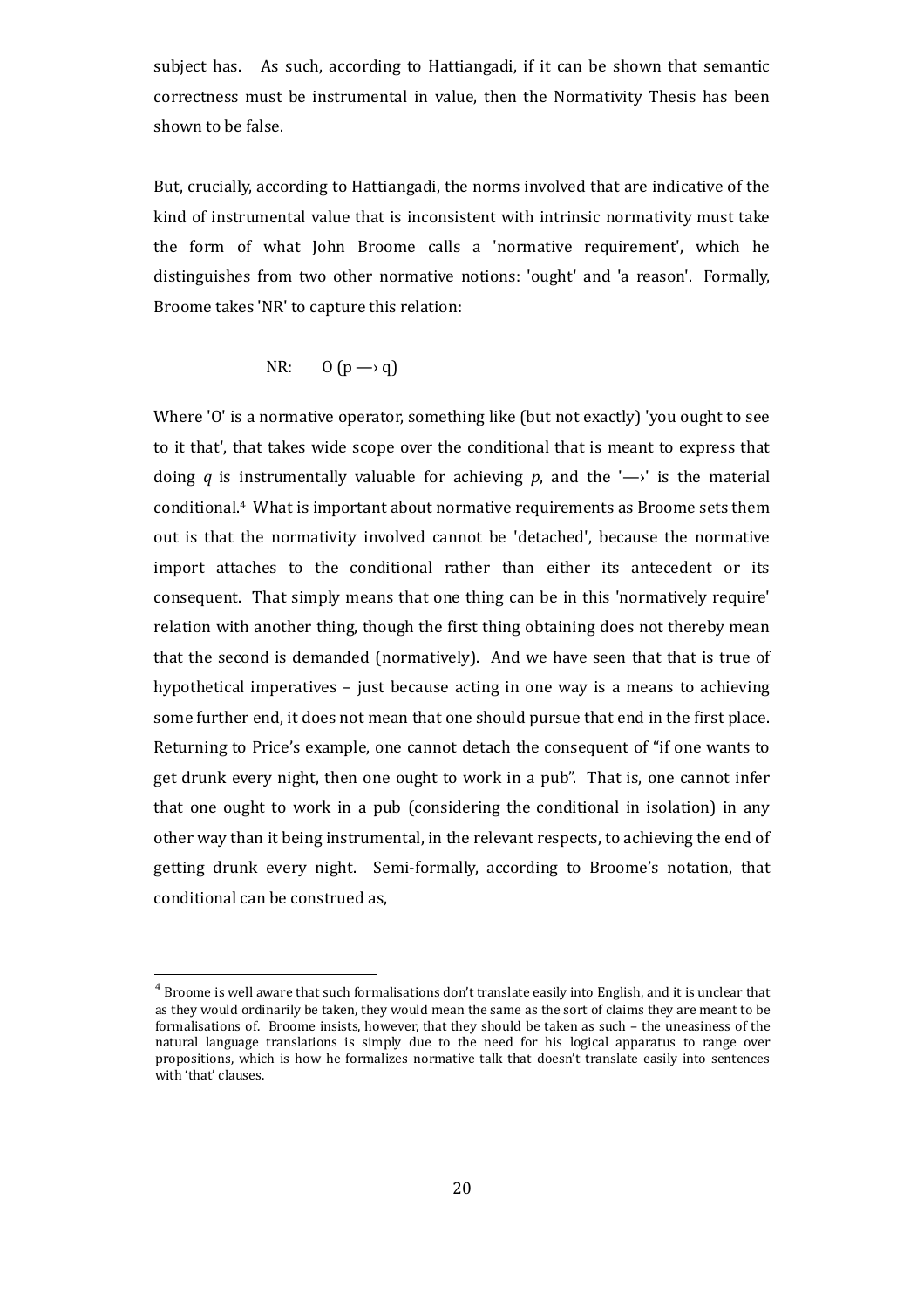subject has. As such, according to Hattiangadi, if it can be shown that semantic correctness must be instrumental in value, then the Normativity Thesis has been shown to be false.

But, crucially, according to Hattiangadi, the norms involved that are indicative of the kind of instrumental value that is inconsistent with intrinsic normativity must take the form of what John Broome calls a 'normative requirement', which he distinguishes from two other normative notions: 'ought' and 'a reason'. Formally, Broome takes 'NR' to capture this relation:

NR: $O\,(p \longrightarrow q)$

Where 'O' is a normative operator, something like (but not exactly) 'you ought to see to it that', that takes wide scope over the conditional that is meant to express that doing *q* is instrumentally valuable for achieving *p*, and the '—›' is the material conditional.[4] What is important about normative requirements as Broome sets them out is that the normativity involved cannot be 'detached', because the normative import attaches to the conditional rather than either its antecedent or its consequent. That simply means that one thing can be in this 'normatively require' relation with another thing, though the first thing obtaining does not thereby mean that the second is demanded (normatively). And we have seen that that is true of hypothetical imperatives – just because acting in one way is a means to achieving some further end, it does not mean that one should pursue that end in the first place. Returning to Price's example, one cannot detach the consequent of "if one wants to get drunk every night, then one ought to work in a pub". That is, one cannot infer that one ought to work in a pub (considering the conditional in isolation) in any other way than it being instrumental, in the relevant respects, to achieving the end of getting drunk every night. Semi-formally, according to Broome's notation, that conditional can be construed as,

[4] Broome is well aware that such formalisations don't translate easily into English, and it is unclear that as they would ordinarily be taken, they would mean the same as the sort of claims they are meant to be formalisations of. Broome insists, however, that they should be taken as such – the uneasiness of the natural language translations is simply due to the need for his logical apparatus to range over propositions, which is how he formalizes normative talk that doesn't translate easily into sentences with 'that' clauses.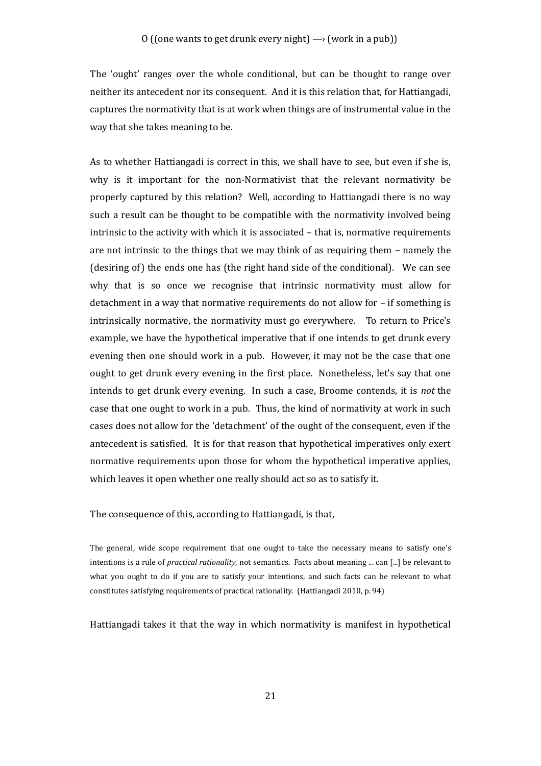O ((one wants to get drunk every night) —› (work in a pub))

The 'ought' ranges over the whole conditional, but can be thought to range over neither its antecedent nor its consequent. And it is this relation that, for Hattiangadi, captures the normativity that is at work when things are of instrumental value in the way that she takes meaning to be.

As to whether Hattiangadi is correct in this, we shall have to see, but even if she is, why is it important for the non-Normativist that the relevant normativity be properly captured by this relation? Well, according to Hattiangadi there is no way such a result can be thought to be compatible with the normativity involved being intrinsic to the activity with which it is associated – that is, normative requirements are not intrinsic to the things that we may think of as requiring them – namely the (desiring of) the ends one has (the right hand side of the conditional). We can see why that is so once we recognise that intrinsic normativity must allow for detachment in a way that normative requirements do not allow for – if something is intrinsically normative, the normativity must go everywhere. To return to Price's example, we have the hypothetical imperative that if one intends to get drunk every evening then one should work in a pub. However, it may not be the case that one ought to get drunk every evening in the first place. Nonetheless, let's say that one intends to get drunk every evening. In such a case, Broome contends, it is *not* the case that one ought to work in a pub. Thus, the kind of normativity at work in such cases does not allow for the 'detachment' of the ought of the consequent, even if the antecedent is satisfied. It is for that reason that hypothetical imperatives only exert normative requirements upon those for whom the hypothetical imperative applies, which leaves it open whether one really should act so as to satisfy it.

The consequence of this, according to Hattiangadi, is that,

> The general, wide scope requirement that one ought to take the necessary means to satisfy one's intentions is a rule of *practical rationality*, not semantics. Facts about meaning ... can [...] be relevant to what you ought to do if you are to satisfy your intentions, and such facts can be relevant to what constitutes satisfying requirements of practical rationality. (Hattiangadi 2010, p. 94)

Hattiangadi takes it that the way in which normativity is manifest in hypothetical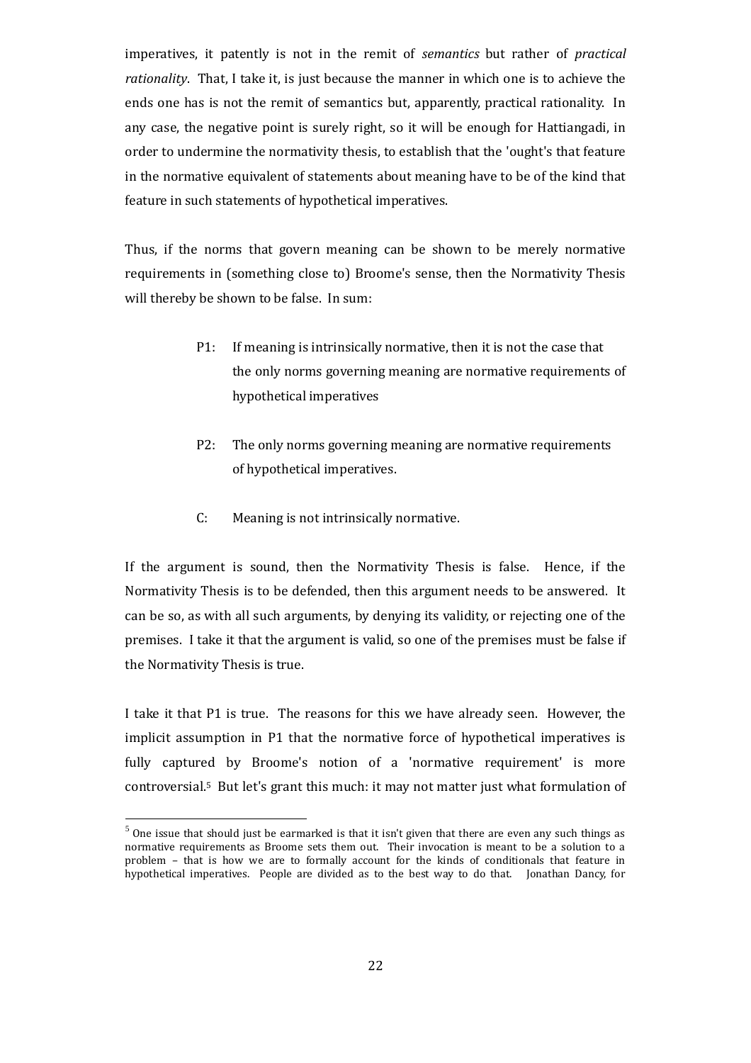imperatives, it patently is not in the remit of *semantics* but rather of *practical rationality*. That, I take it, is just because the manner in which one is to achieve the ends one has is not the remit of semantics but, apparently, practical rationality. In any case, the negative point is surely right, so it will be enough for Hattiangadi, in order to undermine the normativity thesis, to establish that the 'ought's that feature in the normative equivalent of statements about meaning have to be of the kind that feature in such statements of hypothetical imperatives.

Thus, if the norms that govern meaning can be shown to be merely normative requirements in (something close to) Broome's sense, then the Normativity Thesis will thereby be shown to be false. In sum:

> P1: If meaning is intrinsically normative, then it is not the case that the only norms governing meaning are normative requirements of hypothetical imperatives
>
> P2: The only norms governing meaning are normative requirements of hypothetical imperatives.
>
> C: Meaning is not intrinsically normative.

If the argument is sound, then the Normativity Thesis is false. Hence, if the Normativity Thesis is to be defended, then this argument needs to be answered. It can be so, as with all such arguments, by denying its validity, or rejecting one of the premises. I take it that the argument is valid, so one of the premises must be false if the Normativity Thesis is true.

I take it that P1 is true. The reasons for this we have already seen. However, the implicit assumption in P1 that the normative force of hypothetical imperatives is fully captured by Broome's notion of a 'normative requirement' is more controversial.[5] But let's grant this much: it may not matter just what formulation of

[5] One issue that should just be earmarked is that it isn't given that there are even any such things as normative requirements as Broome sets them out. Their invocation is meant to be a solution to a problem – that is how we are to formally account for the kinds of conditionals that feature in hypothetical imperatives. People are divided as to the best way to do that. Jonathan Dancy, for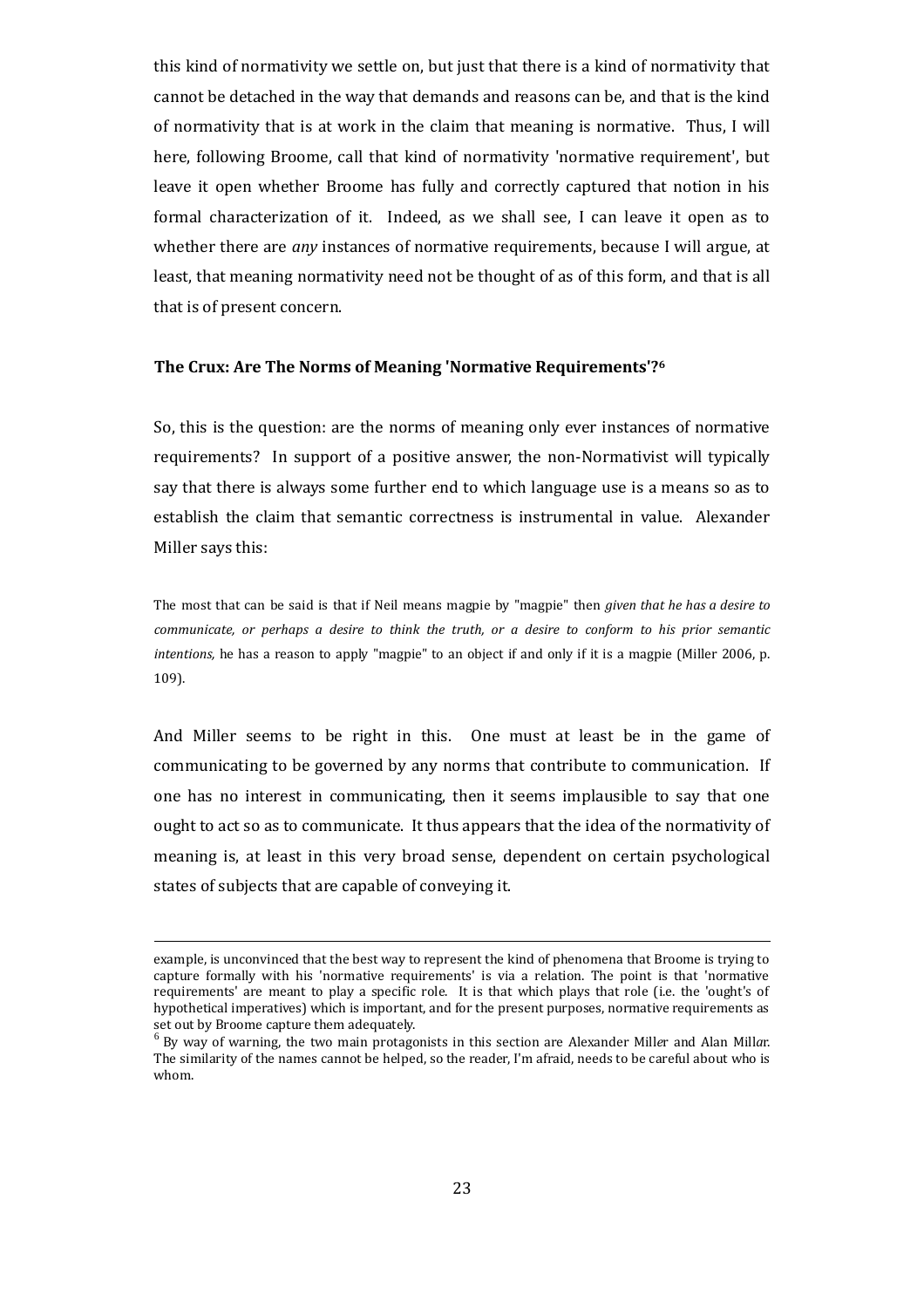this kind of normativity we settle on, but just that there is a kind of normativity that cannot be detached in the way that demands and reasons can be, and that is the kind of normativity that is at work in the claim that meaning is normative. Thus, I will here, following Broome, call that kind of normativity 'normative requirement', but leave it open whether Broome has fully and correctly captured that notion in his formal characterization of it. Indeed, as we shall see, I can leave it open as to whether there are *any* instances of normative requirements, because I will argue, at least, that meaning normativity need not be thought of as of this form, and that is all that is of present concern.

### The Crux: Are The Norms of Meaning 'Normative Requirements'?[6]

So, this is the question: are the norms of meaning only ever instances of normative requirements? In support of a positive answer, the non-Normativist will typically say that there is always some further end to which language use is a means so as to establish the claim that semantic correctness is instrumental in value. Alexander Miller says this:

> The most that can be said is that if Neil means magpie by "magpie" then *given that he has a desire to communicate, or perhaps a desire to think the truth, or a desire to conform to his prior semantic intentions,* he has a reason to apply "magpie" to an object if and only if it is a magpie (Miller 2006, p. 109).

And Miller seems to be right in this. One must at least be in the game of communicating to be governed by any norms that contribute to communication. If one has no interest in communicating, then it seems implausible to say that one ought to act so as to communicate. It thus appears that the idea of the normativity of meaning is, at least in this very broad sense, dependent on certain psychological states of subjects that are capable of conveying it.

---

example, is unconvinced that the best way to represent the kind of phenomena that Broome is trying to capture formally with his 'normative requirements' is via a relation. The point is that 'normative requirements' are meant to play a specific role. It is that which plays that role (i.e. the 'ought's of hypothetical imperatives) which is important, and for the present purposes, normative requirements as set out by Broome capture them adequately.

[6] By way of warning, the two main protagonists in this section are Alexander Mill*er* and Alan Mill*ar*. The similarity of the names cannot be helped, so the reader, I'm afraid, needs to be careful about who is whom.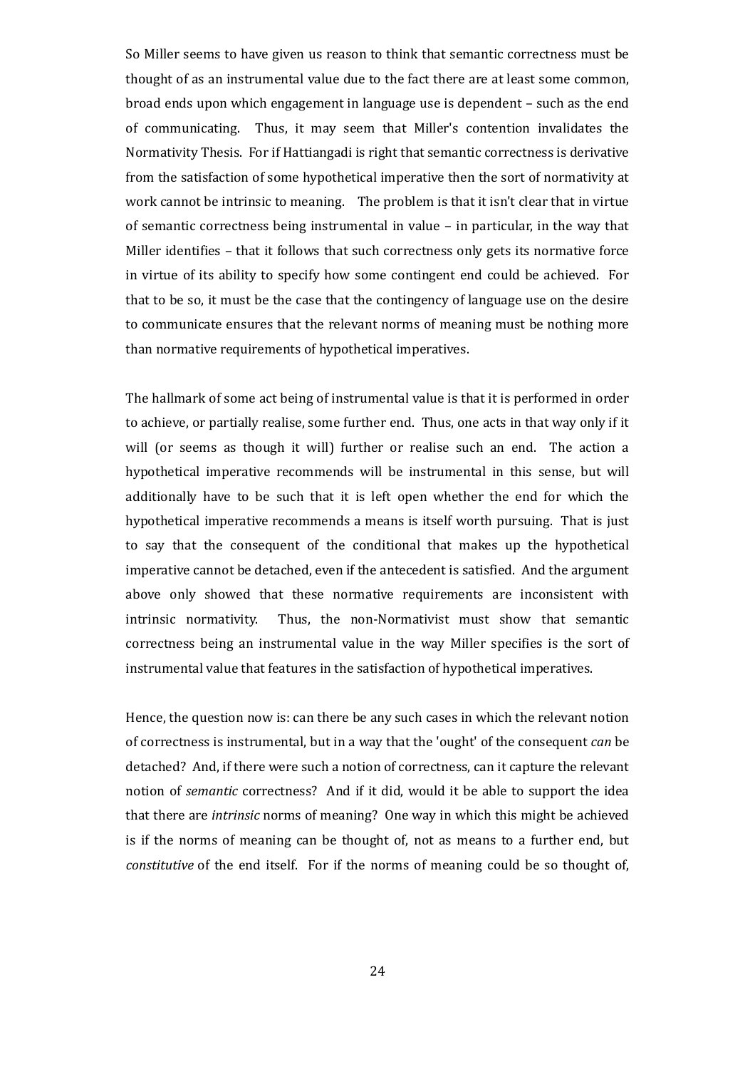So Miller seems to have given us reason to think that semantic correctness must be thought of as an instrumental value due to the fact there are at least some common, broad ends upon which engagement in language use is dependent – such as the end of communicating. Thus, it may seem that Miller's contention invalidates the Normativity Thesis. For if Hattiangadi is right that semantic correctness is derivative from the satisfaction of some hypothetical imperative then the sort of normativity at work cannot be intrinsic to meaning. The problem is that it isn't clear that in virtue of semantic correctness being instrumental in value – in particular, in the way that Miller identifies – that it follows that such correctness only gets its normative force in virtue of its ability to specify how some contingent end could be achieved. For that to be so, it must be the case that the contingency of language use on the desire to communicate ensures that the relevant norms of meaning must be nothing more than normative requirements of hypothetical imperatives.

The hallmark of some act being of instrumental value is that it is performed in order to achieve, or partially realise, some further end. Thus, one acts in that way only if it will (or seems as though it will) further or realise such an end. The action a hypothetical imperative recommends will be instrumental in this sense, but will additionally have to be such that it is left open whether the end for which the hypothetical imperative recommends a means is itself worth pursuing. That is just to say that the consequent of the conditional that makes up the hypothetical imperative cannot be detached, even if the antecedent is satisfied. And the argument above only showed that these normative requirements are inconsistent with intrinsic normativity. Thus, the non-Normativist must show that semantic correctness being an instrumental value in the way Miller specifies is the sort of instrumental value that features in the satisfaction of hypothetical imperatives.

Hence, the question now is: can there be any such cases in which the relevant notion of correctness is instrumental, but in a way that the 'ought' of the consequent *can* be detached? And, if there were such a notion of correctness, can it capture the relevant notion of *semantic* correctness? And if it did, would it be able to support the idea that there are *intrinsic* norms of meaning? One way in which this might be achieved is if the norms of meaning can be thought of, not as means to a further end, but *constitutive* of the end itself. For if the norms of meaning could be so thought of,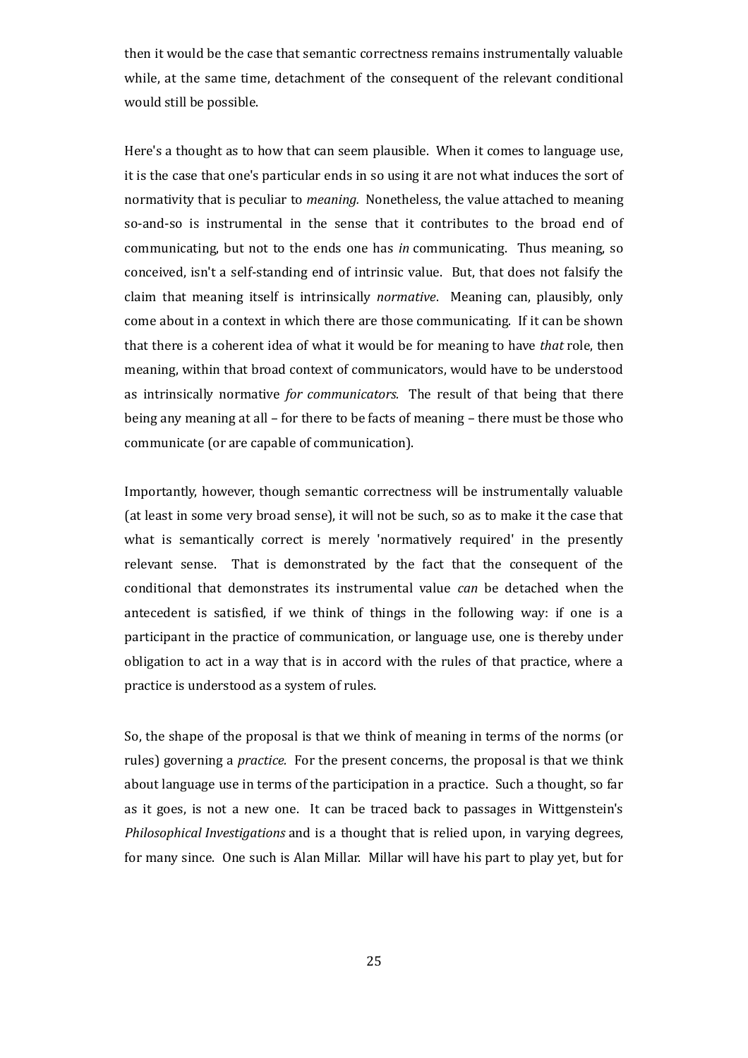then it would be the case that semantic correctness remains instrumentally valuable while, at the same time, detachment of the consequent of the relevant conditional would still be possible.

Here's a thought as to how that can seem plausible. When it comes to language use, it is the case that one's particular ends in so using it are not what induces the sort of normativity that is peculiar to *meaning.* Nonetheless, the value attached to meaning so-and-so is instrumental in the sense that it contributes to the broad end of communicating, but not to the ends one has *in* communicating. Thus meaning, so conceived, isn't a self-standing end of intrinsic value. But, that does not falsify the claim that meaning itself is intrinsically *normative*. Meaning can, plausibly, only come about in a context in which there are those communicating. If it can be shown that there is a coherent idea of what it would be for meaning to have *that* role, then meaning, within that broad context of communicators, would have to be understood as intrinsically normative *for communicators.* The result of that being that there being any meaning at all – for there to be facts of meaning – there must be those who communicate (or are capable of communication).

Importantly, however, though semantic correctness will be instrumentally valuable (at least in some very broad sense), it will not be such, so as to make it the case that what is semantically correct is merely 'normatively required' in the presently relevant sense. That is demonstrated by the fact that the consequent of the conditional that demonstrates its instrumental value *can* be detached when the antecedent is satisfied, if we think of things in the following way: if one is a participant in the practice of communication, or language use, one is thereby under obligation to act in a way that is in accord with the rules of that practice, where a practice is understood as a system of rules.

So, the shape of the proposal is that we think of meaning in terms of the norms (or rules) governing a *practice.* For the present concerns, the proposal is that we think about language use in terms of the participation in a practice. Such a thought, so far as it goes, is not a new one. It can be traced back to passages in Wittgenstein's *Philosophical Investigations* and is a thought that is relied upon, in varying degrees, for many since. One such is Alan Millar. Millar will have his part to play yet, but for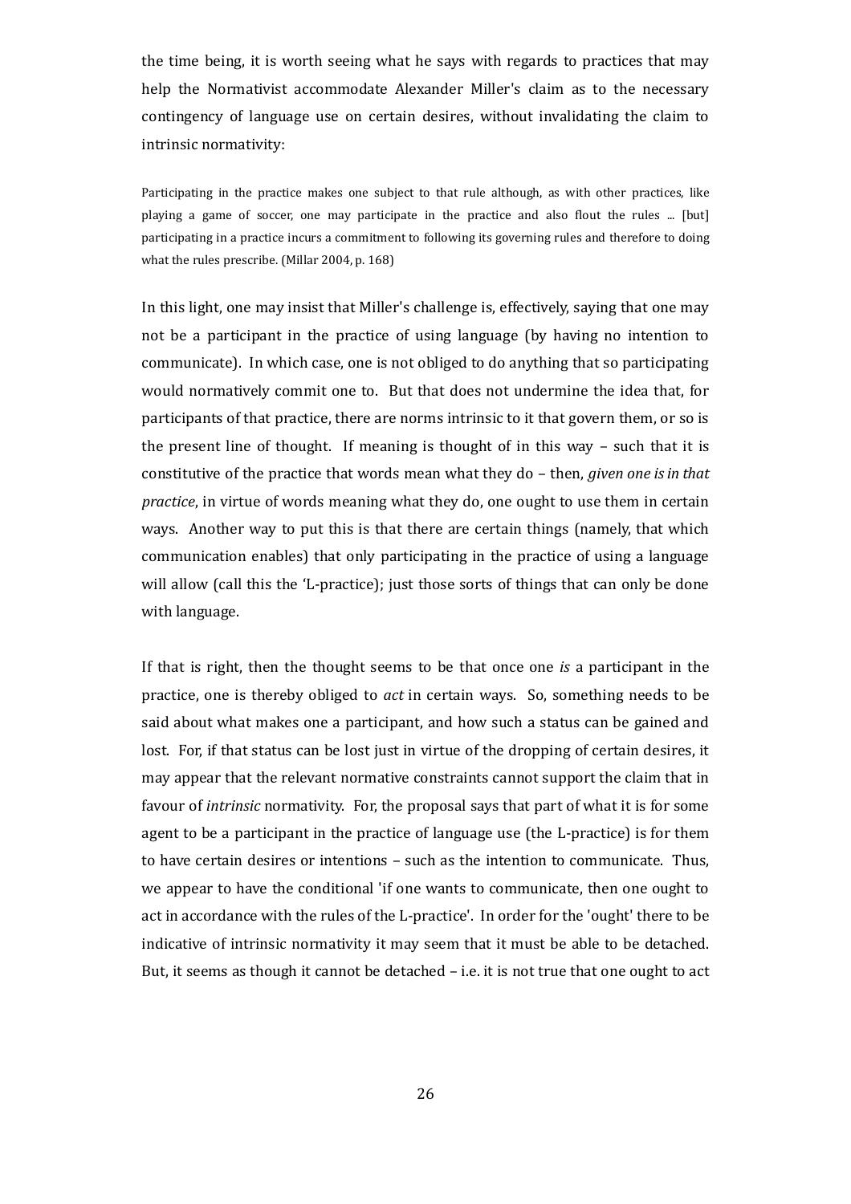the time being, it is worth seeing what he says with regards to practices that may help the Normativist accommodate Alexander Miller's claim as to the necessary contingency of language use on certain desires, without invalidating the claim to intrinsic normativity:

> Participating in the practice makes one subject to that rule although, as with other practices, like playing a game of soccer, one may participate in the practice and also flout the rules ... [but] participating in a practice incurs a commitment to following its governing rules and therefore to doing what the rules prescribe. (Millar 2004, p. 168)

In this light, one may insist that Miller's challenge is, effectively, saying that one may not be a participant in the practice of using language (by having no intention to communicate). In which case, one is not obliged to do anything that so participating would normatively commit one to. But that does not undermine the idea that, for participants of that practice, there are norms intrinsic to it that govern them, or so is the present line of thought. If meaning is thought of in this way – such that it is constitutive of the practice that words mean what they do – then, *given one is in that practice*, in virtue of words meaning what they do, one ought to use them in certain ways. Another way to put this is that there are certain things (namely, that which communication enables) that only participating in the practice of using a language will allow (call this the 'L-practice); just those sorts of things that can only be done with language.

If that is right, then the thought seems to be that once one *is* a participant in the practice, one is thereby obliged to *act* in certain ways. So, something needs to be said about what makes one a participant, and how such a status can be gained and lost. For, if that status can be lost just in virtue of the dropping of certain desires, it may appear that the relevant normative constraints cannot support the claim that in favour of *intrinsic* normativity. For, the proposal says that part of what it is for some agent to be a participant in the practice of language use (the L-practice) is for them to have certain desires or intentions – such as the intention to communicate. Thus, we appear to have the conditional 'if one wants to communicate, then one ought to act in accordance with the rules of the L-practice'. In order for the 'ought' there to be indicative of intrinsic normativity it may seem that it must be able to be detached. But, it seems as though it cannot be detached – i.e. it is not true that one ought to act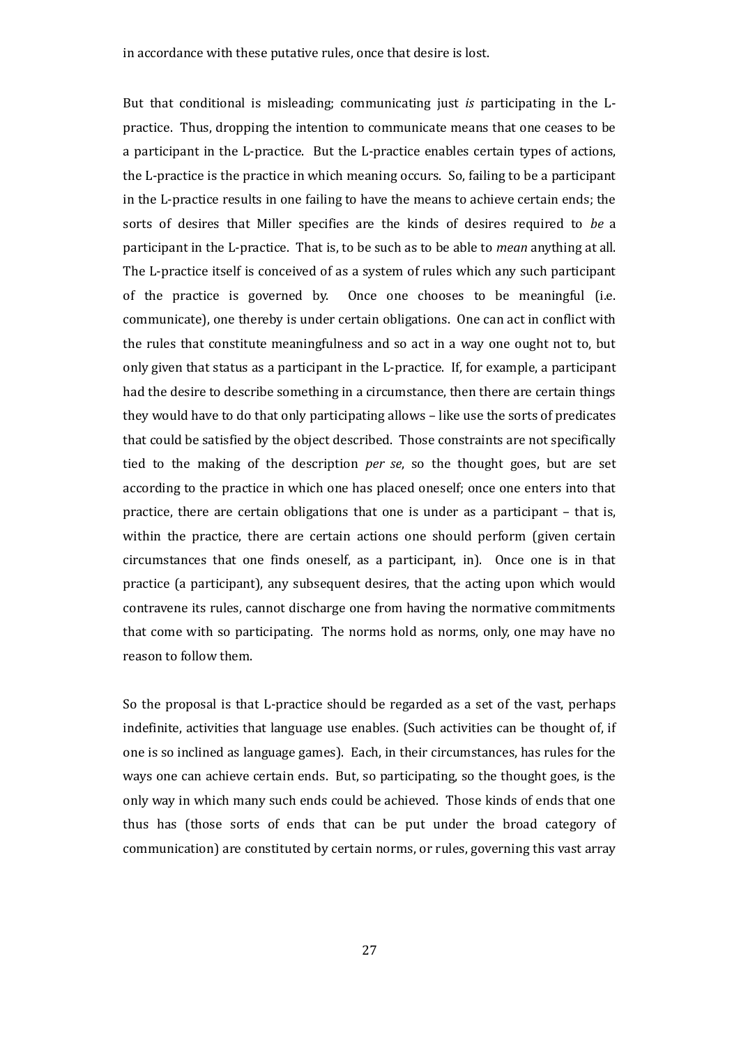in accordance with these putative rules, once that desire is lost.

But that conditional is misleading; communicating just *is* participating in the L-practice. Thus, dropping the intention to communicate means that one ceases to be a participant in the L-practice. But the L-practice enables certain types of actions, the L-practice is the practice in which meaning occurs. So, failing to be a participant in the L-practice results in one failing to have the means to achieve certain ends; the sorts of desires that Miller specifies are the kinds of desires required to *be* a participant in the L-practice. That is, to be such as to be able to *mean* anything at all. The L-practice itself is conceived of as a system of rules which any such participant of the practice is governed by. Once one chooses to be meaningful (i.e. communicate), one thereby is under certain obligations. One can act in conflict with the rules that constitute meaningfulness and so act in a way one ought not to, but only given that status as a participant in the L-practice. If, for example, a participant had the desire to describe something in a circumstance, then there are certain things they would have to do that only participating allows – like use the sorts of predicates that could be satisfied by the object described. Those constraints are not specifically tied to the making of the description *per se*, so the thought goes, but are set according to the practice in which one has placed oneself; once one enters into that practice, there are certain obligations that one is under as a participant – that is, within the practice, there are certain actions one should perform (given certain circumstances that one finds oneself, as a participant, in). Once one is in that practice (a participant), any subsequent desires, that the acting upon which would contravene its rules, cannot discharge one from having the normative commitments that come with so participating. The norms hold as norms, only, one may have no reason to follow them.

So the proposal is that L-practice should be regarded as a set of the vast, perhaps indefinite, activities that language use enables. (Such activities can be thought of, if one is so inclined as language games). Each, in their circumstances, has rules for the ways one can achieve certain ends. But, so participating, so the thought goes, is the only way in which many such ends could be achieved. Those kinds of ends that one thus has (those sorts of ends that can be put under the broad category of communication) are constituted by certain norms, or rules, governing this vast array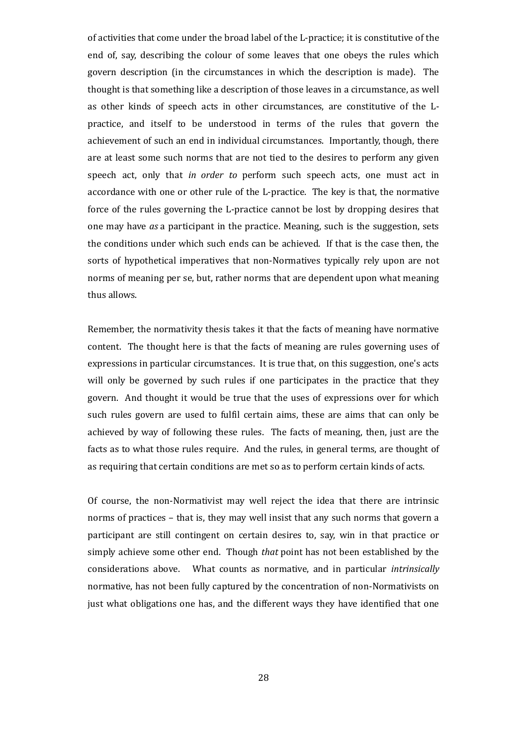of activities that come under the broad label of the L-practice; it is constitutive of the end of, say, describing the colour of some leaves that one obeys the rules which govern description (in the circumstances in which the description is made). The thought is that something like a description of those leaves in a circumstance, as well as other kinds of speech acts in other circumstances, are constitutive of the L-practice, and itself to be understood in terms of the rules that govern the achievement of such an end in individual circumstances. Importantly, though, there are at least some such norms that are not tied to the desires to perform any given speech act, only that *in order to* perform such speech acts, one must act in accordance with one or other rule of the L-practice. The key is that, the normative force of the rules governing the L-practice cannot be lost by dropping desires that one may have *as* a participant in the practice. Meaning, such is the suggestion, sets the conditions under which such ends can be achieved. If that is the case then, the sorts of hypothetical imperatives that non-Normatives typically rely upon are not norms of meaning per se, but, rather norms that are dependent upon what meaning thus allows.

Remember, the normativity thesis takes it that the facts of meaning have normative content. The thought here is that the facts of meaning are rules governing uses of expressions in particular circumstances. It is true that, on this suggestion, one's acts will only be governed by such rules if one participates in the practice that they govern. And thought it would be true that the uses of expressions over for which such rules govern are used to fulfil certain aims, these are aims that can only be achieved by way of following these rules. The facts of meaning, then, just are the facts as to what those rules require. And the rules, in general terms, are thought of as requiring that certain conditions are met so as to perform certain kinds of acts.

Of course, the non-Normativist may well reject the idea that there are intrinsic norms of practices – that is, they may well insist that any such norms that govern a participant are still contingent on certain desires to, say, win in that practice or simply achieve some other end. Though *that* point has not been established by the considerations above. What counts as normative, and in particular *intrinsically* normative, has not been fully captured by the concentration of non-Normativists on just what obligations one has, and the different ways they have identified that one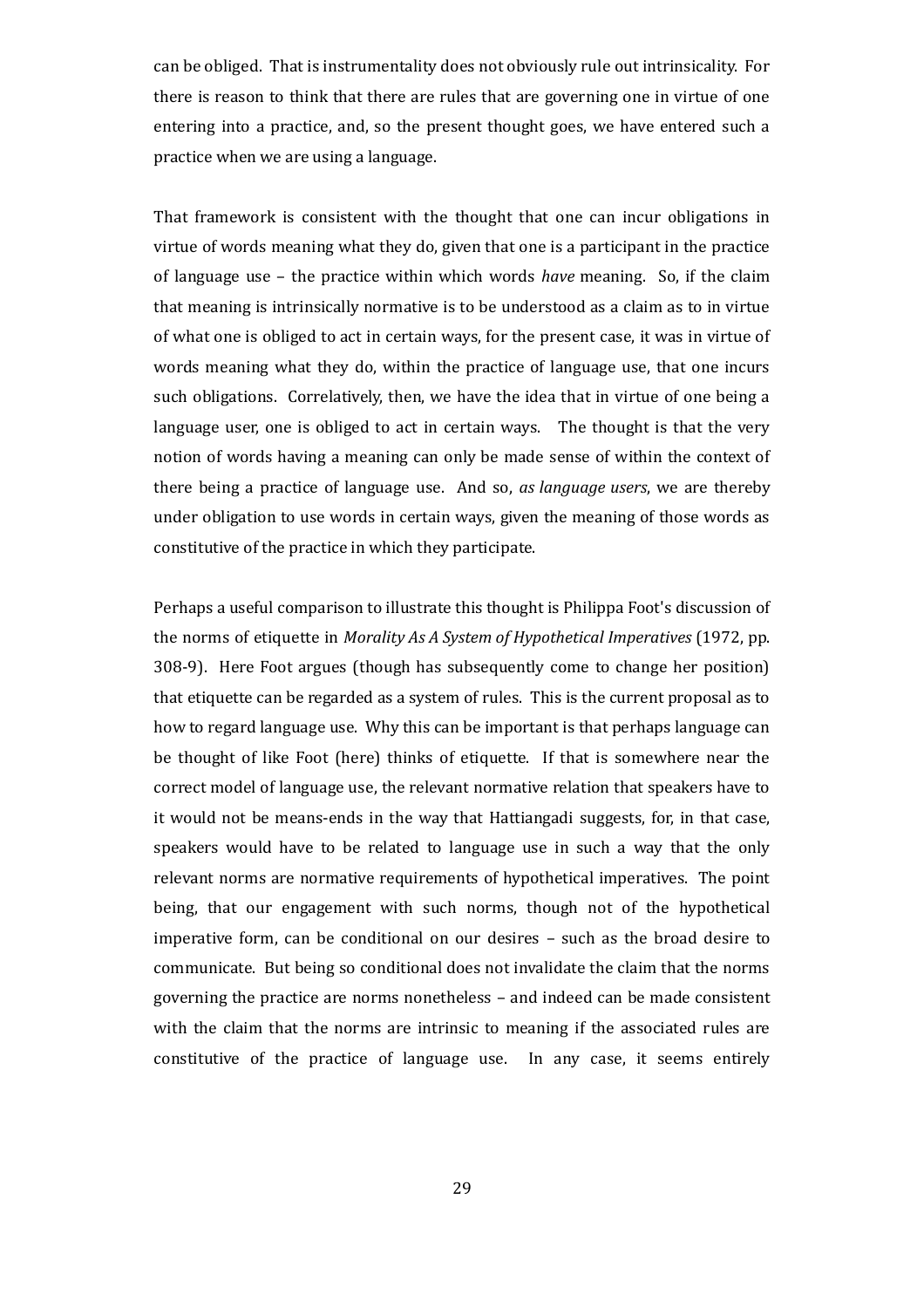can be obliged. That is instrumentality does not obviously rule out intrinsicality. For there is reason to think that there are rules that are governing one in virtue of one entering into a practice, and, so the present thought goes, we have entered such a practice when we are using a language.

That framework is consistent with the thought that one can incur obligations in virtue of words meaning what they do, given that one is a participant in the practice of language use – the practice within which words *have* meaning. So, if the claim that meaning is intrinsically normative is to be understood as a claim as to in virtue of what one is obliged to act in certain ways, for the present case, it was in virtue of words meaning what they do, within the practice of language use, that one incurs such obligations. Correlatively, then, we have the idea that in virtue of one being a language user, one is obliged to act in certain ways. The thought is that the very notion of words having a meaning can only be made sense of within the context of there being a practice of language use. And so, *as language users*, we are thereby under obligation to use words in certain ways, given the meaning of those words as constitutive of the practice in which they participate.

Perhaps a useful comparison to illustrate this thought is Philippa Foot's discussion of the norms of etiquette in *Morality As A System of Hypothetical Imperatives* (1972, pp. 308-9). Here Foot argues (though has subsequently come to change her position) that etiquette can be regarded as a system of rules. This is the current proposal as to how to regard language use. Why this can be important is that perhaps language can be thought of like Foot (here) thinks of etiquette. If that is somewhere near the correct model of language use, the relevant normative relation that speakers have to it would not be means-ends in the way that Hattiangadi suggests, for, in that case, speakers would have to be related to language use in such a way that the only relevant norms are normative requirements of hypothetical imperatives. The point being, that our engagement with such norms, though not of the hypothetical imperative form, can be conditional on our desires – such as the broad desire to communicate. But being so conditional does not invalidate the claim that the norms governing the practice are norms nonetheless – and indeed can be made consistent with the claim that the norms are intrinsic to meaning if the associated rules are constitutive of the practice of language use. In any case, it seems entirely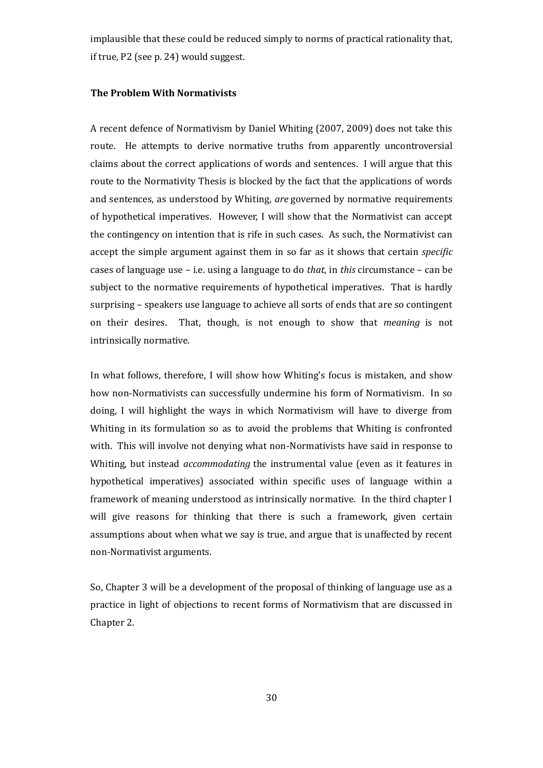implausible that these could be reduced simply to norms of practical rationality that, if true, P2 (see p. 24) would suggest.

**The Problem With Normativists**

A recent defence of Normativism by Daniel Whiting (2007, 2009) does not take this route. He attempts to derive normative truths from apparently uncontroversial claims about the correct applications of words and sentences. I will argue that this route to the Normativity Thesis is blocked by the fact that the applications of words and sentences, as understood by Whiting, *are* governed by normative requirements of hypothetical imperatives. However, I will show that the Normativist can accept the contingency on intention that is rife in such cases. As such, the Normativist can accept the simple argument against them in so far as it shows that certain *specific* cases of language use – i.e. using a language to do *that*, in *this* circumstance – can be subject to the normative requirements of hypothetical imperatives. That is hardly surprising – speakers use language to achieve all sorts of ends that are so contingent on their desires. That, though, is not enough to show that *meaning* is not intrinsically normative.

In what follows, therefore, I will show how Whiting's focus is mistaken, and show how non-Normativists can successfully undermine his form of Normativism. In so doing, I will highlight the ways in which Normativism will have to diverge from Whiting in its formulation so as to avoid the problems that Whiting is confronted with. This will involve not denying what non-Normativists have said in response to Whiting, but instead *accommodating* the instrumental value (even as it features in hypothetical imperatives) associated within specific uses of language within a framework of meaning understood as intrinsically normative. In the third chapter I will give reasons for thinking that there is such a framework, given certain assumptions about when what we say is true, and argue that is unaffected by recent non-Normativist arguments.

So, Chapter 3 will be a development of the proposal of thinking of language use as a practice in light of objections to recent forms of Normativism that are discussed in Chapter 2.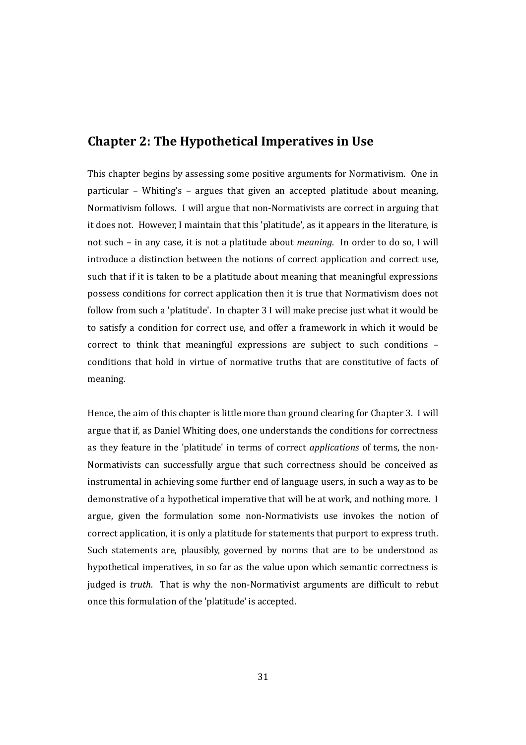## Chapter 2: The Hypothetical Imperatives in Use

This chapter begins by assessing some positive arguments for Normativism. One in particular – Whiting's – argues that given an accepted platitude about meaning, Normativism follows. I will argue that non-Normativists are correct in arguing that it does not. However, I maintain that this 'platitude', as it appears in the literature, is not such – in any case, it is not a platitude about *meaning*. In order to do so, I will introduce a distinction between the notions of correct application and correct use, such that if it is taken to be a platitude about meaning that meaningful expressions possess conditions for correct application then it is true that Normativism does not follow from such a 'platitude'. In chapter 3 I will make precise just what it would be to satisfy a condition for correct use, and offer a framework in which it would be correct to think that meaningful expressions are subject to such conditions – conditions that hold in virtue of normative truths that are constitutive of facts of meaning.

Hence, the aim of this chapter is little more than ground clearing for Chapter 3. I will argue that if, as Daniel Whiting does, one understands the conditions for correctness as they feature in the 'platitude' in terms of correct *applications* of terms, the non-Normativists can successfully argue that such correctness should be conceived as instrumental in achieving some further end of language users, in such a way as to be demonstrative of a hypothetical imperative that will be at work, and nothing more. I argue, given the formulation some non-Normativists use invokes the notion of correct application, it is only a platitude for statements that purport to express truth. Such statements are, plausibly, governed by norms that are to be understood as hypothetical imperatives, in so far as the value upon which semantic correctness is judged is *truth*. That is why the non-Normativist arguments are difficult to rebut once this formulation of the 'platitude' is accepted.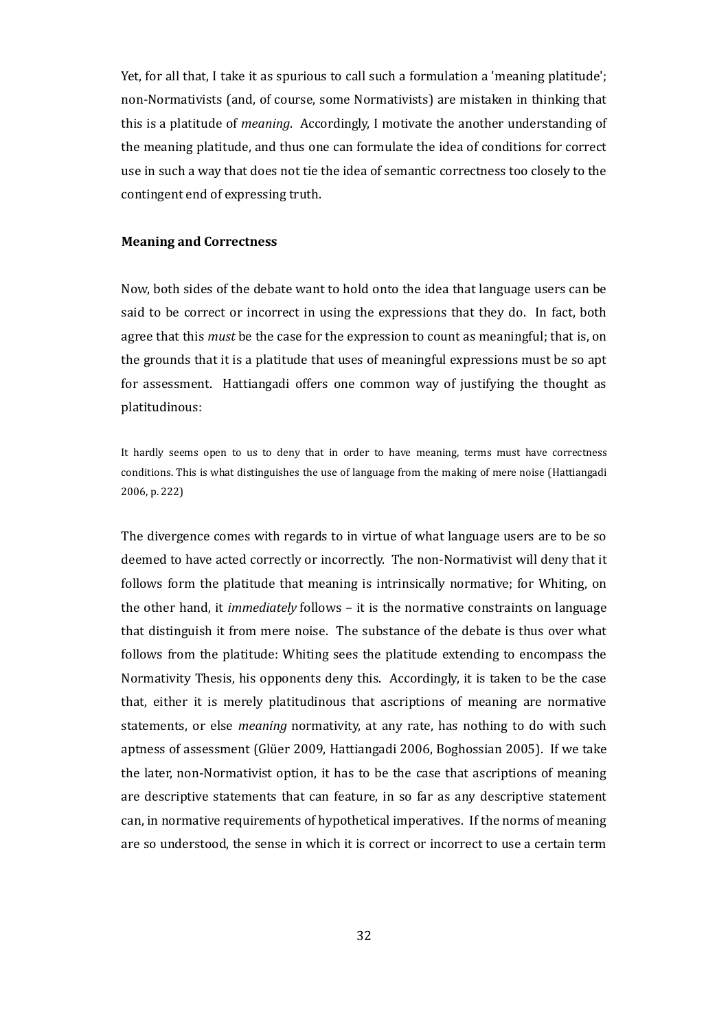Yet, for all that, I take it as spurious to call such a formulation a 'meaning platitude'; non-Normativists (and, of course, some Normativists) are mistaken in thinking that this is a platitude of *meaning*. Accordingly, I motivate the another understanding of the meaning platitude, and thus one can formulate the idea of conditions for correct use in such a way that does not tie the idea of semantic correctness too closely to the contingent end of expressing truth.

### Meaning and Correctness

Now, both sides of the debate want to hold onto the idea that language users can be said to be correct or incorrect in using the expressions that they do. In fact, both agree that this *must* be the case for the expression to count as meaningful; that is, on the grounds that it is a platitude that uses of meaningful expressions must be so apt for assessment. Hattiangadi offers one common way of justifying the thought as platitudinous:

> It hardly seems open to us to deny that in order to have meaning, terms must have correctness conditions. This is what distinguishes the use of language from the making of mere noise (Hattiangadi 2006, p. 222)

The divergence comes with regards to in virtue of what language users are to be so deemed to have acted correctly or incorrectly. The non-Normativist will deny that it follows form the platitude that meaning is intrinsically normative; for Whiting, on the other hand, it *immediately* follows – it is the normative constraints on language that distinguish it from mere noise. The substance of the debate is thus over what follows from the platitude: Whiting sees the platitude extending to encompass the Normativity Thesis, his opponents deny this. Accordingly, it is taken to be the case that, either it is merely platitudinous that ascriptions of meaning are normative statements, or else *meaning* normativity, at any rate, has nothing to do with such aptness of assessment (Glüer 2009, Hattiangadi 2006, Boghossian 2005). If we take the later, non-Normativist option, it has to be the case that ascriptions of meaning are descriptive statements that can feature, in so far as any descriptive statement can, in normative requirements of hypothetical imperatives. If the norms of meaning are so understood, the sense in which it is correct or incorrect to use a certain term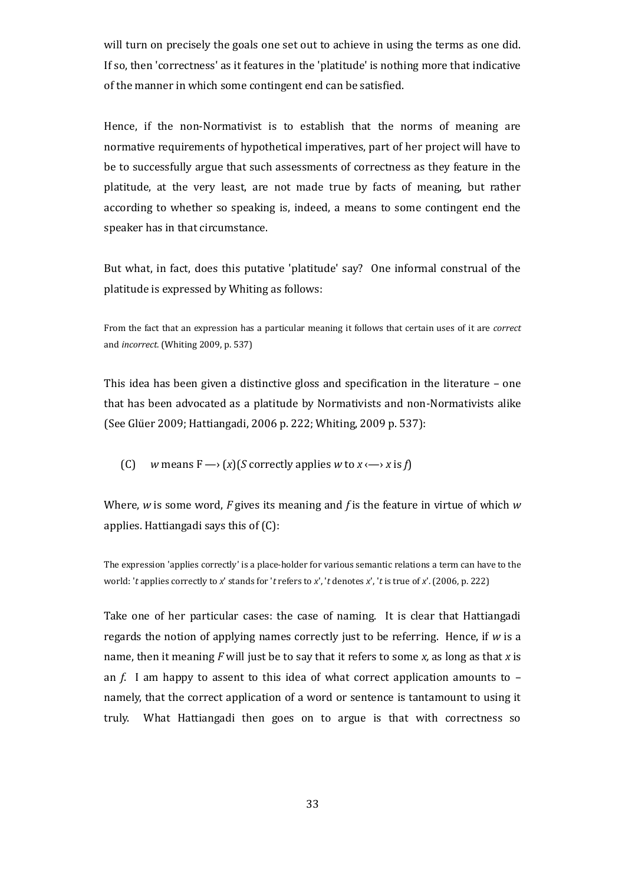will turn on precisely the goals one set out to achieve in using the terms as one did. If so, then 'correctness' as it features in the 'platitude' is nothing more that indicative of the manner in which some contingent end can be satisfied.

Hence, if the non-Normativist is to establish that the norms of meaning are normative requirements of hypothetical imperatives, part of her project will have to be to successfully argue that such assessments of correctness as they feature in the platitude, at the very least, are not made true by facts of meaning, but rather according to whether so speaking is, indeed, a means to some contingent end the speaker has in that circumstance.

But what, in fact, does this putative 'platitude' say? One informal construal of the platitude is expressed by Whiting as follows:

> From the fact that an expression has a particular meaning it follows that certain uses of it are *correct* and *incorrect*. (Whiting 2009, p. 537)

This idea has been given a distinctive gloss and specification in the literature – one that has been advocated as a platitude by Normativists and non-Normativists alike (See Glüer 2009; Hattiangadi, 2006 p. 222; Whiting, 2009 p. 537):

(C) $w$ means F ⟶ $(x)$($S$ correctly applies $w$ to $x$ ⟷ $x$ is $f$)

Where, $w$ is some word, $F$ gives its meaning and $f$ is the feature in virtue of which $w$ applies. Hattiangadi says this of (C):

> The expression 'applies correctly' is a place-holder for various semantic relations a term can have to the world: '*t* applies correctly to *x*' stands for '*t* refers to *x*', '*t* denotes *x*', '*t* is true of *x*'. (2006, p. 222)

Take one of her particular cases: the case of naming. It is clear that Hattiangadi regards the notion of applying names correctly just to be referring. Hence, if $w$ is a name, then it meaning $F$ will just be to say that it refers to some $x$, as long as that $x$ is an $f$. I am happy to assent to this idea of what correct application amounts to – namely, that the correct application of a word or sentence is tantamount to using it truly. What Hattiangadi then goes on to argue is that with correctness so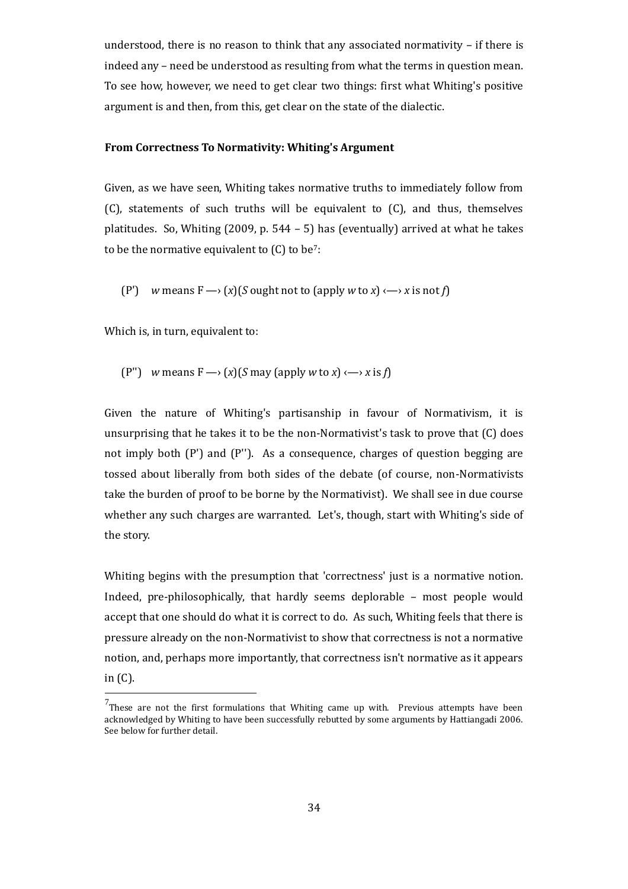understood, there is no reason to think that any associated normativity – if there is indeed any – need be understood as resulting from what the terms in question mean. To see how, however, we need to get clear two things: first what Whiting's positive argument is and then, from this, get clear on the state of the dialectic.

**From Correctness To Normativity: Whiting's Argument**

Given, as we have seen, Whiting takes normative truths to immediately follow from (C), statements of such truths will be equivalent to (C), and thus, themselves platitudes. So, Whiting (2009, p. 544 – 5) has (eventually) arrived at what he takes to be the normative equivalent to (C) to be[7]:

(P') *w* means F —› (*x*)(*S* ought not to (apply *w* to *x*) ‹—› *x* is not *f*)

Which is, in turn, equivalent to:

(P'') *w* means F —› (*x*)(*S* may (apply *w* to *x*) ‹—› *x* is *f*)

Given the nature of Whiting's partisanship in favour of Normativism, it is unsurprising that he takes it to be the non-Normativist's task to prove that (C) does not imply both (P') and (P''). As a consequence, charges of question begging are tossed about liberally from both sides of the debate (of course, non-Normativists take the burden of proof to be borne by the Normativist). We shall see in due course whether any such charges are warranted. Let's, though, start with Whiting's side of the story.

Whiting begins with the presumption that 'correctness' just is a normative notion. Indeed, pre-philosophically, that hardly seems deplorable – most people would accept that one should do what it is correct to do. As such, Whiting feels that there is pressure already on the non-Normativist to show that correctness is not a normative notion, and, perhaps more importantly, that correctness isn't normative as it appears in (C).

[7] These are not the first formulations that Whiting came up with. Previous attempts have been acknowledged by Whiting to have been successfully rebutted by some arguments by Hattiangadi 2006. See below for further detail.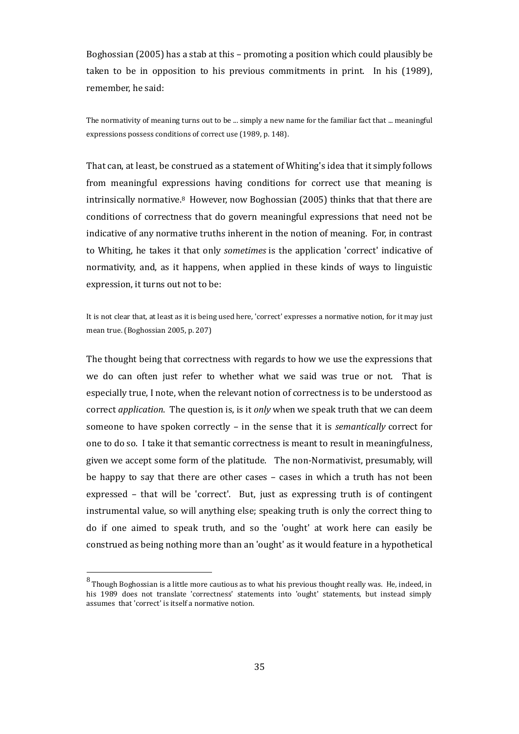Boghossian (2005) has a stab at this – promoting a position which could plausibly be taken to be in opposition to his previous commitments in print. In his (1989), remember, he said:

> The normativity of meaning turns out to be ... simply a new name for the familiar fact that ... meaningful expressions possess conditions of correct use (1989, p. 148).

That can, at least, be construed as a statement of Whiting's idea that it simply follows from meaningful expressions having conditions for correct use that meaning is intrinsically normative.[8] However, now Boghossian (2005) thinks that that there are conditions of correctness that do govern meaningful expressions that need not be indicative of any normative truths inherent in the notion of meaning. For, in contrast to Whiting, he takes it that only *sometimes* is the application 'correct' indicative of normativity, and, as it happens, when applied in these kinds of ways to linguistic expression, it turns out not to be:

> It is not clear that, at least as it is being used here, 'correct' expresses a normative notion, for it may just mean true. (Boghossian 2005, p. 207)

The thought being that correctness with regards to how we use the expressions that we do can often just refer to whether what we said was true or not. That is especially true, I note, when the relevant notion of correctness is to be understood as correct *application*. The question is, is it *only* when we speak truth that we can deem someone to have spoken correctly – in the sense that it is *semantically* correct for one to do so. I take it that semantic correctness is meant to result in meaningfulness, given we accept some form of the platitude. The non-Normativist, presumably, will be happy to say that there are other cases – cases in which a truth has not been expressed – that will be 'correct'. But, just as expressing truth is of contingent instrumental value, so will anything else; speaking truth is only the correct thing to do if one aimed to speak truth, and so the 'ought' at work here can easily be construed as being nothing more than an 'ought' as it would feature in a hypothetical

---

[8] Though Boghossian is a little more cautious as to what his previous thought really was. He, indeed, in his 1989 does not translate 'correctness' statements into 'ought' statements, but instead simply assumes that 'correct' is itself a normative notion.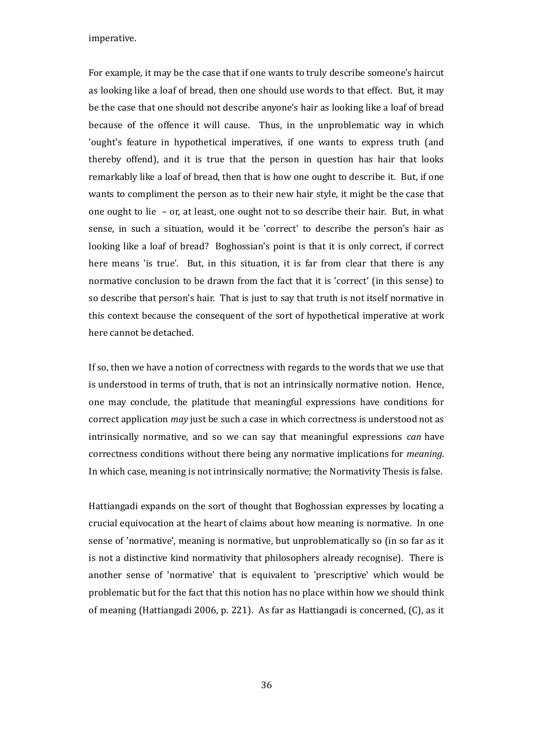imperative.

For example, it may be the case that if one wants to truly describe someone's haircut as looking like a loaf of bread, then one should use words to that effect. But, it may be the case that one should not describe anyone's hair as looking like a loaf of bread because of the offence it will cause. Thus, in the unproblematic way in which 'ought's feature in hypothetical imperatives, if one wants to express truth (and thereby offend), and it is true that the person in question has hair that looks remarkably like a loaf of bread, then that is how one ought to describe it. But, if one wants to compliment the person as to their new hair style, it might be the case that one ought to lie – or, at least, one ought not to so describe their hair. But, in what sense, in such a situation, would it be 'correct' to describe the person's hair as looking like a loaf of bread? Boghossian's point is that it is only correct, if correct here means 'is true'. But, in this situation, it is far from clear that there is any normative conclusion to be drawn from the fact that it is 'correct' (in this sense) to so describe that person's hair. That is just to say that truth is not itself normative in this context because the consequent of the sort of hypothetical imperative at work here cannot be detached.

If so, then we have a notion of correctness with regards to the words that we use that is understood in terms of truth, that is not an intrinsically normative notion. Hence, one may conclude, the platitude that meaningful expressions have conditions for correct application *may* just be such a case in which correctness is understood not as intrinsically normative, and so we can say that meaningful expressions *can* have correctness conditions without there being any normative implications for *meaning*. In which case, meaning is not intrinsically normative; the Normativity Thesis is false.

Hattiangadi expands on the sort of thought that Boghossian expresses by locating a crucial equivocation at the heart of claims about how meaning is normative. In one sense of 'normative', meaning is normative, but unproblematically so (in so far as it is not a distinctive kind normativity that philosophers already recognise). There is another sense of 'normative' that is equivalent to 'prescriptive' which would be problematic but for the fact that this notion has no place within how we should think of meaning (Hattiangadi 2006, p. 221). As far as Hattiangadi is concerned, (C), as it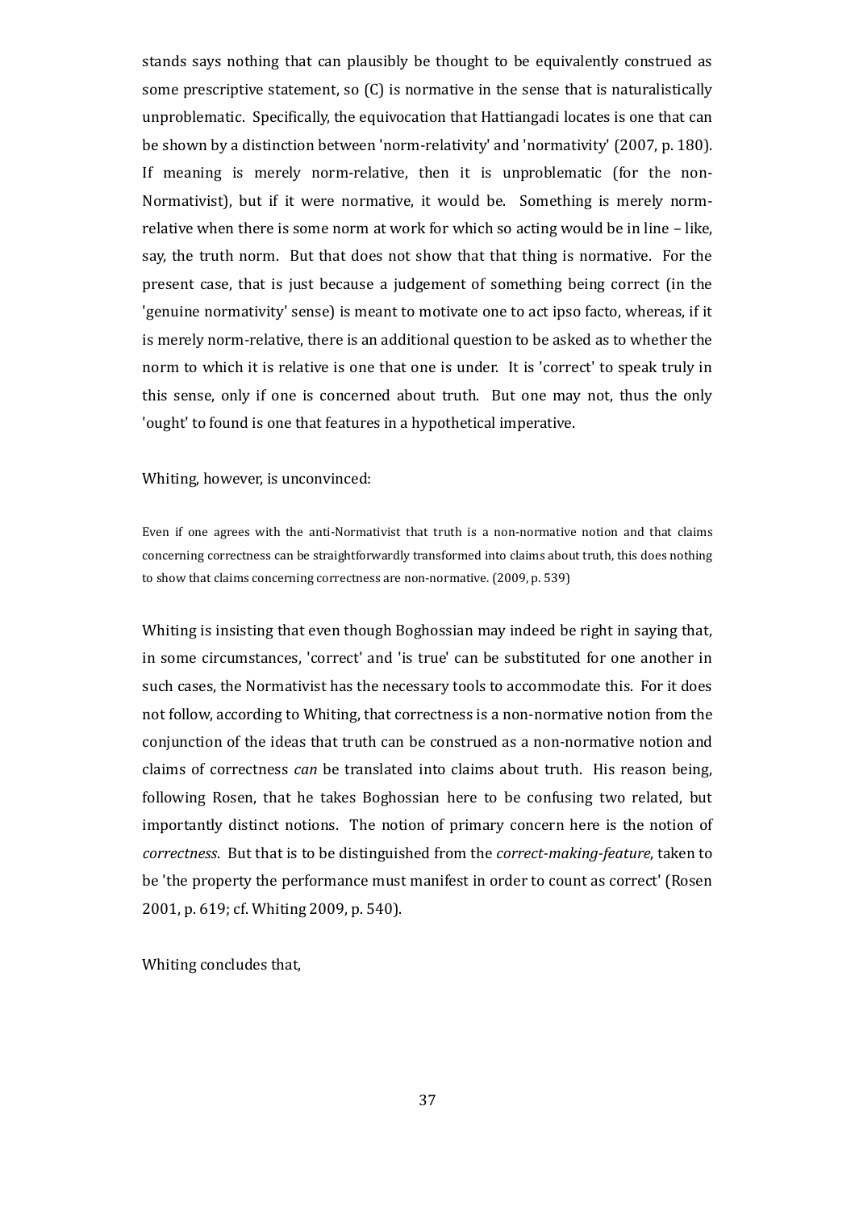stands says nothing that can plausibly be thought to be equivalently construed as some prescriptive statement, so (C) is normative in the sense that is naturalistically unproblematic. Specifically, the equivocation that Hattiangadi locates is one that can be shown by a distinction between 'norm-relativity' and 'normativity' (2007, p. 180). If meaning is merely norm-relative, then it is unproblematic (for the non-Normativist), but if it were normative, it would be. Something is merely norm-relative when there is some norm at work for which so acting would be in line – like, say, the truth norm. But that does not show that that thing is normative. For the present case, that is just because a judgement of something being correct (in the 'genuine normativity' sense) is meant to motivate one to act ipso facto, whereas, if it is merely norm-relative, there is an additional question to be asked as to whether the norm to which it is relative is one that one is under. It is 'correct' to speak truly in this sense, only if one is concerned about truth. But one may not, thus the only 'ought' to found is one that features in a hypothetical imperative.

Whiting, however, is unconvinced:

> Even if one agrees with the anti-Normativist that truth is a non-normative notion and that claims concerning correctness can be straightforwardly transformed into claims about truth, this does nothing to show that claims concerning correctness are non-normative. (2009, p. 539)

Whiting is insisting that even though Boghossian may indeed be right in saying that, in some circumstances, 'correct' and 'is true' can be substituted for one another in such cases, the Normativist has the necessary tools to accommodate this. For it does not follow, according to Whiting, that correctness is a non-normative notion from the conjunction of the ideas that truth can be construed as a non-normative notion and claims of correctness *can* be translated into claims about truth. His reason being, following Rosen, that he takes Boghossian here to be confusing two related, but importantly distinct notions. The notion of primary concern here is the notion of *correctness*. But that is to be distinguished from the *correct-making-feature*, taken to be 'the property the performance must manifest in order to count as correct' (Rosen 2001, p. 619; cf. Whiting 2009, p. 540).

Whiting concludes that,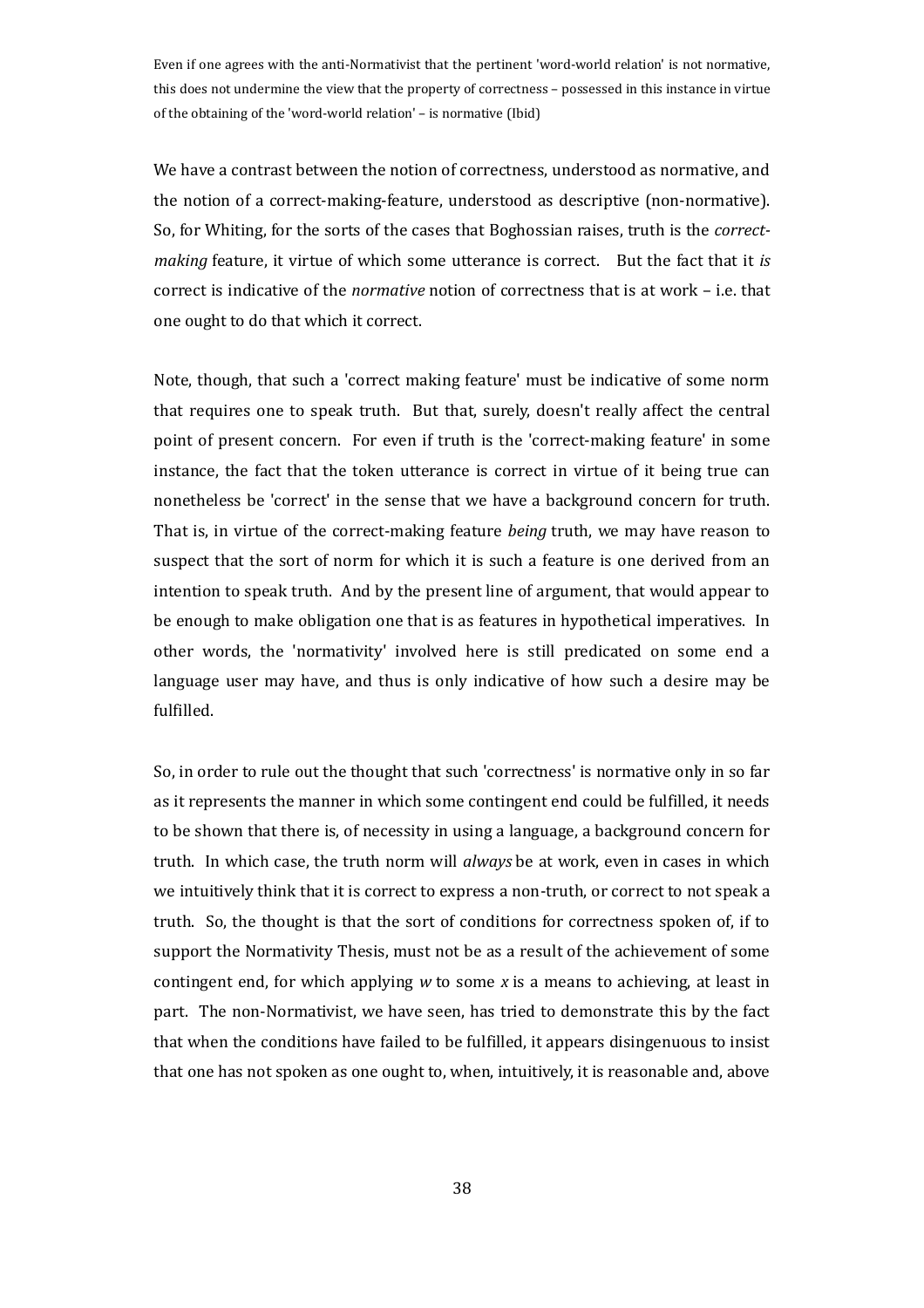Even if one agrees with the anti-Normativist that the pertinent 'word-world relation' is not normative, this does not undermine the view that the property of correctness – possessed in this instance in virtue of the obtaining of the 'word-world relation' – is normative (Ibid)

We have a contrast between the notion of correctness, understood as normative, and the notion of a correct-making-feature, understood as descriptive (non-normative). So, for Whiting, for the sorts of the cases that Boghossian raises, truth is the *correct-making* feature, it virtue of which some utterance is correct. But the fact that it *is* correct is indicative of the *normative* notion of correctness that is at work – i.e. that one ought to do that which it correct.

Note, though, that such a 'correct making feature' must be indicative of some norm that requires one to speak truth. But that, surely, doesn't really affect the central point of present concern. For even if truth is the 'correct-making feature' in some instance, the fact that the token utterance is correct in virtue of it being true can nonetheless be 'correct' in the sense that we have a background concern for truth. That is, in virtue of the correct-making feature *being* truth, we may have reason to suspect that the sort of norm for which it is such a feature is one derived from an intention to speak truth. And by the present line of argument, that would appear to be enough to make obligation one that is as features in hypothetical imperatives. In other words, the 'normativity' involved here is still predicated on some end a language user may have, and thus is only indicative of how such a desire may be fulfilled.

So, in order to rule out the thought that such 'correctness' is normative only in so far as it represents the manner in which some contingent end could be fulfilled, it needs to be shown that there is, of necessity in using a language, a background concern for truth. In which case, the truth norm will *always* be at work, even in cases in which we intuitively think that it is correct to express a non-truth, or correct to not speak a truth. So, the thought is that the sort of conditions for correctness spoken of, if to support the Normativity Thesis, must not be as a result of the achievement of some contingent end, for which applying *w* to some *x* is a means to achieving, at least in part. The non-Normativist, we have seen, has tried to demonstrate this by the fact that when the conditions have failed to be fulfilled, it appears disingenuous to insist that one has not spoken as one ought to, when, intuitively, it is reasonable and, above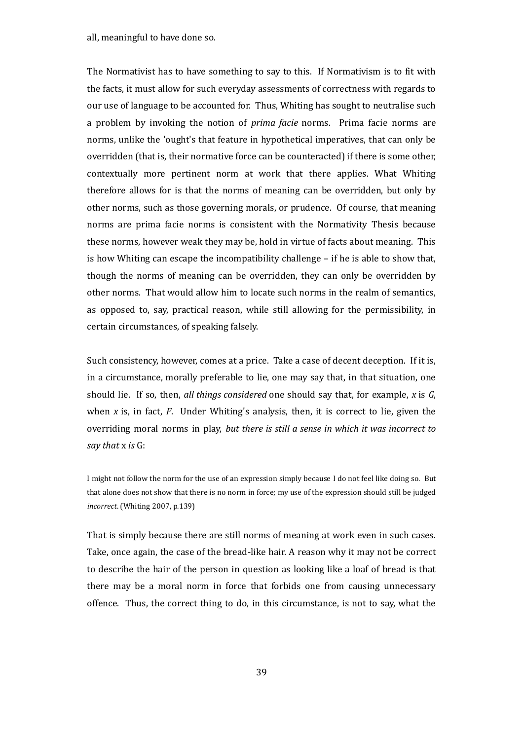all, meaningful to have done so.

The Normativist has to have something to say to this. If Normativism is to fit with the facts, it must allow for such everyday assessments of correctness with regards to our use of language to be accounted for. Thus, Whiting has sought to neutralise such a problem by invoking the notion of *prima facie* norms. Prima facie norms are norms, unlike the 'ought's that feature in hypothetical imperatives, that can only be overridden (that is, their normative force can be counteracted) if there is some other, contextually more pertinent norm at work that there applies. What Whiting therefore allows for is that the norms of meaning can be overridden, but only by other norms, such as those governing morals, or prudence. Of course, that meaning norms are prima facie norms is consistent with the Normativity Thesis because these norms, however weak they may be, hold in virtue of facts about meaning. This is how Whiting can escape the incompatibility challenge – if he is able to show that, though the norms of meaning can be overridden, they can only be overridden by other norms. That would allow him to locate such norms in the realm of semantics, as opposed to, say, practical reason, while still allowing for the permissibility, in certain circumstances, of speaking falsely.

Such consistency, however, comes at a price. Take a case of decent deception. If it is, in a circumstance, morally preferable to lie, one may say that, in that situation, one should lie. If so, then, *all things considered* one should say that, for example, *x* is *G*, when *x* is, in fact, *F*. Under Whiting's analysis, then, it is correct to lie, given the overriding moral norms in play, *but there is still a sense in which it was incorrect to say that* x *is* G:

> I might not follow the norm for the use of an expression simply because I do not feel like doing so. But that alone does not show that there is no norm in force; my use of the expression should still be judged *incorrect*. (Whiting 2007, p.139)

That is simply because there are still norms of meaning at work even in such cases. Take, once again, the case of the bread-like hair. A reason why it may not be correct to describe the hair of the person in question as looking like a loaf of bread is that there may be a moral norm in force that forbids one from causing unnecessary offence. Thus, the correct thing to do, in this circumstance, is not to say, what the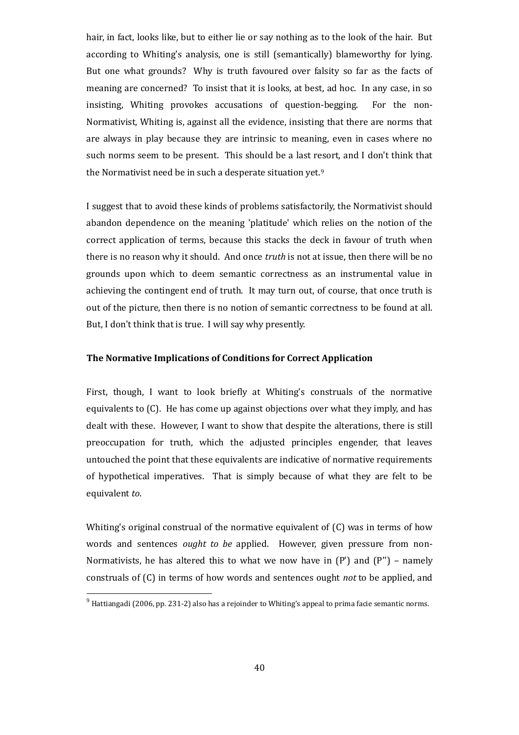hair, in fact, looks like, but to either lie or say nothing as to the look of the hair. But according to Whiting's analysis, one is still (semantically) blameworthy for lying. But one what grounds? Why is truth favoured over falsity so far as the facts of meaning are concerned? To insist that it is looks, at best, ad hoc. In any case, in so insisting, Whiting provokes accusations of question-begging. For the non-Normativist, Whiting is, against all the evidence, insisting that there are norms that are always in play because they are intrinsic to meaning, even in cases where no such norms seem to be present. This should be a last resort, and I don't think that the Normativist need be in such a desperate situation yet.[9]

I suggest that to avoid these kinds of problems satisfactorily, the Normativist should abandon dependence on the meaning 'platitude' which relies on the notion of the correct application of terms, because this stacks the deck in favour of truth when there is no reason why it should. And once *truth* is not at issue, then there will be no grounds upon which to deem semantic correctness as an instrumental value in achieving the contingent end of truth. It may turn out, of course, that once truth is out of the picture, then there is no notion of semantic correctness to be found at all. But, I don't think that is true. I will say why presently.

### The Normative Implications of Conditions for Correct Application

First, though, I want to look briefly at Whiting's construals of the normative equivalents to (C). He has come up against objections over what they imply, and has dealt with these. However, I want to show that despite the alterations, there is still preoccupation for truth, which the adjusted principles engender, that leaves untouched the point that these equivalents are indicative of normative requirements of hypothetical imperatives. That is simply because of what they are felt to be equivalent *to*.

Whiting's original construal of the normative equivalent of (C) was in terms of how words and sentences *ought to be* applied. However, given pressure from non-Normativists, he has altered this to what we now have in (P') and (P'') – namely construals of (C) in terms of how words and sentences ought *not* to be applied, and

[9] Hattiangadi (2006, pp. 231-2) also has a rejoinder to Whiting's appeal to prima facie semantic norms.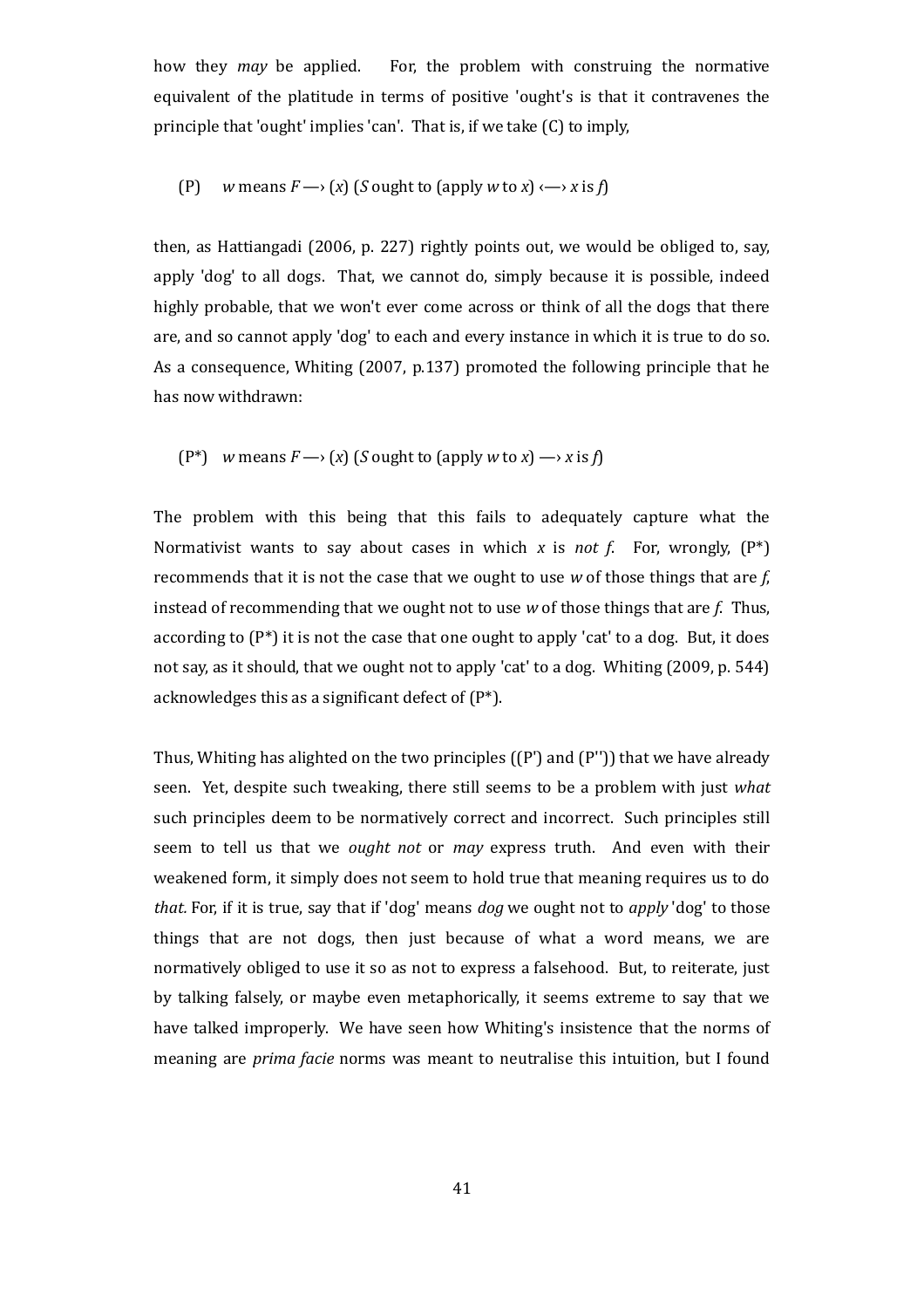how they *may* be applied. For, the problem with construing the normative equivalent of the platitude in terms of positive 'ought's is that it contravenes the principle that 'ought' implies 'can'. That is, if we take (C) to imply,

(P) *w* means *F* ―› (*x*) (*S* ought to (apply *w* to *x*) ‹―› *x* is *f*)

then, as Hattiangadi (2006, p. 227) rightly points out, we would be obliged to, say, apply 'dog' to all dogs. That, we cannot do, simply because it is possible, indeed highly probable, that we won't ever come across or think of all the dogs that there are, and so cannot apply 'dog' to each and every instance in which it is true to do so. As a consequence, Whiting (2007, p.137) promoted the following principle that he has now withdrawn:

(P*) *w* means *F* ―› (*x*) (*S* ought to (apply *w* to *x*) ―› *x* is *f*)

The problem with this being that this fails to adequately capture what the Normativist wants to say about cases in which *x* is *not f*. For, wrongly, (P*) recommends that it is not the case that we ought to use *w* of those things that are *f*, instead of recommending that we ought not to use *w* of those things that are *f*. Thus, according to (P*) it is not the case that one ought to apply 'cat' to a dog. But, it does not say, as it should, that we ought not to apply 'cat' to a dog. Whiting (2009, p. 544) acknowledges this as a significant defect of (P*).

Thus, Whiting has alighted on the two principles ((P') and (P'')) that we have already seen. Yet, despite such tweaking, there still seems to be a problem with just *what* such principles deem to be normatively correct and incorrect. Such principles still seem to tell us that we *ought not* or *may* express truth. And even with their weakened form, it simply does not seem to hold true that meaning requires us to do *that.* For, if it is true, say that if 'dog' means *dog* we ought not to *apply* 'dog' to those things that are not dogs, then just because of what a word means, we are normatively obliged to use it so as not to express a falsehood. But, to reiterate, just by talking falsely, or maybe even metaphorically, it seems extreme to say that we have talked improperly. We have seen how Whiting's insistence that the norms of meaning are *prima facie* norms was meant to neutralise this intuition, but I found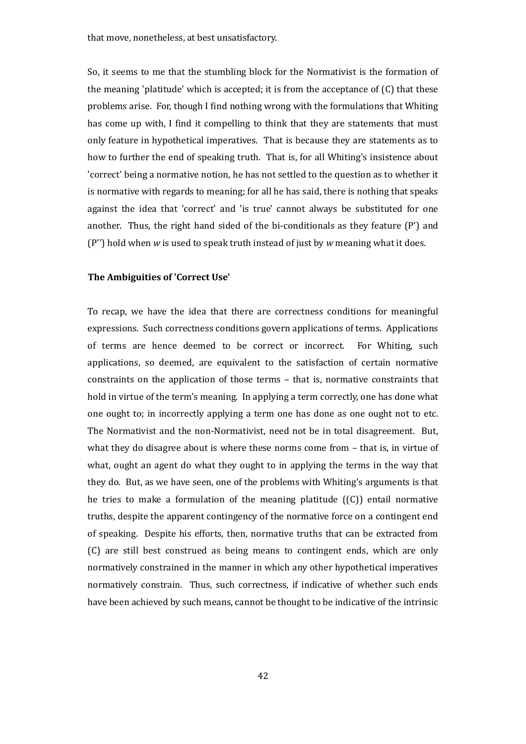that move, nonetheless, at best unsatisfactory.

So, it seems to me that the stumbling block for the Normativist is the formation of the meaning 'platitude' which is accepted; it is from the acceptance of (C) that these problems arise. For, though I find nothing wrong with the formulations that Whiting has come up with, I find it compelling to think that they are statements that must only feature in hypothetical imperatives. That is because they are statements as to how to further the end of speaking truth. That is, for all Whiting's insistence about 'correct' being a normative notion, he has not settled to the question as to whether it is normative with regards to meaning; for all he has said, there is nothing that speaks against the idea that 'correct' and 'is true' cannot always be substituted for one another. Thus, the right hand sided of the bi-conditionals as they feature (P') and (P'') hold when *w* is used to speak truth instead of just by *w* meaning what it does.

### The Ambiguities of 'Correct Use'

To recap, we have the idea that there are correctness conditions for meaningful expressions. Such correctness conditions govern applications of terms. Applications of terms are hence deemed to be correct or incorrect. For Whiting, such applications, so deemed, are equivalent to the satisfaction of certain normative constraints on the application of those terms – that is, normative constraints that hold in virtue of the term's meaning. In applying a term correctly, one has done what one ought to; in incorrectly applying a term one has done as one ought not to etc. The Normativist and the non-Normativist, need not be in total disagreement. But, what they do disagree about is where these norms come from – that is, in virtue of what, ought an agent do what they ought to in applying the terms in the way that they do. But, as we have seen, one of the problems with Whiting's arguments is that he tries to make a formulation of the meaning platitude ((C)) entail normative truths, despite the apparent contingency of the normative force on a contingent end of speaking. Despite his efforts, then, normative truths that can be extracted from (C) are still best construed as being means to contingent ends, which are only normatively constrained in the manner in which any other hypothetical imperatives normatively constrain. Thus, such correctness, if indicative of whether such ends have been achieved by such means, cannot be thought to be indicative of the intrinsic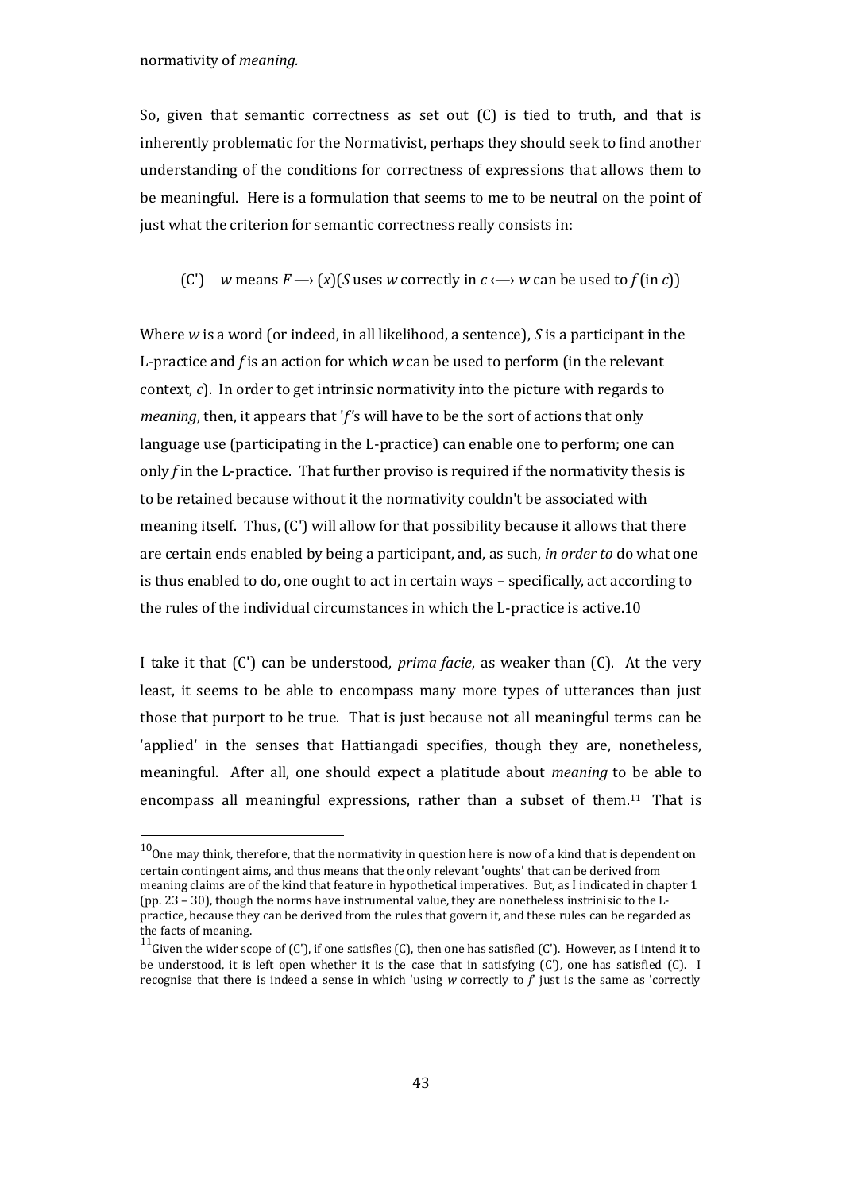normativity of *meaning.*

So, given that semantic correctness as set out (C) is tied to truth, and that is inherently problematic for the Normativist, perhaps they should seek to find another understanding of the conditions for correctness of expressions that allows them to be meaningful. Here is a formulation that seems to me to be neutral on the point of just what the criterion for semantic correctness really consists in:

(C') *w* means *F* —› (*x*)(*S* uses *w* correctly in *c* ‹—› *w* can be used to *f* (in *c*))

Where *w* is a word (or indeed, in all likelihood, a sentence), *S* is a participant in the L-practice and *f* is an action for which *w* can be used to perform (in the relevant context, *c*). In order to get intrinsic normativity into the picture with regards to *meaning*, then, it appears that '*f*'s will have to be the sort of actions that only language use (participating in the L-practice) can enable one to perform; one can only *f* in the L-practice. That further proviso is required if the normativity thesis is to be retained because without it the normativity couldn't be associated with meaning itself. Thus, (C') will allow for that possibility because it allows that there are certain ends enabled by being a participant, and, as such, *in order to* do what one is thus enabled to do, one ought to act in certain ways – specifically, act according to the rules of the individual circumstances in which the L-practice is active.10

I take it that (C') can be understood, *prima facie*, as weaker than (C). At the very least, it seems to be able to encompass many more types of utterances than just those that purport to be true. That is just because not all meaningful terms can be 'applied' in the senses that Hattiangadi specifies, though they are, nonetheless, meaningful. After all, one should expect a platitude about *meaning* to be able to encompass all meaningful expressions, rather than a subset of them.[11] That is

[10] One may think, therefore, that the normativity in question here is now of a kind that is dependent on certain contingent aims, and thus means that the only relevant 'oughts' that can be derived from meaning claims are of the kind that feature in hypothetical imperatives. But, as I indicated in chapter 1 (pp. 23 – 30), though the norms have instrumental value, they are nonetheless instrinisic to the L-practice, because they can be derived from the rules that govern it, and these rules can be regarded as the facts of meaning.

[11] Given the wider scope of (C'), if one satisfies (C), then one has satisfied (C'). However, as I intend it to be understood, it is left open whether it is the case that in satisfying (C'), one has satisfied (C). I recognise that there is indeed a sense in which 'using *w* correctly to *f*' just is the same as 'correctly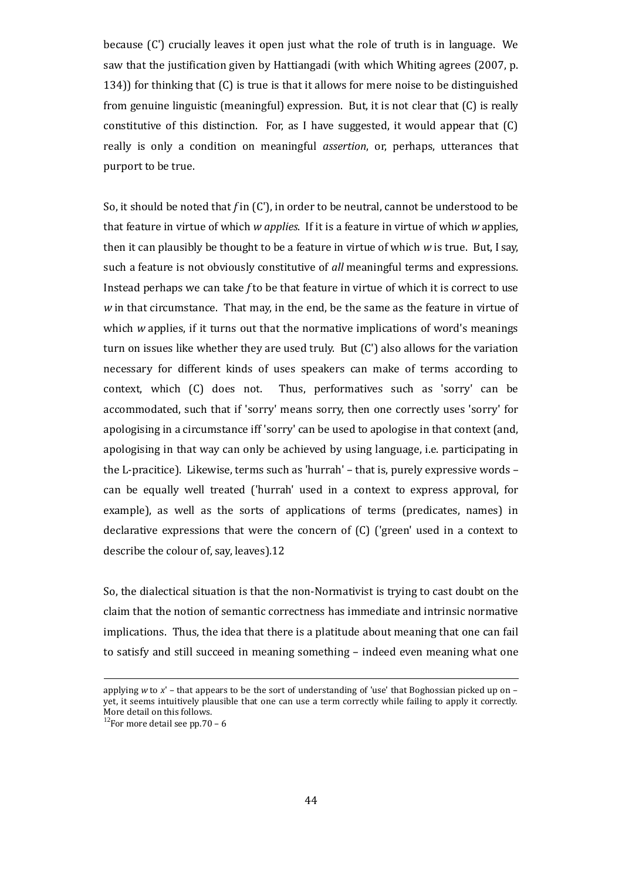because (C') crucially leaves it open just what the role of truth is in language. We saw that the justification given by Hattiangadi (with which Whiting agrees (2007, p. 134)) for thinking that (C) is true is that it allows for mere noise to be distinguished from genuine linguistic (meaningful) expression. But, it is not clear that (C) is really constitutive of this distinction. For, as I have suggested, it would appear that (C) really is only a condition on meaningful *assertion*, or, perhaps, utterances that purport to be true.

So, it should be noted that *f* in (C'), in order to be neutral, cannot be understood to be that feature in virtue of which *w applies*. If it is a feature in virtue of which *w* applies, then it can plausibly be thought to be a feature in virtue of which *w* is true. But, I say, such a feature is not obviously constitutive of *all* meaningful terms and expressions. Instead perhaps we can take *f* to be that feature in virtue of which it is correct to use *w* in that circumstance. That may, in the end, be the same as the feature in virtue of which *w* applies, if it turns out that the normative implications of word's meanings turn on issues like whether they are used truly. But (C') also allows for the variation necessary for different kinds of uses speakers can make of terms according to context, which (C) does not. Thus, performatives such as 'sorry' can be accommodated, such that if 'sorry' means sorry, then one correctly uses 'sorry' for apologising in a circumstance iff 'sorry' can be used to apologise in that context (and, apologising in that way can only be achieved by using language, i.e. participating in the L-pracitice). Likewise, terms such as 'hurrah' – that is, purely expressive words – can be equally well treated ('hurrah' used in a context to express approval, for example), as well as the sorts of applications of terms (predicates, names) in declarative expressions that were the concern of (C) ('green' used in a context to describe the colour of, say, leaves).12

So, the dialectical situation is that the non-Normativist is trying to cast doubt on the claim that the notion of semantic correctness has immediate and intrinsic normative implications. Thus, the idea that there is a platitude about meaning that one can fail to satisfy and still succeed in meaning something – indeed even meaning what one

---

applying *w* to *x*' – that appears to be the sort of understanding of 'use' that Boghossian picked up on – yet, it seems intuitively plausible that one can use a term correctly while failing to apply it correctly. More detail on this follows.

[12]For more detail see pp.70 – 6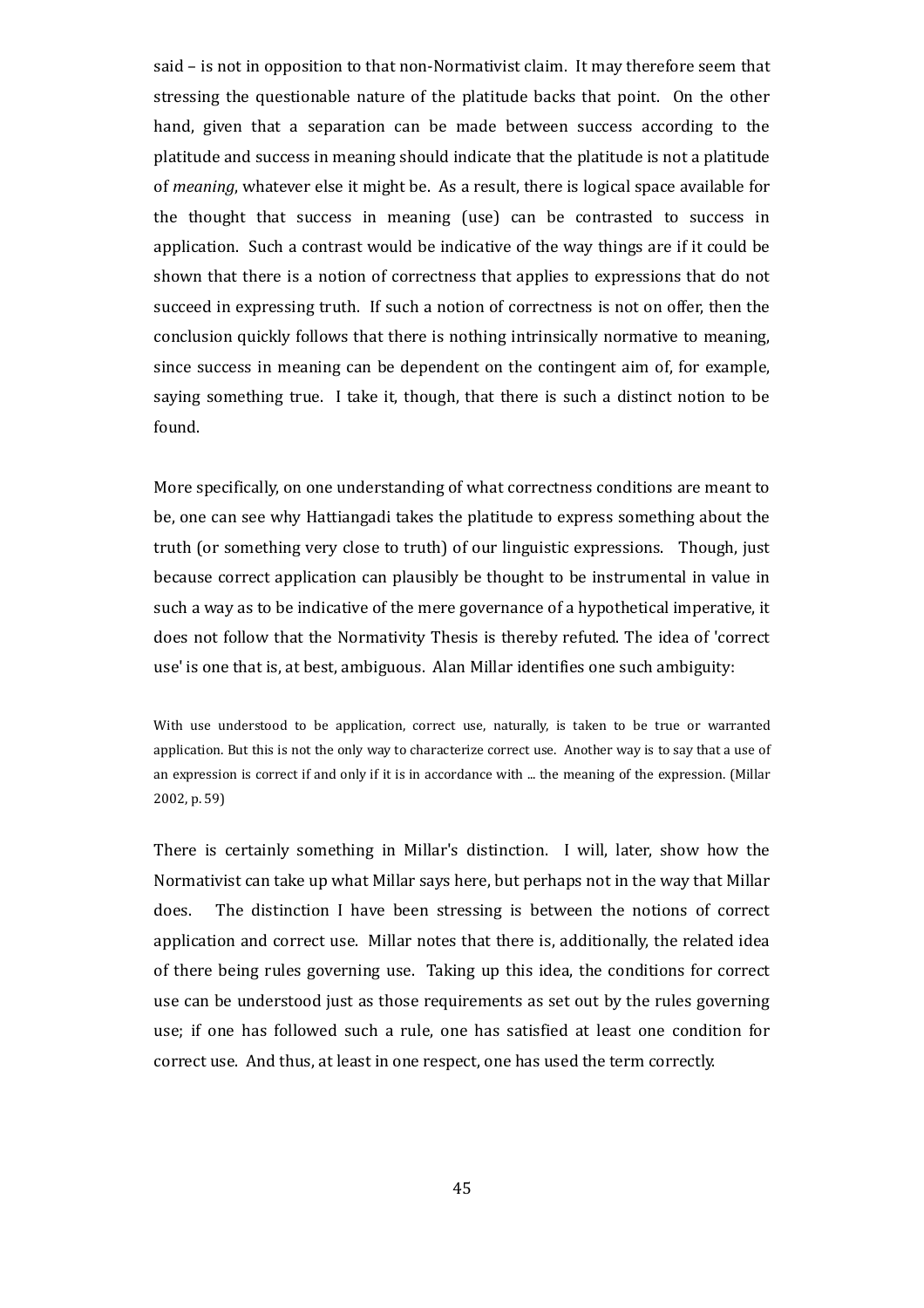said – is not in opposition to that non-Normativist claim. It may therefore seem that stressing the questionable nature of the platitude backs that point. On the other hand, given that a separation can be made between success according to the platitude and success in meaning should indicate that the platitude is not a platitude of *meaning*, whatever else it might be. As a result, there is logical space available for the thought that success in meaning (use) can be contrasted to success in application. Such a contrast would be indicative of the way things are if it could be shown that there is a notion of correctness that applies to expressions that do not succeed in expressing truth. If such a notion of correctness is not on offer, then the conclusion quickly follows that there is nothing intrinsically normative to meaning, since success in meaning can be dependent on the contingent aim of, for example, saying something true. I take it, though, that there is such a distinct notion to be found.

More specifically, on one understanding of what correctness conditions are meant to be, one can see why Hattiangadi takes the platitude to express something about the truth (or something very close to truth) of our linguistic expressions. Though, just because correct application can plausibly be thought to be instrumental in value in such a way as to be indicative of the mere governance of a hypothetical imperative, it does not follow that the Normativity Thesis is thereby refuted. The idea of 'correct use' is one that is, at best, ambiguous. Alan Millar identifies one such ambiguity:

> With use understood to be application, correct use, naturally, is taken to be true or warranted application. But this is not the only way to characterize correct use. Another way is to say that a use of an expression is correct if and only if it is in accordance with ... the meaning of the expression. (Millar 2002, p. 59)

There is certainly something in Millar's distinction. I will, later, show how the Normativist can take up what Millar says here, but perhaps not in the way that Millar does. The distinction I have been stressing is between the notions of correct application and correct use. Millar notes that there is, additionally, the related idea of there being rules governing use. Taking up this idea, the conditions for correct use can be understood just as those requirements as set out by the rules governing use; if one has followed such a rule, one has satisfied at least one condition for correct use. And thus, at least in one respect, one has used the term correctly.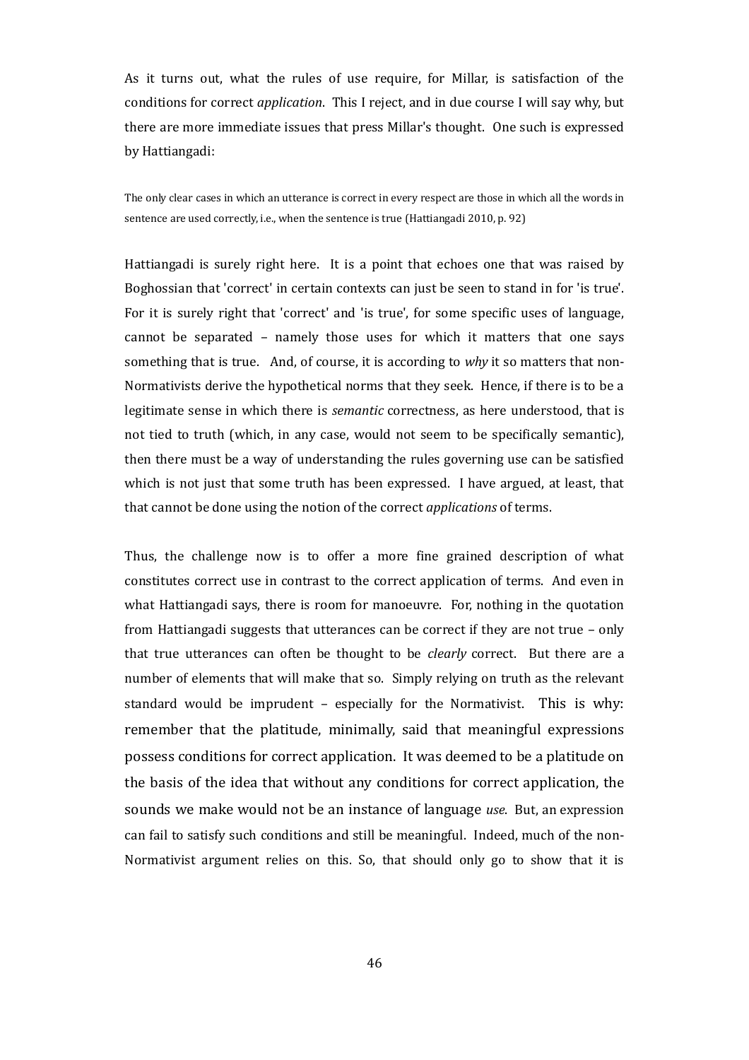As it turns out, what the rules of use require, for Millar, is satisfaction of the conditions for correct *application*. This I reject, and in due course I will say why, but there are more immediate issues that press Millar's thought. One such is expressed by Hattiangadi:

> The only clear cases in which an utterance is correct in every respect are those in which all the words in sentence are used correctly, i.e., when the sentence is true (Hattiangadi 2010, p. 92)

Hattiangadi is surely right here. It is a point that echoes one that was raised by Boghossian that 'correct' in certain contexts can just be seen to stand in for 'is true'. For it is surely right that 'correct' and 'is true', for some specific uses of language, cannot be separated – namely those uses for which it matters that one says something that is true. And, of course, it is according to *why* it so matters that non-Normativists derive the hypothetical norms that they seek. Hence, if there is to be a legitimate sense in which there is *semantic* correctness, as here understood, that is not tied to truth (which, in any case, would not seem to be specifically semantic), then there must be a way of understanding the rules governing use can be satisfied which is not just that some truth has been expressed. I have argued, at least, that that cannot be done using the notion of the correct *applications* of terms.

Thus, the challenge now is to offer a more fine grained description of what constitutes correct use in contrast to the correct application of terms. And even in what Hattiangadi says, there is room for manoeuvre. For, nothing in the quotation from Hattiangadi suggests that utterances can be correct if they are not true – only that true utterances can often be thought to be *clearly* correct. But there are a number of elements that will make that so. Simply relying on truth as the relevant standard would be imprudent – especially for the Normativist. This is why: remember that the platitude, minimally, said that meaningful expressions possess conditions for correct application. It was deemed to be a platitude on the basis of the idea that without any conditions for correct application, the sounds we make would not be an instance of language *use*. But, an expression can fail to satisfy such conditions and still be meaningful. Indeed, much of the non-Normativist argument relies on this. So, that should only go to show that it is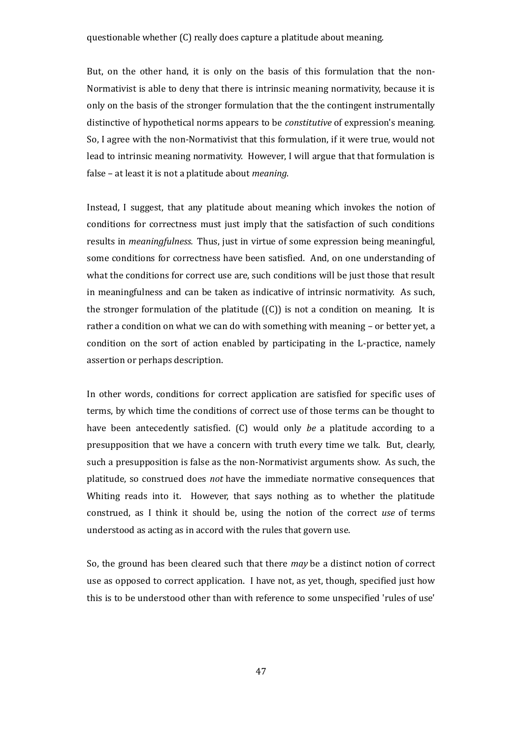questionable whether (C) really does capture a platitude about meaning.

But, on the other hand, it is only on the basis of this formulation that the non-Normativist is able to deny that there is intrinsic meaning normativity, because it is only on the basis of the stronger formulation that the the contingent instrumentally distinctive of hypothetical norms appears to be *constitutive* of expression's meaning. So, I agree with the non-Normativist that this formulation, if it were true, would not lead to intrinsic meaning normativity. However, I will argue that that formulation is false – at least it is not a platitude about *meaning*.

Instead, I suggest, that any platitude about meaning which invokes the notion of conditions for correctness must just imply that the satisfaction of such conditions results in *meaningfulness.* Thus, just in virtue of some expression being meaningful, some conditions for correctness have been satisfied. And, on one understanding of what the conditions for correct use are, such conditions will be just those that result in meaningfulness and can be taken as indicative of intrinsic normativity. As such, the stronger formulation of the platitude ((C)) is not a condition on meaning. It is rather a condition on what we can do with something with meaning – or better yet, a condition on the sort of action enabled by participating in the L-practice, namely assertion or perhaps description.

In other words, conditions for correct application are satisfied for specific uses of terms, by which time the conditions of correct use of those terms can be thought to have been antecedently satisfied. (C) would only *be* a platitude according to a presupposition that we have a concern with truth every time we talk. But, clearly, such a presupposition is false as the non-Normativist arguments show. As such, the platitude, so construed does *not* have the immediate normative consequences that Whiting reads into it. However, that says nothing as to whether the platitude construed, as I think it should be, using the notion of the correct *use* of terms understood as acting as in accord with the rules that govern use.

So, the ground has been cleared such that there *may* be a distinct notion of correct use as opposed to correct application. I have not, as yet, though, specified just how this is to be understood other than with reference to some unspecified 'rules of use'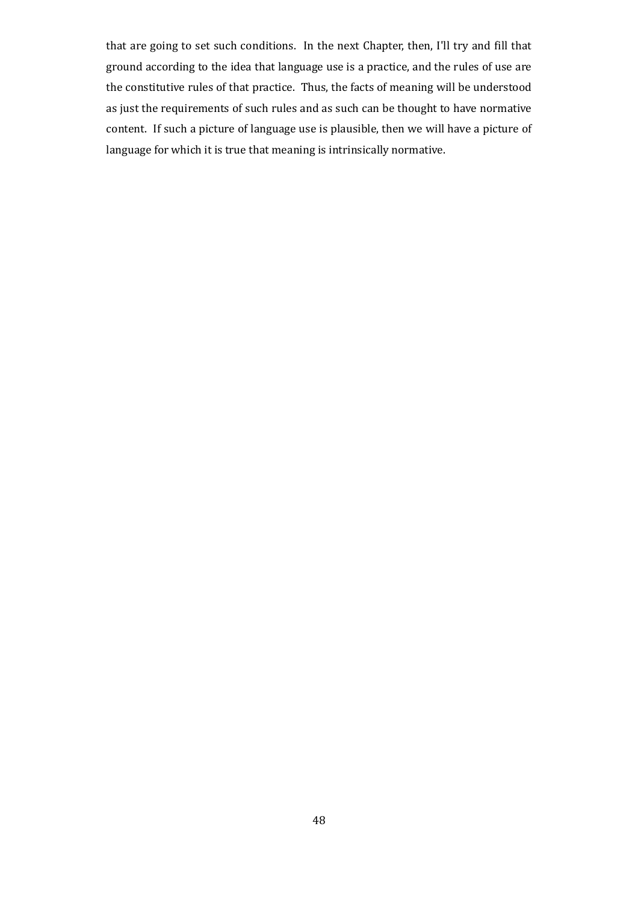that are going to set such conditions. In the next Chapter, then, I'll try and fill that ground according to the idea that language use is a practice, and the rules of use are the constitutive rules of that practice. Thus, the facts of meaning will be understood as just the requirements of such rules and as such can be thought to have normative content. If such a picture of language use is plausible, then we will have a picture of language for which it is true that meaning is intrinsically normative.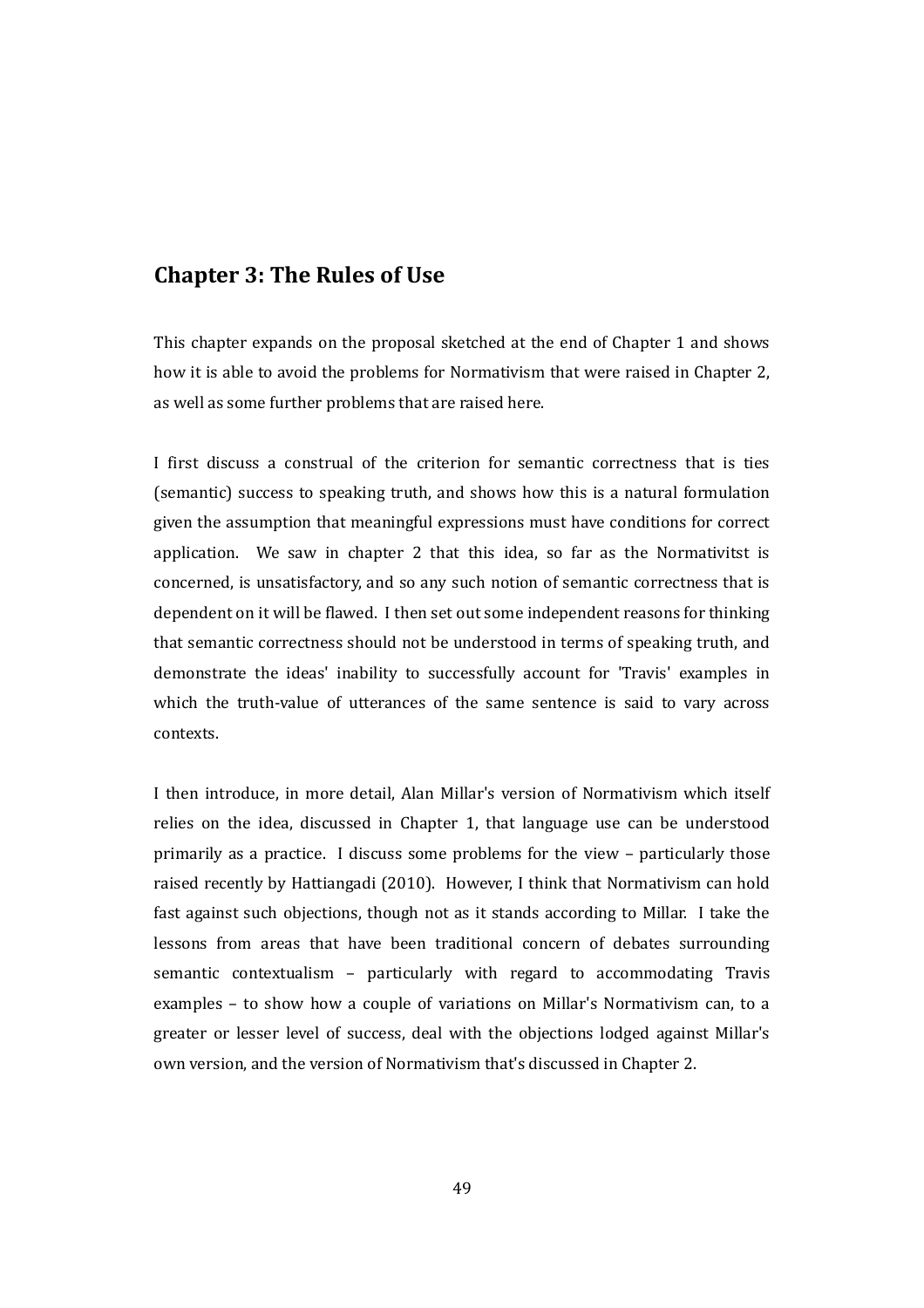## Chapter 3: The Rules of Use

This chapter expands on the proposal sketched at the end of Chapter 1 and shows how it is able to avoid the problems for Normativism that were raised in Chapter 2, as well as some further problems that are raised here.

I first discuss a construal of the criterion for semantic correctness that is ties (semantic) success to speaking truth, and shows how this is a natural formulation given the assumption that meaningful expressions must have conditions for correct application. We saw in chapter 2 that this idea, so far as the Normativitst is concerned, is unsatisfactory, and so any such notion of semantic correctness that is dependent on it will be flawed. I then set out some independent reasons for thinking that semantic correctness should not be understood in terms of speaking truth, and demonstrate the ideas' inability to successfully account for 'Travis' examples in which the truth-value of utterances of the same sentence is said to vary across contexts.

I then introduce, in more detail, Alan Millar's version of Normativism which itself relies on the idea, discussed in Chapter 1, that language use can be understood primarily as a practice. I discuss some problems for the view – particularly those raised recently by Hattiangadi (2010). However, I think that Normativism can hold fast against such objections, though not as it stands according to Millar. I take the lessons from areas that have been traditional concern of debates surrounding semantic contextualism – particularly with regard to accommodating Travis examples – to show how a couple of variations on Millar's Normativism can, to a greater or lesser level of success, deal with the objections lodged against Millar's own version, and the version of Normativism that's discussed in Chapter 2.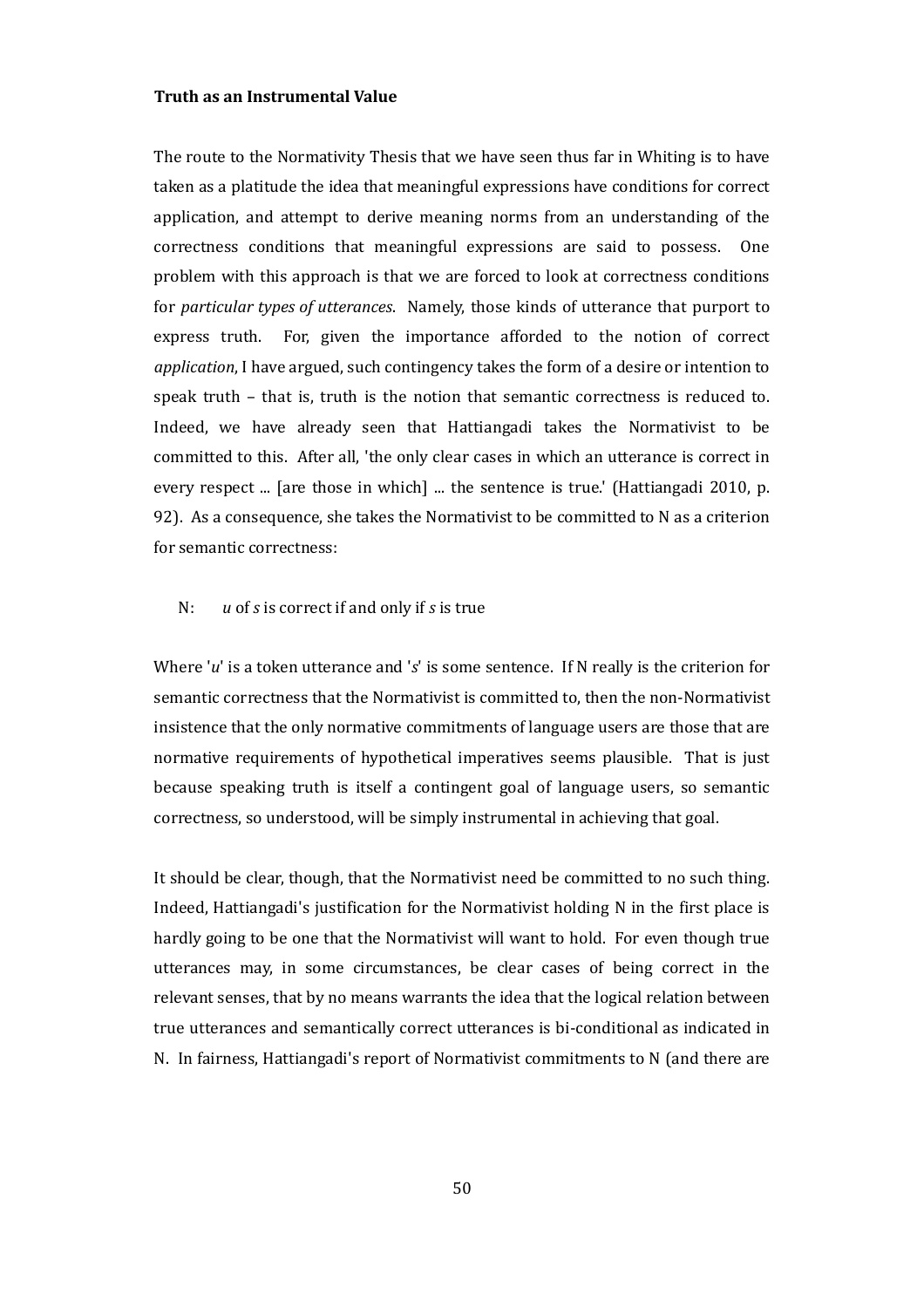**Truth as an Instrumental Value**

The route to the Normativity Thesis that we have seen thus far in Whiting is to have taken as a platitude the idea that meaningful expressions have conditions for correct application, and attempt to derive meaning norms from an understanding of the correctness conditions that meaningful expressions are said to possess. One problem with this approach is that we are forced to look at correctness conditions for *particular types of utterances*. Namely, those kinds of utterance that purport to express truth. For, given the importance afforded to the notion of correct *application*, I have argued, such contingency takes the form of a desire or intention to speak truth – that is, truth is the notion that semantic correctness is reduced to. Indeed, we have already seen that Hattiangadi takes the Normativist to be committed to this. After all, 'the only clear cases in which an utterance is correct in every respect ... [are those in which] ... the sentence is true.' (Hattiangadi 2010, p. 92). As a consequence, she takes the Normativist to be committed to N as a criterion for semantic correctness:

N: *u* of *s* is correct if and only if *s* is true

Where '*u*' is a token utterance and '*s*' is some sentence. If N really is the criterion for semantic correctness that the Normativist is committed to, then the non-Normativist insistence that the only normative commitments of language users are those that are normative requirements of hypothetical imperatives seems plausible. That is just because speaking truth is itself a contingent goal of language users, so semantic correctness, so understood, will be simply instrumental in achieving that goal.

It should be clear, though, that the Normativist need be committed to no such thing. Indeed, Hattiangadi's justification for the Normativist holding N in the first place is hardly going to be one that the Normativist will want to hold. For even though true utterances may, in some circumstances, be clear cases of being correct in the relevant senses, that by no means warrants the idea that the logical relation between true utterances and semantically correct utterances is bi-conditional as indicated in N. In fairness, Hattiangadi's report of Normativist commitments to N (and there are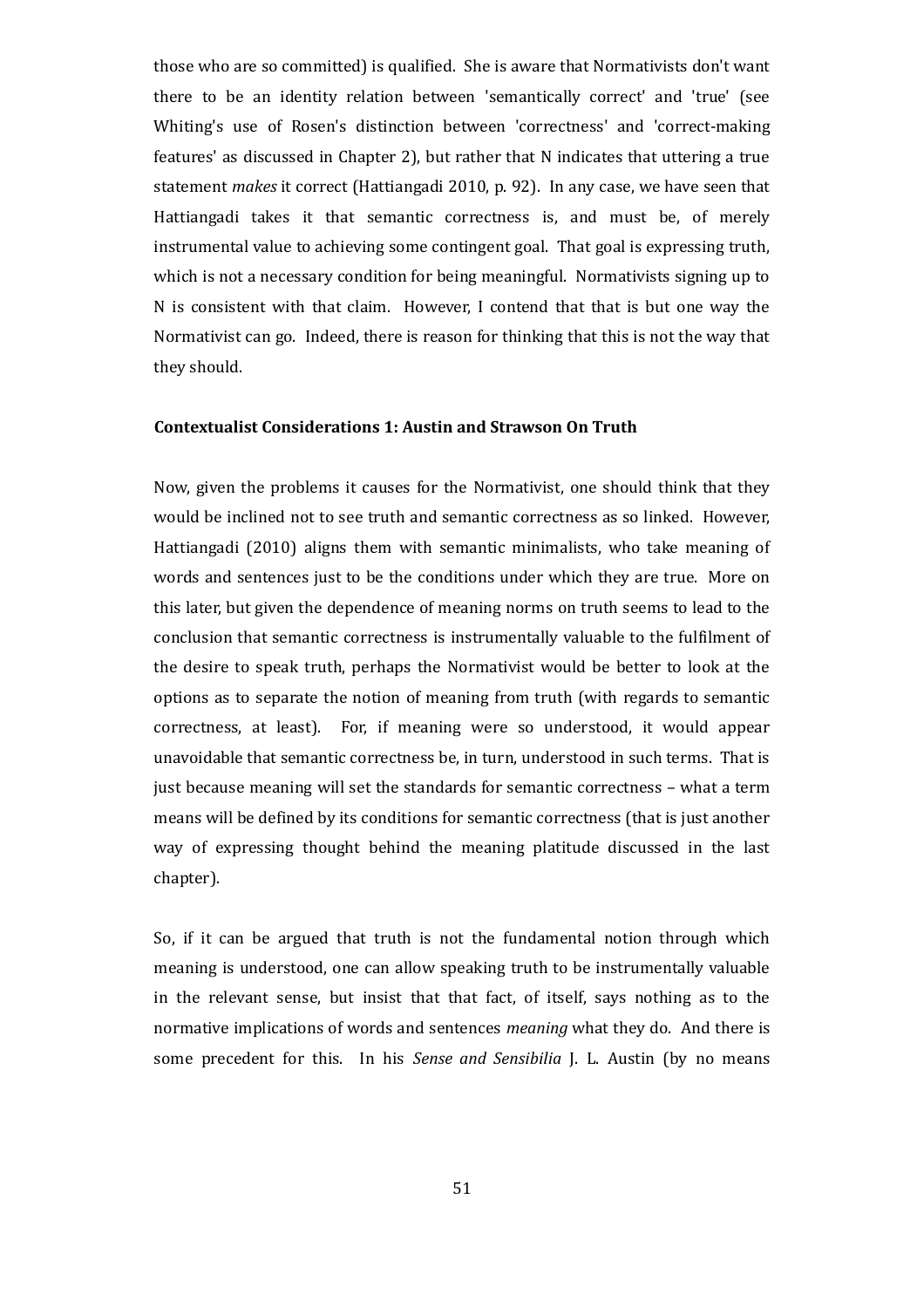those who are so committed) is qualified. She is aware that Normativists don't want there to be an identity relation between 'semantically correct' and 'true' (see Whiting's use of Rosen's distinction between 'correctness' and 'correct-making features' as discussed in Chapter 2), but rather that N indicates that uttering a true statement *makes* it correct (Hattiangadi 2010, p. 92). In any case, we have seen that Hattiangadi takes it that semantic correctness is, and must be, of merely instrumental value to achieving some contingent goal. That goal is expressing truth, which is not a necessary condition for being meaningful. Normativists signing up to N is consistent with that claim. However, I contend that that is but one way the Normativist can go. Indeed, there is reason for thinking that this is not the way that they should.

### Contextualist Considerations 1: Austin and Strawson On Truth

Now, given the problems it causes for the Normativist, one should think that they would be inclined not to see truth and semantic correctness as so linked. However, Hattiangadi (2010) aligns them with semantic minimalists, who take meaning of words and sentences just to be the conditions under which they are true. More on this later, but given the dependence of meaning norms on truth seems to lead to the conclusion that semantic correctness is instrumentally valuable to the fulfilment of the desire to speak truth, perhaps the Normativist would be better to look at the options as to separate the notion of meaning from truth (with regards to semantic correctness, at least). For, if meaning were so understood, it would appear unavoidable that semantic correctness be, in turn, understood in such terms. That is just because meaning will set the standards for semantic correctness – what a term means will be defined by its conditions for semantic correctness (that is just another way of expressing thought behind the meaning platitude discussed in the last chapter).

So, if it can be argued that truth is not the fundamental notion through which meaning is understood, one can allow speaking truth to be instrumentally valuable in the relevant sense, but insist that that fact, of itself, says nothing as to the normative implications of words and sentences *meaning* what they do. And there is some precedent for this. In his *Sense and Sensibilia* J. L. Austin (by no means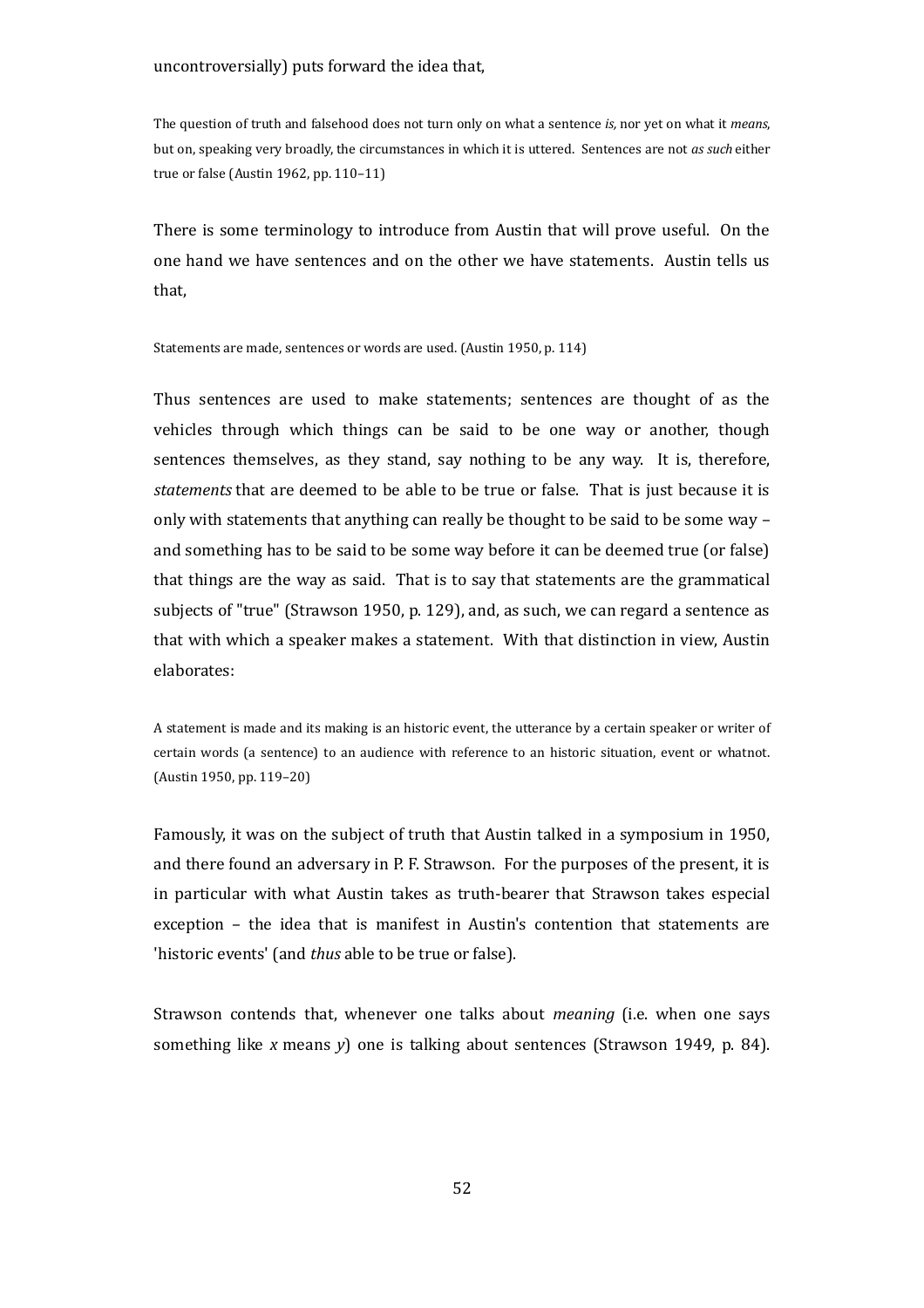uncontroversially) puts forward the idea that,

> The question of truth and falsehood does not turn only on what a sentence *is,* nor yet on what it *means*, but on, speaking very broadly, the circumstances in which it is uttered. Sentences are not *as such* either true or false (Austin 1962, pp. 110–11)

There is some terminology to introduce from Austin that will prove useful. On the one hand we have sentences and on the other we have statements. Austin tells us that,

> Statements are made, sentences or words are used. (Austin 1950, p. 114)

Thus sentences are used to make statements; sentences are thought of as the vehicles through which things can be said to be one way or another, though sentences themselves, as they stand, say nothing to be any way. It is, therefore, *statements* that are deemed to be able to be true or false. That is just because it is only with statements that anything can really be thought to be said to be some way – and something has to be said to be some way before it can be deemed true (or false) that things are the way as said. That is to say that statements are the grammatical subjects of "true" (Strawson 1950, p. 129), and, as such, we can regard a sentence as that with which a speaker makes a statement. With that distinction in view, Austin elaborates:

> A statement is made and its making is an historic event, the utterance by a certain speaker or writer of certain words (a sentence) to an audience with reference to an historic situation, event or whatnot. (Austin 1950, pp. 119–20)

Famously, it was on the subject of truth that Austin talked in a symposium in 1950, and there found an adversary in P. F. Strawson. For the purposes of the present, it is in particular with what Austin takes as truth-bearer that Strawson takes especial exception – the idea that is manifest in Austin's contention that statements are 'historic events' (and *thus* able to be true or false).

Strawson contends that, whenever one talks about *meaning* (i.e. when one says something like *x* means *y*) one is talking about sentences (Strawson 1949, p. 84).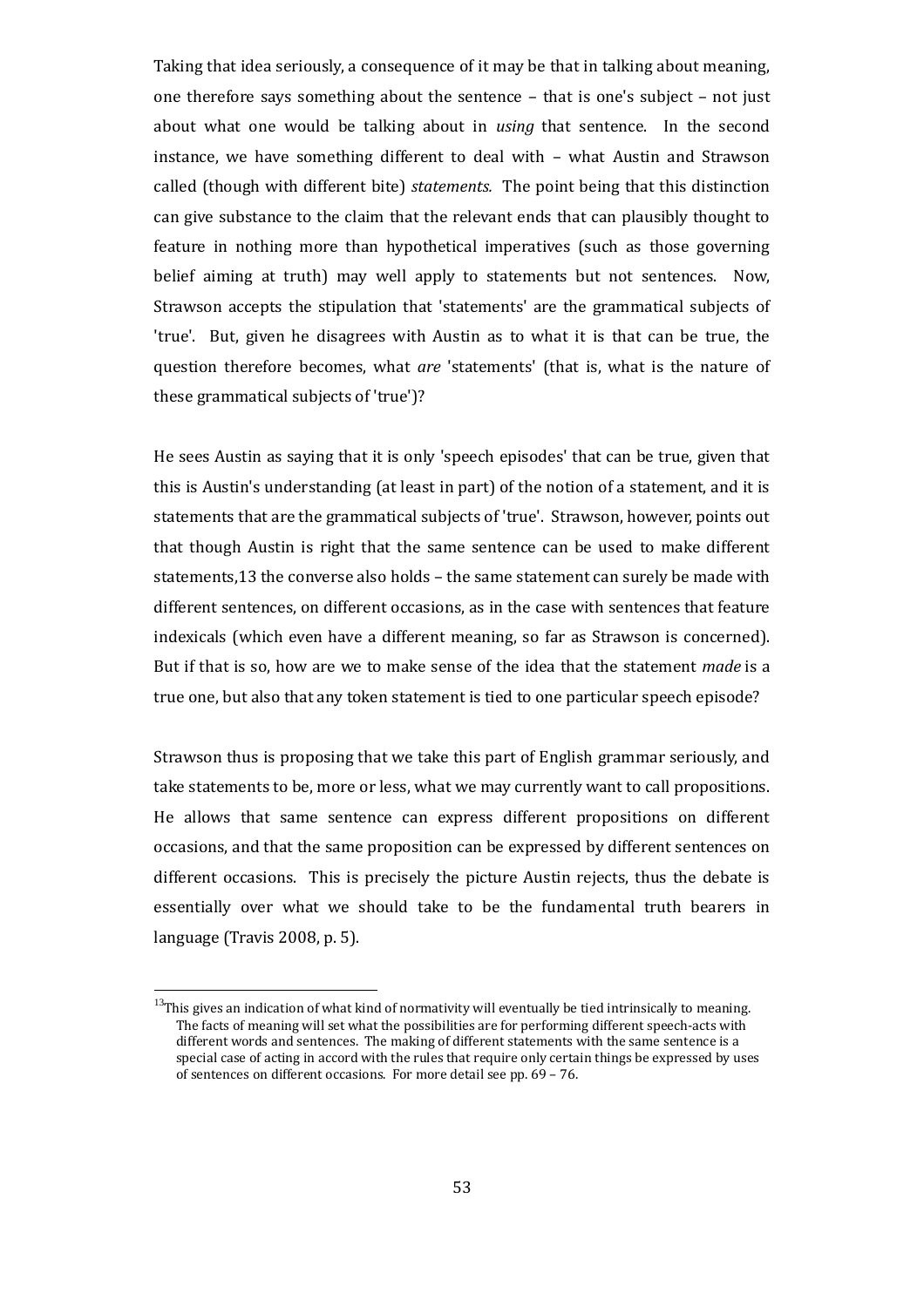Taking that idea seriously, a consequence of it may be that in talking about meaning, one therefore says something about the sentence – that is one's subject – not just about what one would be talking about in *using* that sentence. In the second instance, we have something different to deal with – what Austin and Strawson called (though with different bite) *statements.* The point being that this distinction can give substance to the claim that the relevant ends that can plausibly thought to feature in nothing more than hypothetical imperatives (such as those governing belief aiming at truth) may well apply to statements but not sentences. Now, Strawson accepts the stipulation that 'statements' are the grammatical subjects of 'true'. But, given he disagrees with Austin as to what it is that can be true, the question therefore becomes, what *are* 'statements' (that is, what is the nature of these grammatical subjects of 'true')?

He sees Austin as saying that it is only 'speech episodes' that can be true, given that this is Austin's understanding (at least in part) of the notion of a statement, and it is statements that are the grammatical subjects of 'true'. Strawson, however, points out that though Austin is right that the same sentence can be used to make different statements,13 the converse also holds – the same statement can surely be made with different sentences, on different occasions, as in the case with sentences that feature indexicals (which even have a different meaning, so far as Strawson is concerned). But if that is so, how are we to make sense of the idea that the statement *made* is a true one, but also that any token statement is tied to one particular speech episode?

Strawson thus is proposing that we take this part of English grammar seriously, and take statements to be, more or less, what we may currently want to call propositions. He allows that same sentence can express different propositions on different occasions, and that the same proposition can be expressed by different sentences on different occasions. This is precisely the picture Austin rejects, thus the debate is essentially over what we should take to be the fundamental truth bearers in language (Travis 2008, p. 5).

[13] This gives an indication of what kind of normativity will eventually be tied intrinsically to meaning. The facts of meaning will set what the possibilities are for performing different speech-acts with different words and sentences. The making of different statements with the same sentence is a special case of acting in accord with the rules that require only certain things be expressed by uses of sentences on different occasions. For more detail see pp. 69 – 76.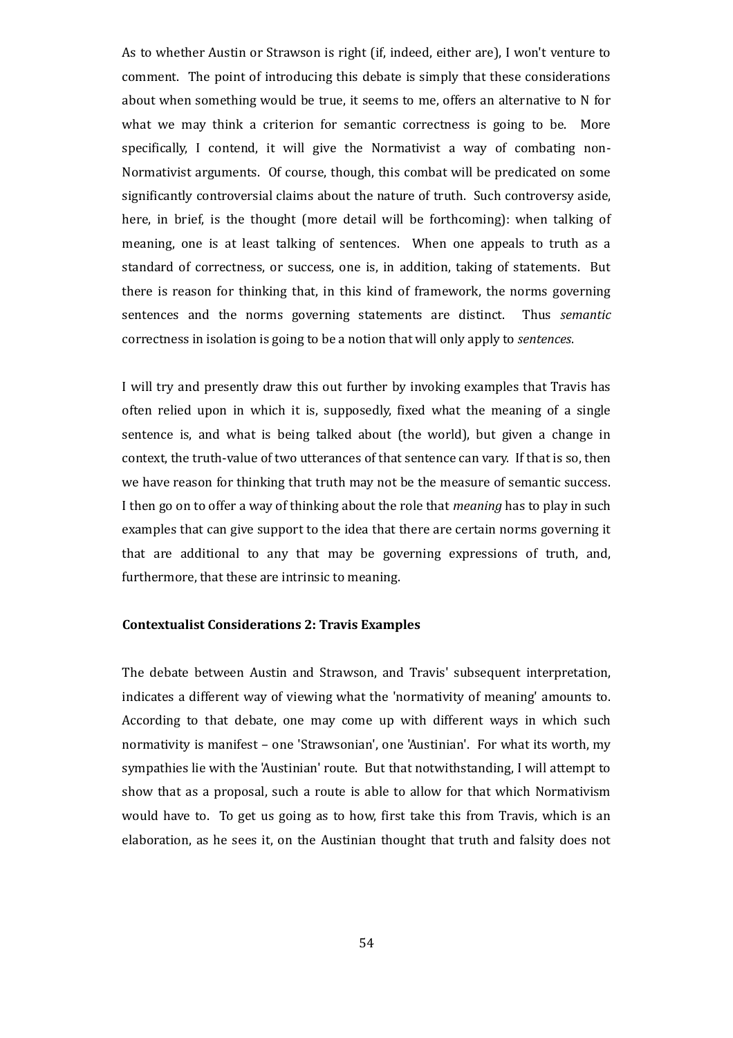As to whether Austin or Strawson is right (if, indeed, either are), I won't venture to comment. The point of introducing this debate is simply that these considerations about when something would be true, it seems to me, offers an alternative to N for what we may think a criterion for semantic correctness is going to be. More specifically, I contend, it will give the Normativist a way of combating non-Normativist arguments. Of course, though, this combat will be predicated on some significantly controversial claims about the nature of truth. Such controversy aside, here, in brief, is the thought (more detail will be forthcoming): when talking of meaning, one is at least talking of sentences. When one appeals to truth as a standard of correctness, or success, one is, in addition, taking of statements. But there is reason for thinking that, in this kind of framework, the norms governing sentences and the norms governing statements are distinct. Thus *semantic* correctness in isolation is going to be a notion that will only apply to *sentences*.

I will try and presently draw this out further by invoking examples that Travis has often relied upon in which it is, supposedly, fixed what the meaning of a single sentence is, and what is being talked about (the world), but given a change in context, the truth-value of two utterances of that sentence can vary. If that is so, then we have reason for thinking that truth may not be the measure of semantic success. I then go on to offer a way of thinking about the role that *meaning* has to play in such examples that can give support to the idea that there are certain norms governing it that are additional to any that may be governing expressions of truth, and, furthermore, that these are intrinsic to meaning.

### Contextualist Considerations 2: Travis Examples

The debate between Austin and Strawson, and Travis' subsequent interpretation, indicates a different way of viewing what the 'normativity of meaning' amounts to. According to that debate, one may come up with different ways in which such normativity is manifest – one 'Strawsonian', one 'Austinian'. For what its worth, my sympathies lie with the 'Austinian' route. But that notwithstanding, I will attempt to show that as a proposal, such a route is able to allow for that which Normativism would have to. To get us going as to how, first take this from Travis, which is an elaboration, as he sees it, on the Austinian thought that truth and falsity does not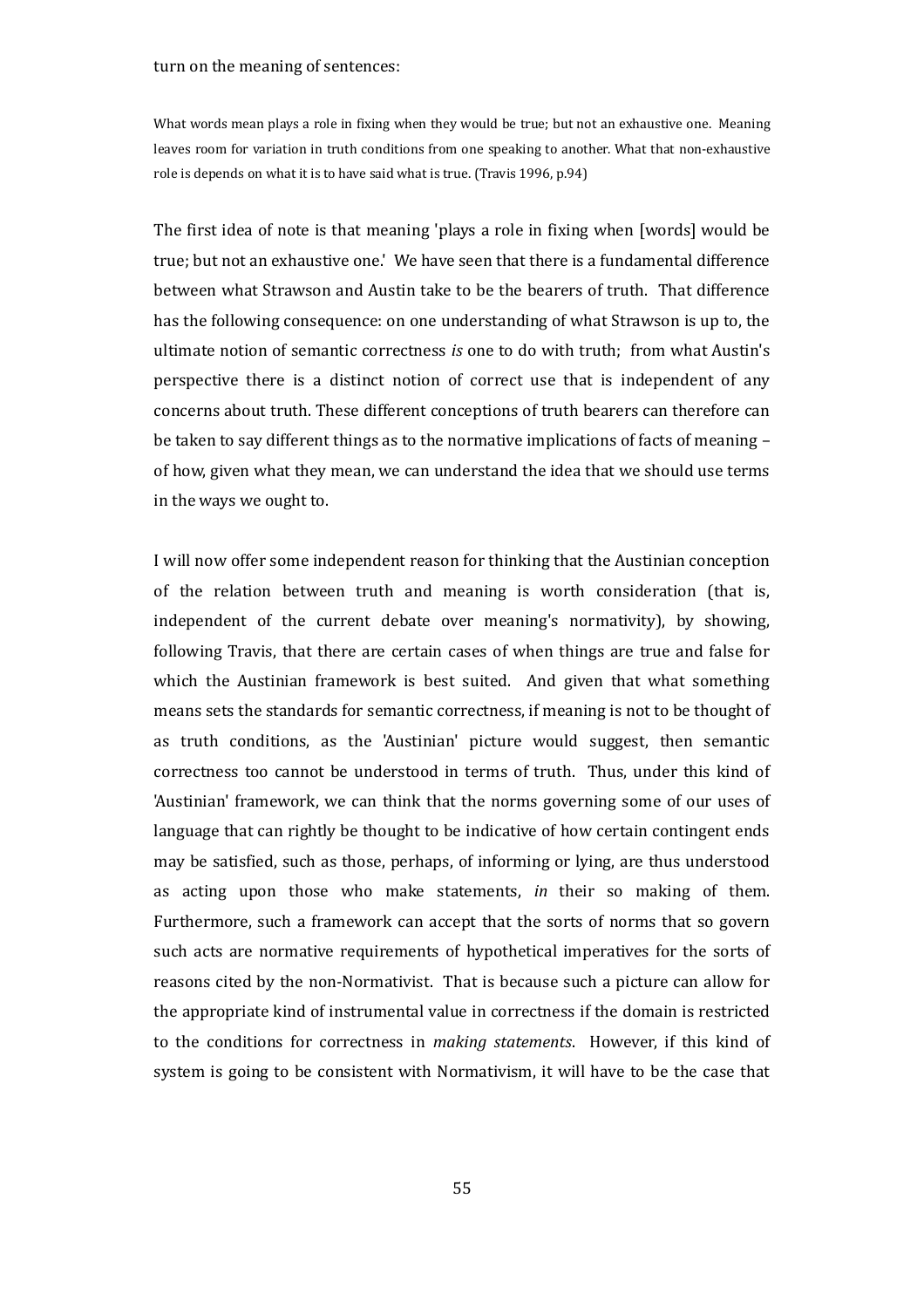turn on the meaning of sentences:

> What words mean plays a role in fixing when they would be true; but not an exhaustive one. Meaning leaves room for variation in truth conditions from one speaking to another. What that non-exhaustive role is depends on what it is to have said what is true. (Travis 1996, p.94)

The first idea of note is that meaning 'plays a role in fixing when [words] would be true; but not an exhaustive one.' We have seen that there is a fundamental difference between what Strawson and Austin take to be the bearers of truth. That difference has the following consequence: on one understanding of what Strawson is up to, the ultimate notion of semantic correctness *is* one to do with truth; from what Austin's perspective there is a distinct notion of correct use that is independent of any concerns about truth. These different conceptions of truth bearers can therefore can be taken to say different things as to the normative implications of facts of meaning – of how, given what they mean, we can understand the idea that we should use terms in the ways we ought to.

I will now offer some independent reason for thinking that the Austinian conception of the relation between truth and meaning is worth consideration (that is, independent of the current debate over meaning's normativity), by showing, following Travis, that there are certain cases of when things are true and false for which the Austinian framework is best suited. And given that what something means sets the standards for semantic correctness, if meaning is not to be thought of as truth conditions, as the 'Austinian' picture would suggest, then semantic correctness too cannot be understood in terms of truth. Thus, under this kind of 'Austinian' framework, we can think that the norms governing some of our uses of language that can rightly be thought to be indicative of how certain contingent ends may be satisfied, such as those, perhaps, of informing or lying, are thus understood as acting upon those who make statements, *in* their so making of them. Furthermore, such a framework can accept that the sorts of norms that so govern such acts are normative requirements of hypothetical imperatives for the sorts of reasons cited by the non-Normativist. That is because such a picture can allow for the appropriate kind of instrumental value in correctness if the domain is restricted to the conditions for correctness in *making statements*. However, if this kind of system is going to be consistent with Normativism, it will have to be the case that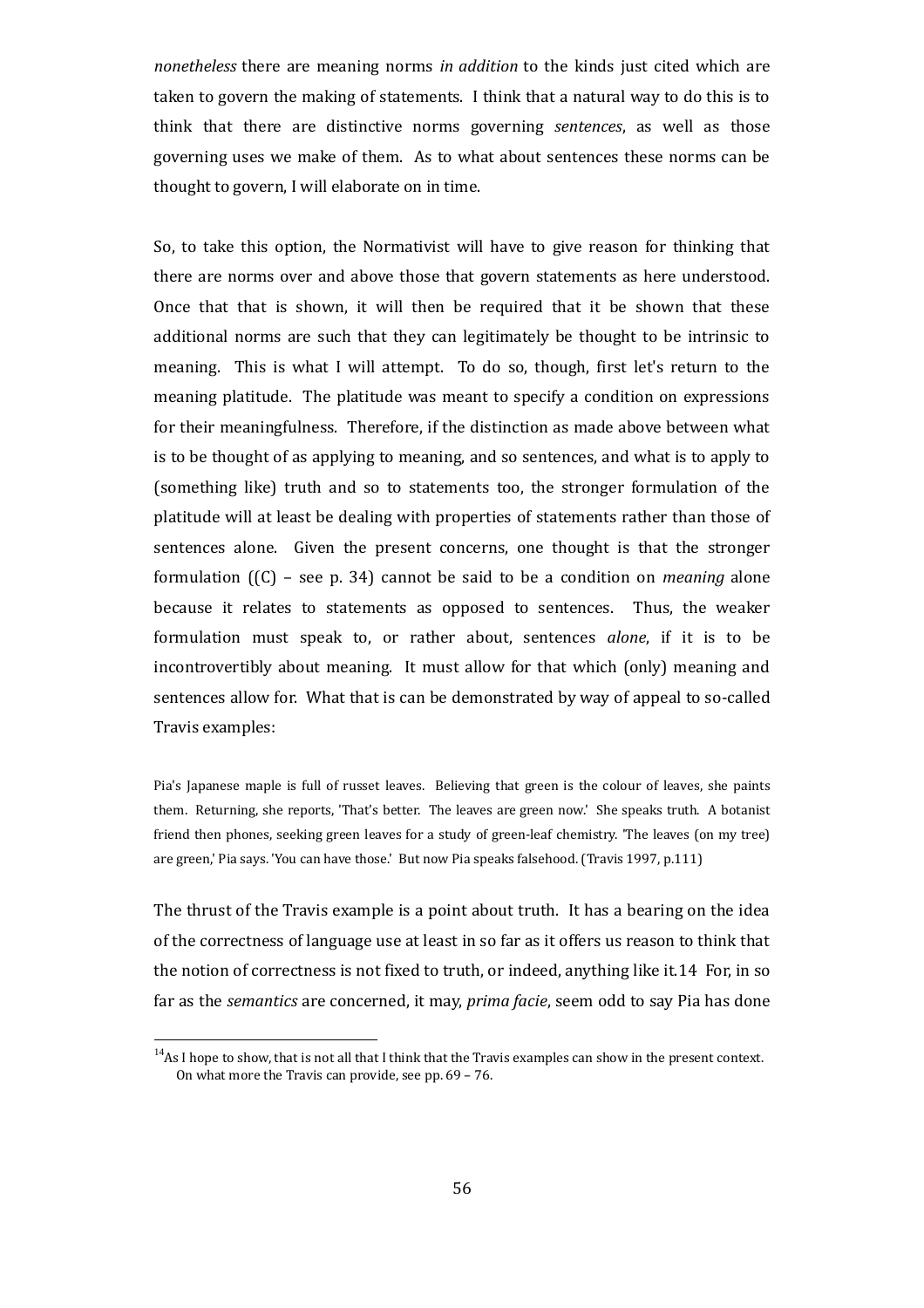*nonetheless* there are meaning norms *in addition* to the kinds just cited which are taken to govern the making of statements. I think that a natural way to do this is to think that there are distinctive norms governing *sentences*, as well as those governing uses we make of them. As to what about sentences these norms can be thought to govern, I will elaborate on in time.

So, to take this option, the Normativist will have to give reason for thinking that there are norms over and above those that govern statements as here understood. Once that that is shown, it will then be required that it be shown that these additional norms are such that they can legitimately be thought to be intrinsic to meaning. This is what I will attempt. To do so, though, first let's return to the meaning platitude. The platitude was meant to specify a condition on expressions for their meaningfulness. Therefore, if the distinction as made above between what is to be thought of as applying to meaning, and so sentences, and what is to apply to (something like) truth and so to statements too, the stronger formulation of the platitude will at least be dealing with properties of statements rather than those of sentences alone. Given the present concerns, one thought is that the stronger formulation ((C) – see p. 34) cannot be said to be a condition on *meaning* alone because it relates to statements as opposed to sentences. Thus, the weaker formulation must speak to, or rather about, sentences *alone*, if it is to be incontrovertibly about meaning. It must allow for that which (only) meaning and sentences allow for. What that is can be demonstrated by way of appeal to so-called Travis examples:

> Pia's Japanese maple is full of russet leaves. Believing that green is the colour of leaves, she paints them. Returning, she reports, 'That's better. The leaves are green now.' She speaks truth. A botanist friend then phones, seeking green leaves for a study of green-leaf chemistry. 'The leaves (on my tree) are green,' Pia says. 'You can have those.' But now Pia speaks falsehood. (Travis 1997, p.111)

The thrust of the Travis example is a point about truth. It has a bearing on the idea of the correctness of language use at least in so far as it offers us reason to think that the notion of correctness is not fixed to truth, or indeed, anything like it.[14] For, in so far as the *semantics* are concerned, it may, *prima facie*, seem odd to say Pia has done

[14] As I hope to show, that is not all that I think that the Travis examples can show in the present context. On what more the Travis can provide, see pp. 69 – 76.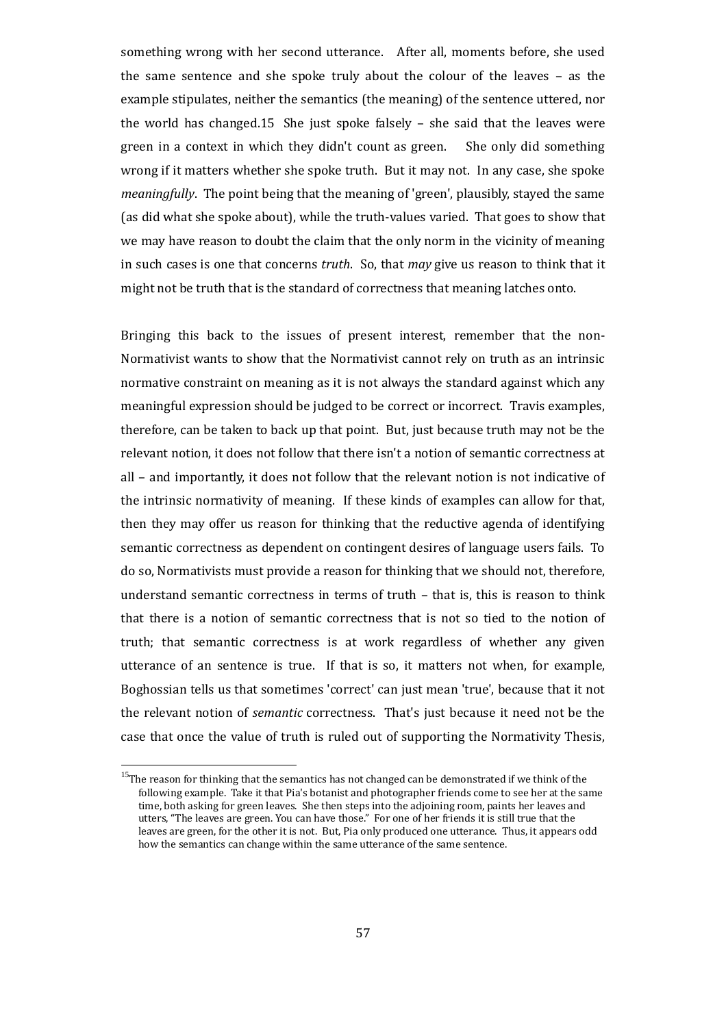something wrong with her second utterance. After all, moments before, she used the same sentence and she spoke truly about the colour of the leaves – as the example stipulates, neither the semantics (the meaning) of the sentence uttered, nor the world has changed.[15] She just spoke falsely – she said that the leaves were green in a context in which they didn't count as green. She only did something wrong if it matters whether she spoke truth. But it may not. In any case, she spoke *meaningfully*. The point being that the meaning of 'green', plausibly, stayed the same (as did what she spoke about), while the truth-values varied. That goes to show that we may have reason to doubt the claim that the only norm in the vicinity of meaning in such cases is one that concerns *truth*. So, that *may* give us reason to think that it might not be truth that is the standard of correctness that meaning latches onto.

Bringing this back to the issues of present interest, remember that the non-Normativist wants to show that the Normativist cannot rely on truth as an intrinsic normative constraint on meaning as it is not always the standard against which any meaningful expression should be judged to be correct or incorrect. Travis examples, therefore, can be taken to back up that point. But, just because truth may not be the relevant notion, it does not follow that there isn't a notion of semantic correctness at all – and importantly, it does not follow that the relevant notion is not indicative of the intrinsic normativity of meaning. If these kinds of examples can allow for that, then they may offer us reason for thinking that the reductive agenda of identifying semantic correctness as dependent on contingent desires of language users fails. To do so, Normativists must provide a reason for thinking that we should not, therefore, understand semantic correctness in terms of truth – that is, this is reason to think that there is a notion of semantic correctness that is not so tied to the notion of truth; that semantic correctness is at work regardless of whether any given utterance of an sentence is true. If that is so, it matters not when, for example, Boghossian tells us that sometimes 'correct' can just mean 'true', because that it not the relevant notion of *semantic* correctness. That's just because it need not be the case that once the value of truth is ruled out of supporting the Normativity Thesis,

[15] The reason for thinking that the semantics has not changed can be demonstrated if we think of the following example. Take it that Pia's botanist and photographer friends come to see her at the same time, both asking for green leaves. She then steps into the adjoining room, paints her leaves and utters, "The leaves are green. You can have those." For one of her friends it is still true that the leaves are green, for the other it is not. But, Pia only produced one utterance. Thus, it appears odd how the semantics can change within the same utterance of the same sentence.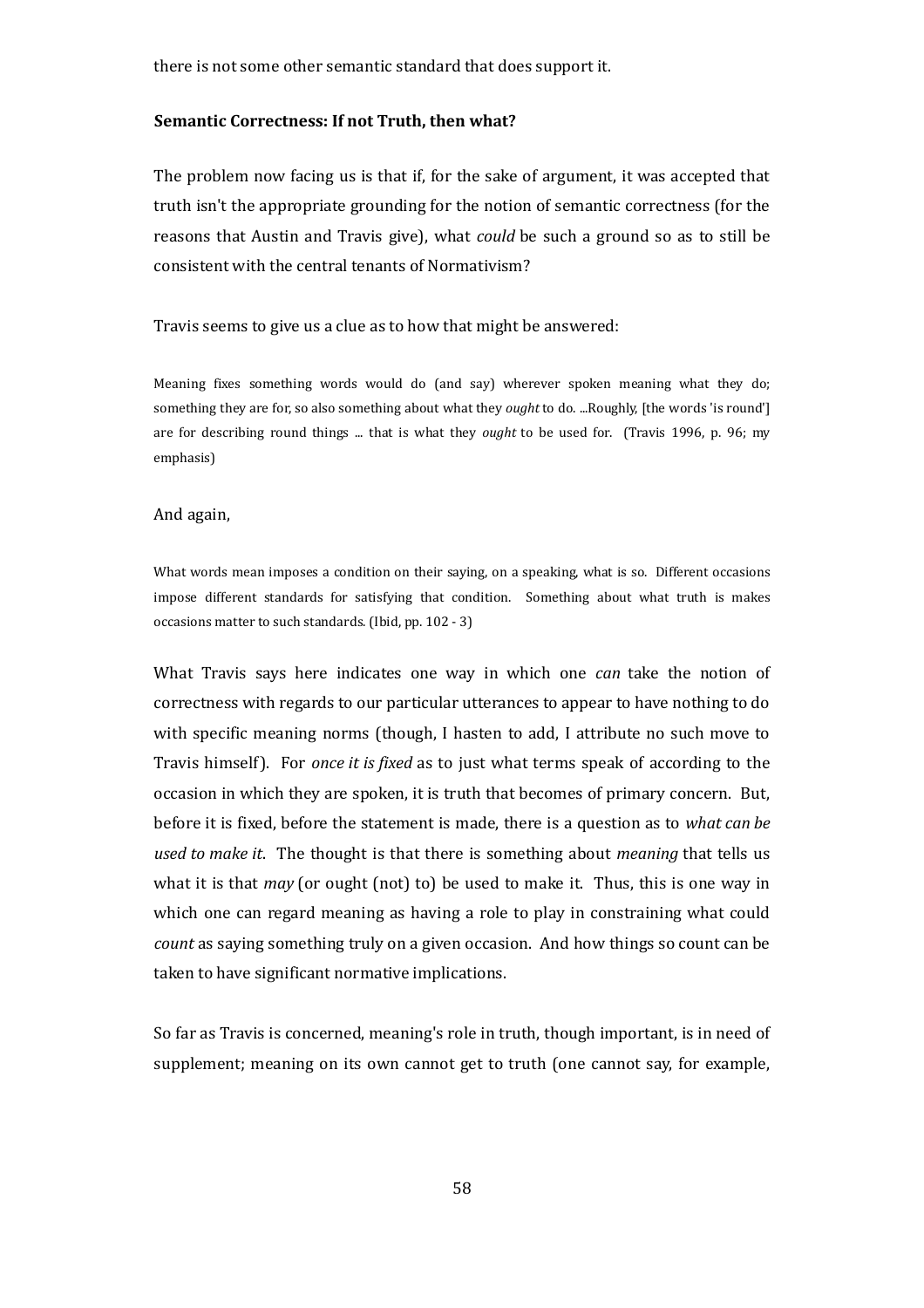there is not some other semantic standard that does support it.

**Semantic Correctness: If not Truth, then what?**

The problem now facing us is that if, for the sake of argument, it was accepted that truth isn't the appropriate grounding for the notion of semantic correctness (for the reasons that Austin and Travis give), what *could* be such a ground so as to still be consistent with the central tenants of Normativism?

Travis seems to give us a clue as to how that might be answered:

> Meaning fixes something words would do (and say) wherever spoken meaning what they do; something they are for, so also something about what they *ought* to do. ...Roughly, [the words 'is round'] are for describing round things ... that is what they *ought* to be used for. (Travis 1996, p. 96; my emphasis)

And again,

> What words mean imposes a condition on their saying, on a speaking, what is so. Different occasions impose different standards for satisfying that condition. Something about what truth is makes occasions matter to such standards. (Ibid, pp. 102 - 3)

What Travis says here indicates one way in which one *can* take the notion of correctness with regards to our particular utterances to appear to have nothing to do with specific meaning norms (though, I hasten to add, I attribute no such move to Travis himself). For *once it is fixed* as to just what terms speak of according to the occasion in which they are spoken, it is truth that becomes of primary concern. But, before it is fixed, before the statement is made, there is a question as to *what can be used to make it*. The thought is that there is something about *meaning* that tells us what it is that *may* (or ought (not) to) be used to make it. Thus, this is one way in which one can regard meaning as having a role to play in constraining what could *count* as saying something truly on a given occasion. And how things so count can be taken to have significant normative implications.

So far as Travis is concerned, meaning's role in truth, though important, is in need of supplement; meaning on its own cannot get to truth (one cannot say, for example,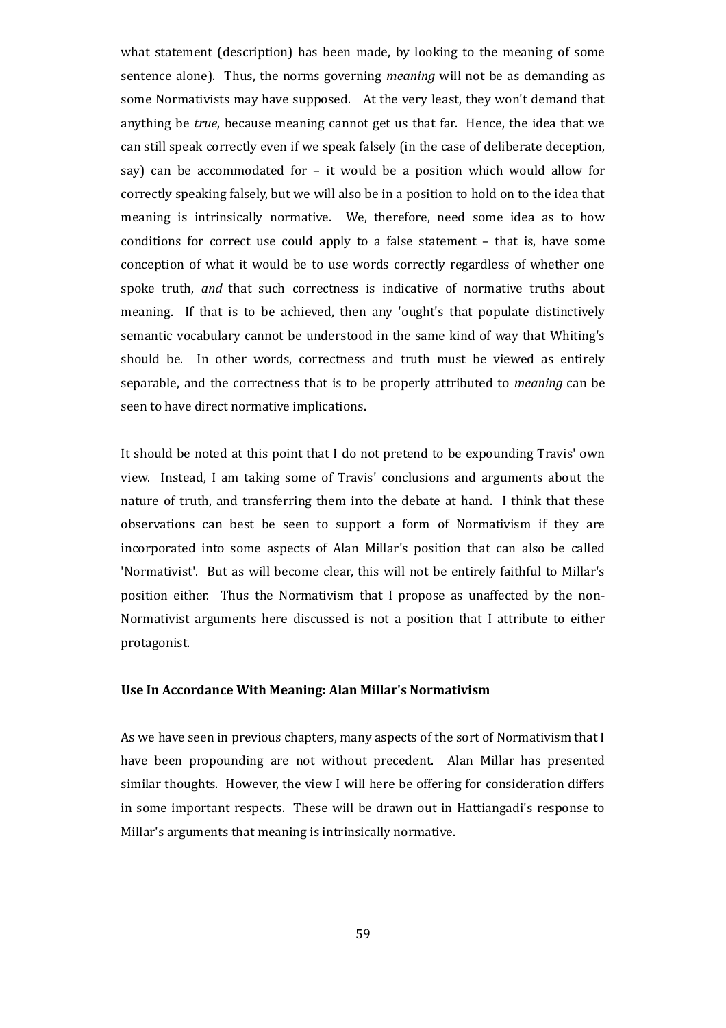what statement (description) has been made, by looking to the meaning of some sentence alone). Thus, the norms governing *meaning* will not be as demanding as some Normativists may have supposed. At the very least, they won't demand that anything be *true*, because meaning cannot get us that far. Hence, the idea that we can still speak correctly even if we speak falsely (in the case of deliberate deception, say) can be accommodated for – it would be a position which would allow for correctly speaking falsely, but we will also be in a position to hold on to the idea that meaning is intrinsically normative. We, therefore, need some idea as to how conditions for correct use could apply to a false statement – that is, have some conception of what it would be to use words correctly regardless of whether one spoke truth, *and* that such correctness is indicative of normative truths about meaning. If that is to be achieved, then any 'ought's that populate distinctively semantic vocabulary cannot be understood in the same kind of way that Whiting's should be. In other words, correctness and truth must be viewed as entirely separable, and the correctness that is to be properly attributed to *meaning* can be seen to have direct normative implications.

It should be noted at this point that I do not pretend to be expounding Travis' own view. Instead, I am taking some of Travis' conclusions and arguments about the nature of truth, and transferring them into the debate at hand. I think that these observations can best be seen to support a form of Normativism if they are incorporated into some aspects of Alan Millar's position that can also be called 'Normativist'. But as will become clear, this will not be entirely faithful to Millar's position either. Thus the Normativism that I propose as unaffected by the non-Normativist arguments here discussed is not a position that I attribute to either protagonist.

### Use In Accordance With Meaning: Alan Millar's Normativism

As we have seen in previous chapters, many aspects of the sort of Normativism that I have been propounding are not without precedent. Alan Millar has presented similar thoughts. However, the view I will here be offering for consideration differs in some important respects. These will be drawn out in Hattiangadi's response to Millar's arguments that meaning is intrinsically normative.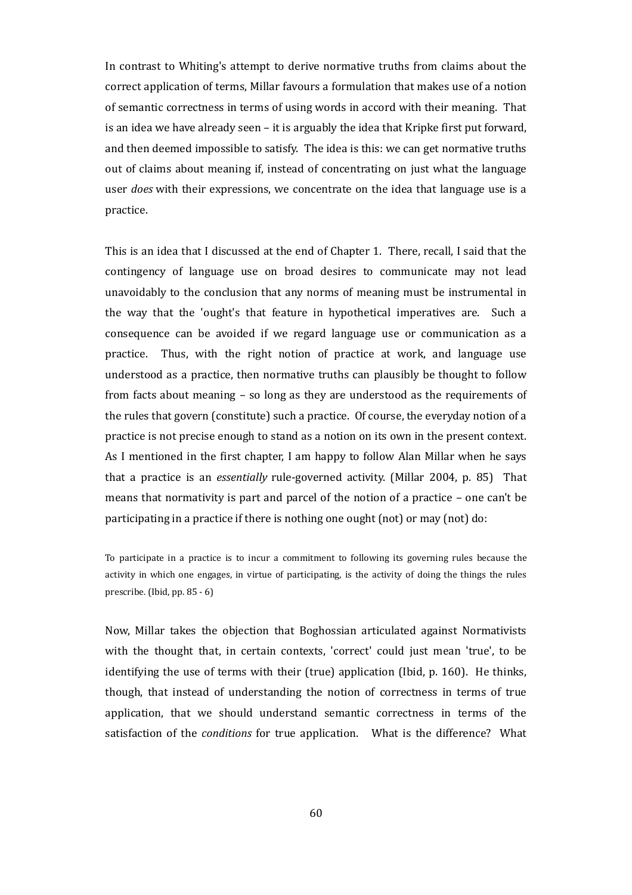In contrast to Whiting's attempt to derive normative truths from claims about the correct application of terms, Millar favours a formulation that makes use of a notion of semantic correctness in terms of using words in accord with their meaning. That is an idea we have already seen – it is arguably the idea that Kripke first put forward, and then deemed impossible to satisfy. The idea is this: we can get normative truths out of claims about meaning if, instead of concentrating on just what the language user *does* with their expressions, we concentrate on the idea that language use is a practice.

This is an idea that I discussed at the end of Chapter 1. There, recall, I said that the contingency of language use on broad desires to communicate may not lead unavoidably to the conclusion that any norms of meaning must be instrumental in the way that the 'ought's that feature in hypothetical imperatives are. Such a consequence can be avoided if we regard language use or communication as a practice. Thus, with the right notion of practice at work, and language use understood as a practice, then normative truths can plausibly be thought to follow from facts about meaning – so long as they are understood as the requirements of the rules that govern (constitute) such a practice. Of course, the everyday notion of a practice is not precise enough to stand as a notion on its own in the present context. As I mentioned in the first chapter, I am happy to follow Alan Millar when he says that a practice is an *essentially* rule-governed activity. (Millar 2004, p. 85) That means that normativity is part and parcel of the notion of a practice – one can't be participating in a practice if there is nothing one ought (not) or may (not) do:

> To participate in a practice is to incur a commitment to following its governing rules because the activity in which one engages, in virtue of participating, is the activity of doing the things the rules prescribe. (Ibid, pp. 85 - 6)

Now, Millar takes the objection that Boghossian articulated against Normativists with the thought that, in certain contexts, 'correct' could just mean 'true', to be identifying the use of terms with their (true) application (Ibid, p. 160). He thinks, though, that instead of understanding the notion of correctness in terms of true application, that we should understand semantic correctness in terms of the satisfaction of the *conditions* for true application. What is the difference? What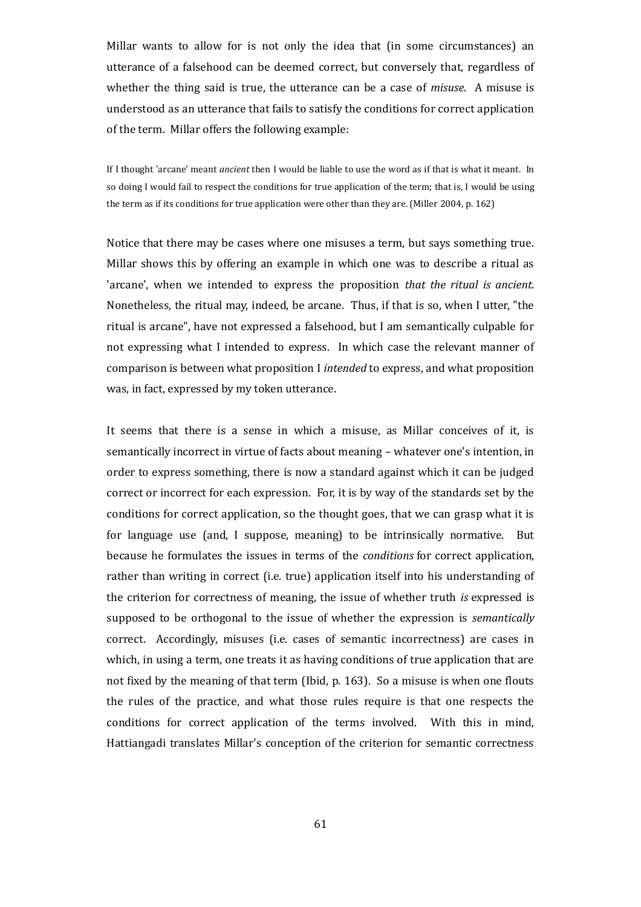Millar wants to allow for is not only the idea that (in some circumstances) an utterance of a falsehood can be deemed correct, but conversely that, regardless of whether the thing said is true, the utterance can be a case of *misuse*. A misuse is understood as an utterance that fails to satisfy the conditions for correct application of the term. Millar offers the following example:

> If I thought 'arcane' meant *ancient* then I would be liable to use the word as if that is what it meant. In so doing I would fail to respect the conditions for true application of the term; that is, I would be using the term as if its conditions for true application were other than they are. (Miller 2004, p. 162)

Notice that there may be cases where one misuses a term, but says something true. Millar shows this by offering an example in which one was to describe a ritual as 'arcane', when we intended to express the proposition *that the ritual is ancient*. Nonetheless, the ritual may, indeed, be arcane. Thus, if that is so, when I utter, "the ritual is arcane", have not expressed a falsehood, but I am semantically culpable for not expressing what I intended to express. In which case the relevant manner of comparison is between what proposition I *intended* to express, and what proposition was, in fact, expressed by my token utterance.

It seems that there is a sense in which a misuse, as Millar conceives of it, is semantically incorrect in virtue of facts about meaning – whatever one's intention, in order to express something, there is now a standard against which it can be judged correct or incorrect for each expression. For, it is by way of the standards set by the conditions for correct application, so the thought goes, that we can grasp what it is for language use (and, I suppose, meaning) to be intrinsically normative. But because he formulates the issues in terms of the *conditions* for correct application, rather than writing in correct (i.e. true) application itself into his understanding of the criterion for correctness of meaning, the issue of whether truth *is* expressed is supposed to be orthogonal to the issue of whether the expression is *semantically* correct. Accordingly, misuses (i.e. cases of semantic incorrectness) are cases in which, in using a term, one treats it as having conditions of true application that are not fixed by the meaning of that term (Ibid, p. 163). So a misuse is when one flouts the rules of the practice, and what those rules require is that one respects the conditions for correct application of the terms involved. With this in mind, Hattiangadi translates Millar's conception of the criterion for semantic correctness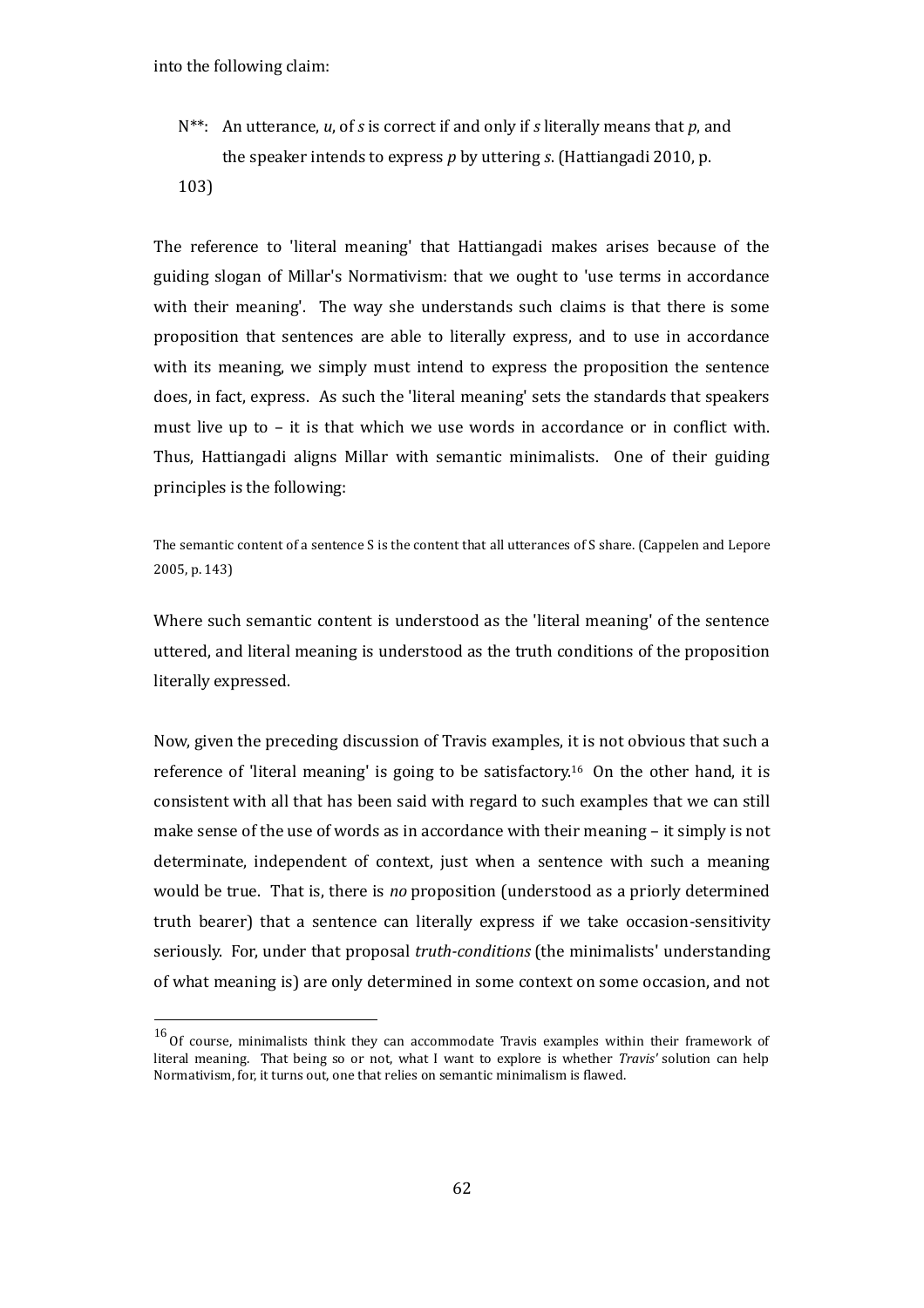into the following claim:

> N**: An utterance, *u*, of *s* is correct if and only if *s* literally means that *p*, and the speaker intends to express *p* by uttering *s*. (Hattiangadi 2010, p. 103)

The reference to 'literal meaning' that Hattiangadi makes arises because of the guiding slogan of Millar's Normativism: that we ought to 'use terms in accordance with their meaning'. The way she understands such claims is that there is some proposition that sentences are able to literally express, and to use in accordance with its meaning, we simply must intend to express the proposition the sentence does, in fact, express. As such the 'literal meaning' sets the standards that speakers must live up to – it is that which we use words in accordance or in conflict with. Thus, Hattiangadi aligns Millar with semantic minimalists. One of their guiding principles is the following:

> The semantic content of a sentence S is the content that all utterances of S share. (Cappelen and Lepore 2005, p. 143)

Where such semantic content is understood as the 'literal meaning' of the sentence uttered, and literal meaning is understood as the truth conditions of the proposition literally expressed.

Now, given the preceding discussion of Travis examples, it is not obvious that such a reference of 'literal meaning' is going to be satisfactory.[16] On the other hand, it is consistent with all that has been said with regard to such examples that we can still make sense of the use of words as in accordance with their meaning – it simply is not determinate, independent of context, just when a sentence with such a meaning would be true. That is, there is *no* proposition (understood as a priorly determined truth bearer) that a sentence can literally express if we take occasion-sensitivity seriously. For, under that proposal *truth-conditions* (the minimalists' understanding of what meaning is) are only determined in some context on some occasion, and not

[16] Of course, minimalists think they can accommodate Travis examples within their framework of literal meaning. That being so or not, what I want to explore is whether *Travis'* solution can help Normativism, for, it turns out, one that relies on semantic minimalism is flawed.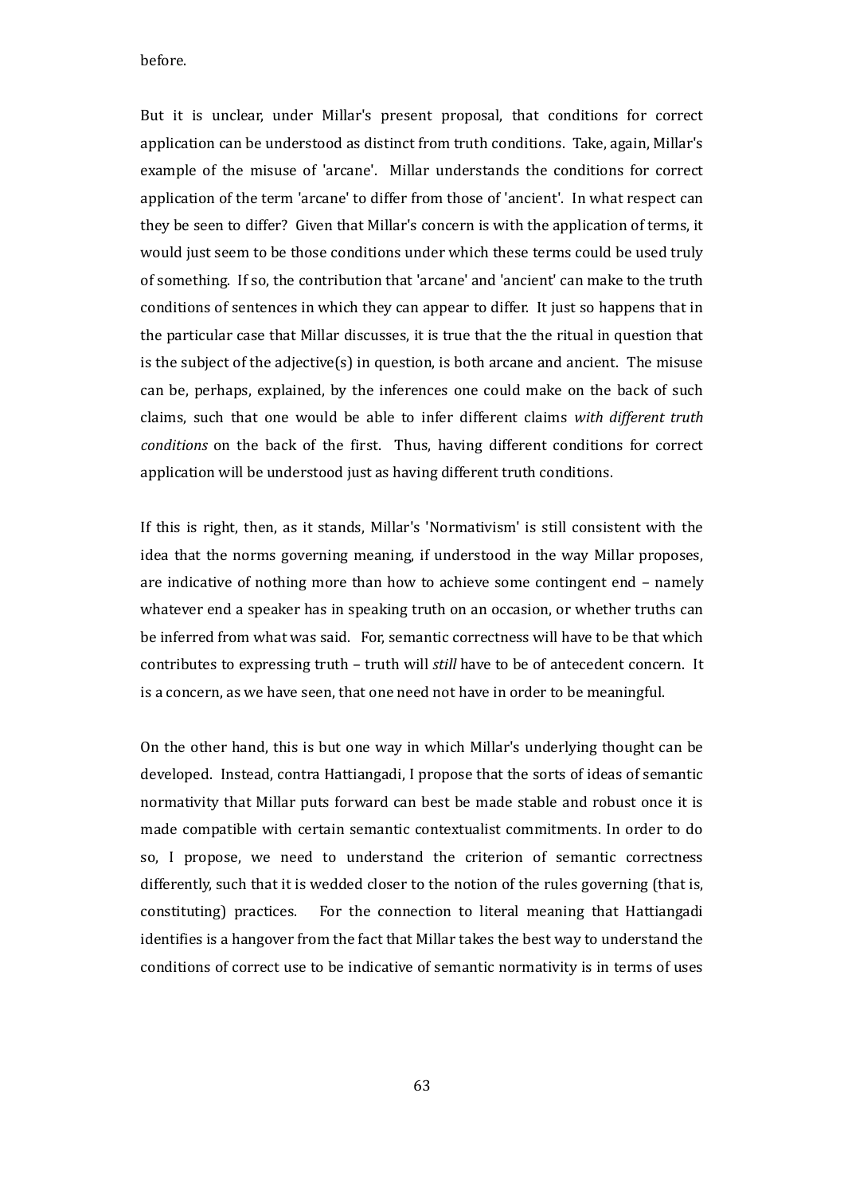before.

But it is unclear, under Millar's present proposal, that conditions for correct application can be understood as distinct from truth conditions. Take, again, Millar's example of the misuse of 'arcane'. Millar understands the conditions for correct application of the term 'arcane' to differ from those of 'ancient'. In what respect can they be seen to differ? Given that Millar's concern is with the application of terms, it would just seem to be those conditions under which these terms could be used truly of something. If so, the contribution that 'arcane' and 'ancient' can make to the truth conditions of sentences in which they can appear to differ. It just so happens that in the particular case that Millar discusses, it is true that the the ritual in question that is the subject of the adjective(s) in question, is both arcane and ancient. The misuse can be, perhaps, explained, by the inferences one could make on the back of such claims, such that one would be able to infer different claims *with different truth conditions* on the back of the first. Thus, having different conditions for correct application will be understood just as having different truth conditions.

If this is right, then, as it stands, Millar's 'Normativism' is still consistent with the idea that the norms governing meaning, if understood in the way Millar proposes, are indicative of nothing more than how to achieve some contingent end – namely whatever end a speaker has in speaking truth on an occasion, or whether truths can be inferred from what was said. For, semantic correctness will have to be that which contributes to expressing truth – truth will *still* have to be of antecedent concern. It is a concern, as we have seen, that one need not have in order to be meaningful.

On the other hand, this is but one way in which Millar's underlying thought can be developed. Instead, contra Hattiangadi, I propose that the sorts of ideas of semantic normativity that Millar puts forward can best be made stable and robust once it is made compatible with certain semantic contextualist commitments. In order to do so, I propose, we need to understand the criterion of semantic correctness differently, such that it is wedded closer to the notion of the rules governing (that is, constituting) practices. For the connection to literal meaning that Hattiangadi identifies is a hangover from the fact that Millar takes the best way to understand the conditions of correct use to be indicative of semantic normativity is in terms of uses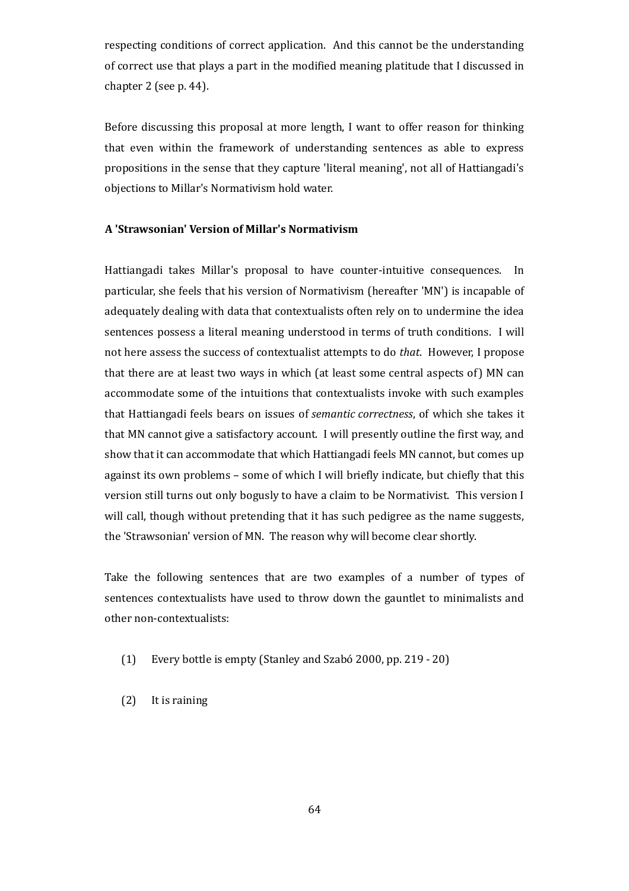respecting conditions of correct application. And this cannot be the understanding of correct use that plays a part in the modified meaning platitude that I discussed in chapter 2 (see p. 44).

Before discussing this proposal at more length, I want to offer reason for thinking that even within the framework of understanding sentences as able to express propositions in the sense that they capture 'literal meaning', not all of Hattiangadi's objections to Millar's Normativism hold water.

### A 'Strawsonian' Version of Millar's Normativism

Hattiangadi takes Millar's proposal to have counter-intuitive consequences. In particular, she feels that his version of Normativism (hereafter 'MN') is incapable of adequately dealing with data that contextualists often rely on to undermine the idea sentences possess a literal meaning understood in terms of truth conditions. I will not here assess the success of contextualist attempts to do *that*. However, I propose that there are at least two ways in which (at least some central aspects of) MN can accommodate some of the intuitions that contextualists invoke with such examples that Hattiangadi feels bears on issues of *semantic correctness*, of which she takes it that MN cannot give a satisfactory account. I will presently outline the first way, and show that it can accommodate that which Hattiangadi feels MN cannot, but comes up against its own problems – some of which I will briefly indicate, but chiefly that this version still turns out only bogusly to have a claim to be Normativist. This version I will call, though without pretending that it has such pedigree as the name suggests, the 'Strawsonian' version of MN. The reason why will become clear shortly.

Take the following sentences that are two examples of a number of types of sentences contextualists have used to throw down the gauntlet to minimalists and other non-contextualists:

(1) Every bottle is empty (Stanley and Szabó 2000, pp. 219 - 20)

(2) It is raining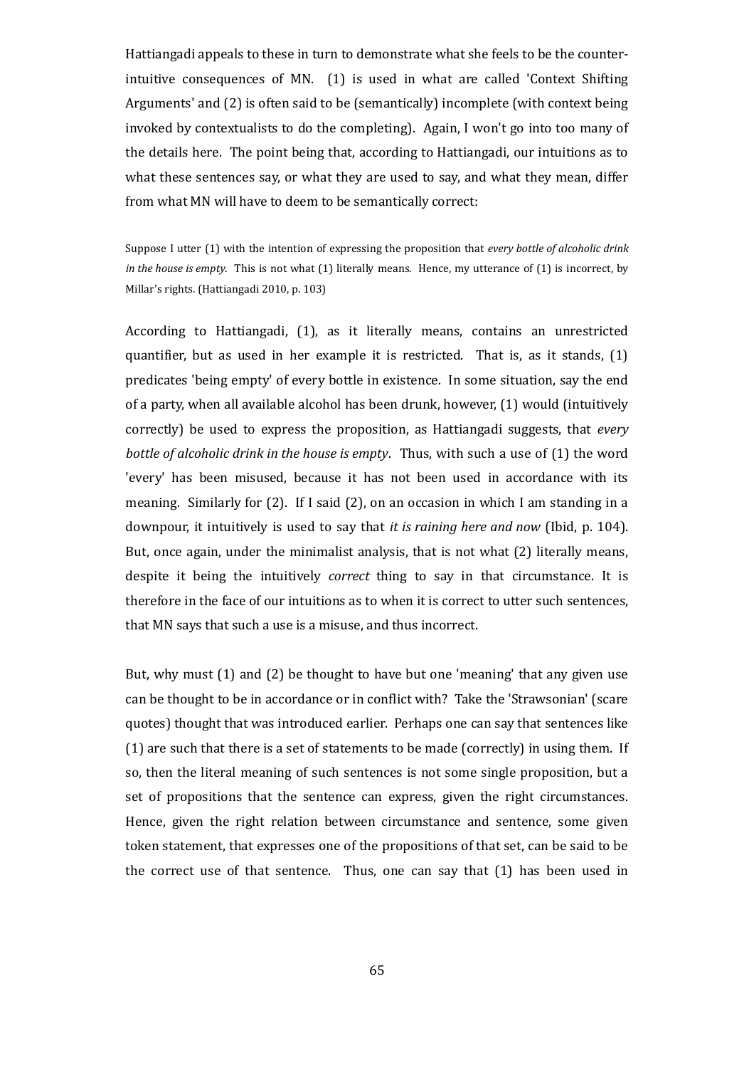Hattiangadi appeals to these in turn to demonstrate what she feels to be the counter-intuitive consequences of MN. (1) is used in what are called 'Context Shifting Arguments' and (2) is often said to be (semantically) incomplete (with context being invoked by contextualists to do the completing). Again, I won't go into too many of the details here. The point being that, according to Hattiangadi, our intuitions as to what these sentences say, or what they are used to say, and what they mean, differ from what MN will have to deem to be semantically correct:

> Suppose I utter (1) with the intention of expressing the proposition that *every bottle of alcoholic drink in the house is empty*. This is not what (1) literally means. Hence, my utterance of (1) is incorrect, by Millar's rights. (Hattiangadi 2010, p. 103)

According to Hattiangadi, (1), as it literally means, contains an unrestricted quantifier, but as used in her example it is restricted. That is, as it stands, (1) predicates 'being empty' of every bottle in existence. In some situation, say the end of a party, when all available alcohol has been drunk, however, (1) would (intuitively correctly) be used to express the proposition, as Hattiangadi suggests, that *every bottle of alcoholic drink in the house is empty*. Thus, with such a use of (1) the word 'every' has been misused, because it has not been used in accordance with its meaning. Similarly for (2). If I said (2), on an occasion in which I am standing in a downpour, it intuitively is used to say that *it is raining here and now* (Ibid, p. 104). But, once again, under the minimalist analysis, that is not what (2) literally means, despite it being the intuitively *correct* thing to say in that circumstance. It is therefore in the face of our intuitions as to when it is correct to utter such sentences, that MN says that such a use is a misuse, and thus incorrect.

But, why must (1) and (2) be thought to have but one 'meaning' that any given use can be thought to be in accordance or in conflict with? Take the 'Strawsonian' (scare quotes) thought that was introduced earlier. Perhaps one can say that sentences like (1) are such that there is a set of statements to be made (correctly) in using them. If so, then the literal meaning of such sentences is not some single proposition, but a set of propositions that the sentence can express, given the right circumstances. Hence, given the right relation between circumstance and sentence, some given token statement, that expresses one of the propositions of that set, can be said to be the correct use of that sentence. Thus, one can say that (1) has been used in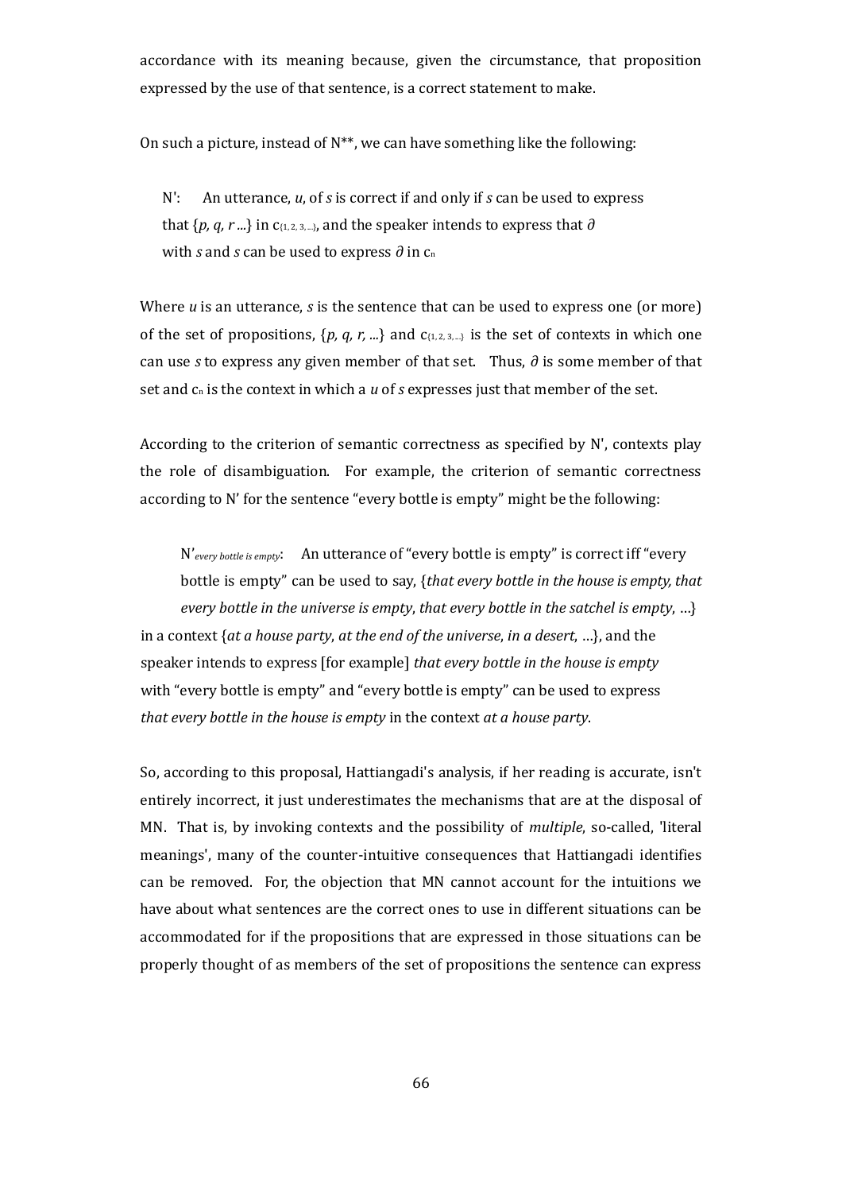accordance with its meaning because, given the circumstance, that proposition expressed by the use of that sentence, is a correct statement to make.

On such a picture, instead of N**, we can have something like the following:

> N': An utterance, *u*, of *s* is correct if and only if *s* can be used to express that {*p, q, r* ...} in $c_{\{1, 2, 3, ...\}}$, and the speaker intends to express that $\partial$ with *s* and *s* can be used to express $\partial$ in $c_n$

Where *u* is an utterance, *s* is the sentence that can be used to express one (or more) of the set of propositions, {*p, q, r,* ...} and $c_{\{1, 2, 3, ...\}}$ is the set of contexts in which one can use *s* to express any given member of that set. Thus, $\partial$ is some member of that set and $c_n$ is the context in which a *u* of *s* expresses just that member of the set.

According to the criterion of semantic correctness as specified by N', contexts play the role of disambiguation. For example, the criterion of semantic correctness according to N' for the sentence "every bottle is empty" might be the following:

> N'*every bottle is empty*: An utterance of "every bottle is empty" is correct iff "every bottle is empty" can be used to say, {*that every bottle in the house is empty, that every bottle in the universe is empty*, *that every bottle in the satchel is empty*, …} in a context {*at a house party*, *at the end of the universe*, *in a desert*, …}, and the speaker intends to express [for example] *that every bottle in the house is empty* with "every bottle is empty" and "every bottle is empty" can be used to express *that every bottle in the house is empty* in the context *at a house party*.

So, according to this proposal, Hattiangadi's analysis, if her reading is accurate, isn't entirely incorrect, it just underestimates the mechanisms that are at the disposal of MN. That is, by invoking contexts and the possibility of *multiple*, so-called, 'literal meanings', many of the counter-intuitive consequences that Hattiangadi identifies can be removed. For, the objection that MN cannot account for the intuitions we have about what sentences are the correct ones to use in different situations can be accommodated for if the propositions that are expressed in those situations can be properly thought of as members of the set of propositions the sentence can express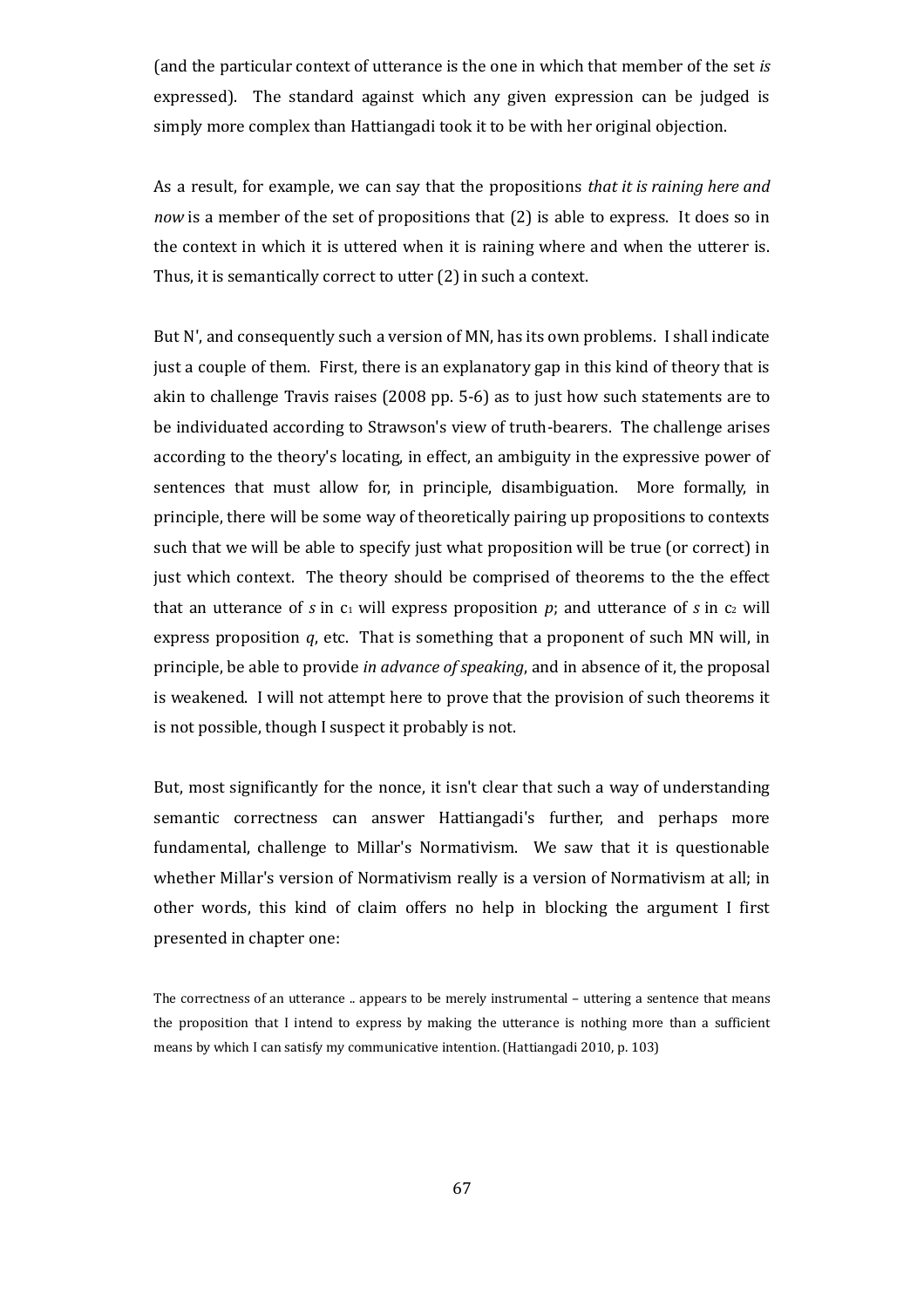(and the particular context of utterance is the one in which that member of the set *is* expressed). The standard against which any given expression can be judged is simply more complex than Hattiangadi took it to be with her original objection.

As a result, for example, we can say that the propositions *that it is raining here and now* is a member of the set of propositions that (2) is able to express. It does so in the context in which it is uttered when it is raining where and when the utterer is. Thus, it is semantically correct to utter (2) in such a context.

But N', and consequently such a version of MN, has its own problems. I shall indicate just a couple of them. First, there is an explanatory gap in this kind of theory that is akin to challenge Travis raises (2008 pp. 5-6) as to just how such statements are to be individuated according to Strawson's view of truth-bearers. The challenge arises according to the theory's locating, in effect, an ambiguity in the expressive power of sentences that must allow for, in principle, disambiguation. More formally, in principle, there will be some way of theoretically pairing up propositions to contexts such that we will be able to specify just what proposition will be true (or correct) in just which context. The theory should be comprised of theorems to the the effect that an utterance of *s* in $c_1$ will express proposition *p*; and utterance of *s* in $c_2$ will express proposition *q*, etc. That is something that a proponent of such MN will, in principle, be able to provide *in advance of speaking*, and in absence of it, the proposal is weakened. I will not attempt here to prove that the provision of such theorems it is not possible, though I suspect it probably is not.

But, most significantly for the nonce, it isn't clear that such a way of understanding semantic correctness can answer Hattiangadi's further, and perhaps more fundamental, challenge to Millar's Normativism. We saw that it is questionable whether Millar's version of Normativism really is a version of Normativism at all; in other words, this kind of claim offers no help in blocking the argument I first presented in chapter one:

> The correctness of an utterance .. appears to be merely instrumental – uttering a sentence that means the proposition that I intend to express by making the utterance is nothing more than a sufficient means by which I can satisfy my communicative intention. (Hattiangadi 2010, p. 103)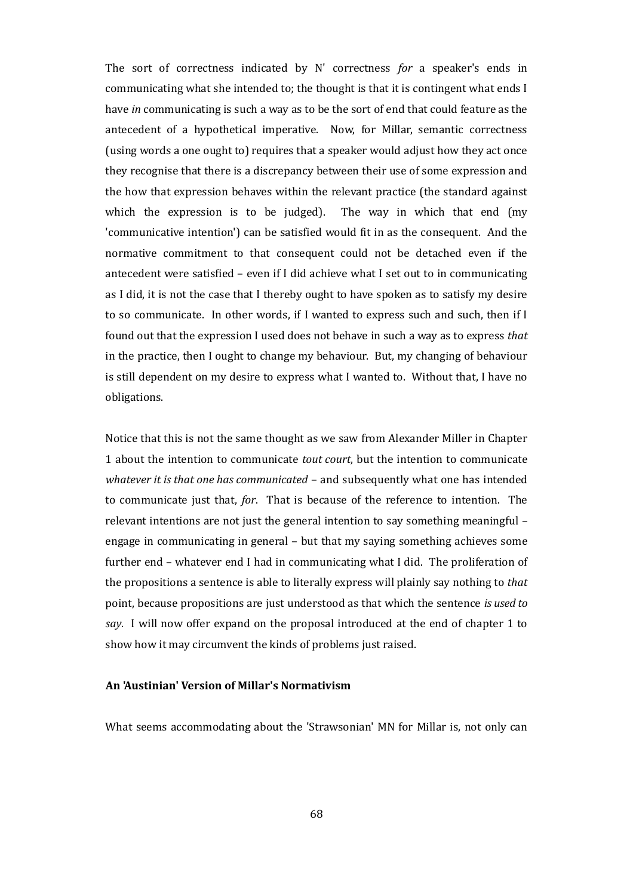The sort of correctness indicated by N' correctness *for* a speaker's ends in communicating what she intended to; the thought is that it is contingent what ends I have *in* communicating is such a way as to be the sort of end that could feature as the antecedent of a hypothetical imperative. Now, for Millar, semantic correctness (using words a one ought to) requires that a speaker would adjust how they act once they recognise that there is a discrepancy between their use of some expression and the how that expression behaves within the relevant practice (the standard against which the expression is to be judged). The way in which that end (my 'communicative intention') can be satisfied would fit in as the consequent. And the normative commitment to that consequent could not be detached even if the antecedent were satisfied – even if I did achieve what I set out to in communicating as I did, it is not the case that I thereby ought to have spoken as to satisfy my desire to so communicate. In other words, if I wanted to express such and such, then if I found out that the expression I used does not behave in such a way as to express *that* in the practice, then I ought to change my behaviour. But, my changing of behaviour is still dependent on my desire to express what I wanted to. Without that, I have no obligations.

Notice that this is not the same thought as we saw from Alexander Miller in Chapter 1 about the intention to communicate *tout court*, but the intention to communicate *whatever it is that one has communicated* – and subsequently what one has intended to communicate just that, *for*. That is because of the reference to intention. The relevant intentions are not just the general intention to say something meaningful – engage in communicating in general – but that my saying something achieves some further end – whatever end I had in communicating what I did. The proliferation of the propositions a sentence is able to literally express will plainly say nothing to *that* point, because propositions are just understood as that which the sentence *is used to say*. I will now offer expand on the proposal introduced at the end of chapter 1 to show how it may circumvent the kinds of problems just raised.

### An 'Austinian' Version of Millar's Normativism

What seems accommodating about the 'Strawsonian' MN for Millar is, not only can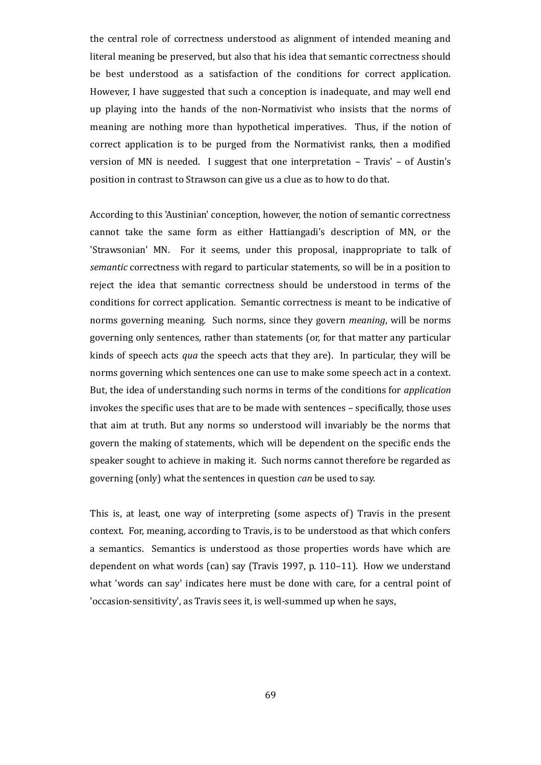the central role of correctness understood as alignment of intended meaning and literal meaning be preserved, but also that his idea that semantic correctness should be best understood as a satisfaction of the conditions for correct application. However, I have suggested that such a conception is inadequate, and may well end up playing into the hands of the non-Normativist who insists that the norms of meaning are nothing more than hypothetical imperatives. Thus, if the notion of correct application is to be purged from the Normativist ranks, then a modified version of MN is needed. I suggest that one interpretation – Travis' – of Austin's position in contrast to Strawson can give us a clue as to how to do that.

According to this 'Austinian' conception, however, the notion of semantic correctness cannot take the same form as either Hattiangadi's description of MN, or the 'Strawsonian' MN. For it seems, under this proposal, inappropriate to talk of *semantic* correctness with regard to particular statements, so will be in a position to reject the idea that semantic correctness should be understood in terms of the conditions for correct application. Semantic correctness is meant to be indicative of norms governing meaning. Such norms, since they govern *meaning*, will be norms governing only sentences, rather than statements (or, for that matter any particular kinds of speech acts *qua* the speech acts that they are). In particular, they will be norms governing which sentences one can use to make some speech act in a context. But, the idea of understanding such norms in terms of the conditions for *application* invokes the specific uses that are to be made with sentences – specifically, those uses that aim at truth. But any norms so understood will invariably be the norms that govern the making of statements, which will be dependent on the specific ends the speaker sought to achieve in making it. Such norms cannot therefore be regarded as governing (only) what the sentences in question *can* be used to say.

This is, at least, one way of interpreting (some aspects of) Travis in the present context. For, meaning, according to Travis, is to be understood as that which confers a semantics. Semantics is understood as those properties words have which are dependent on what words (can) say (Travis 1997, p. 110–11). How we understand what 'words can say' indicates here must be done with care, for a central point of 'occasion-sensitivity', as Travis sees it, is well-summed up when he says,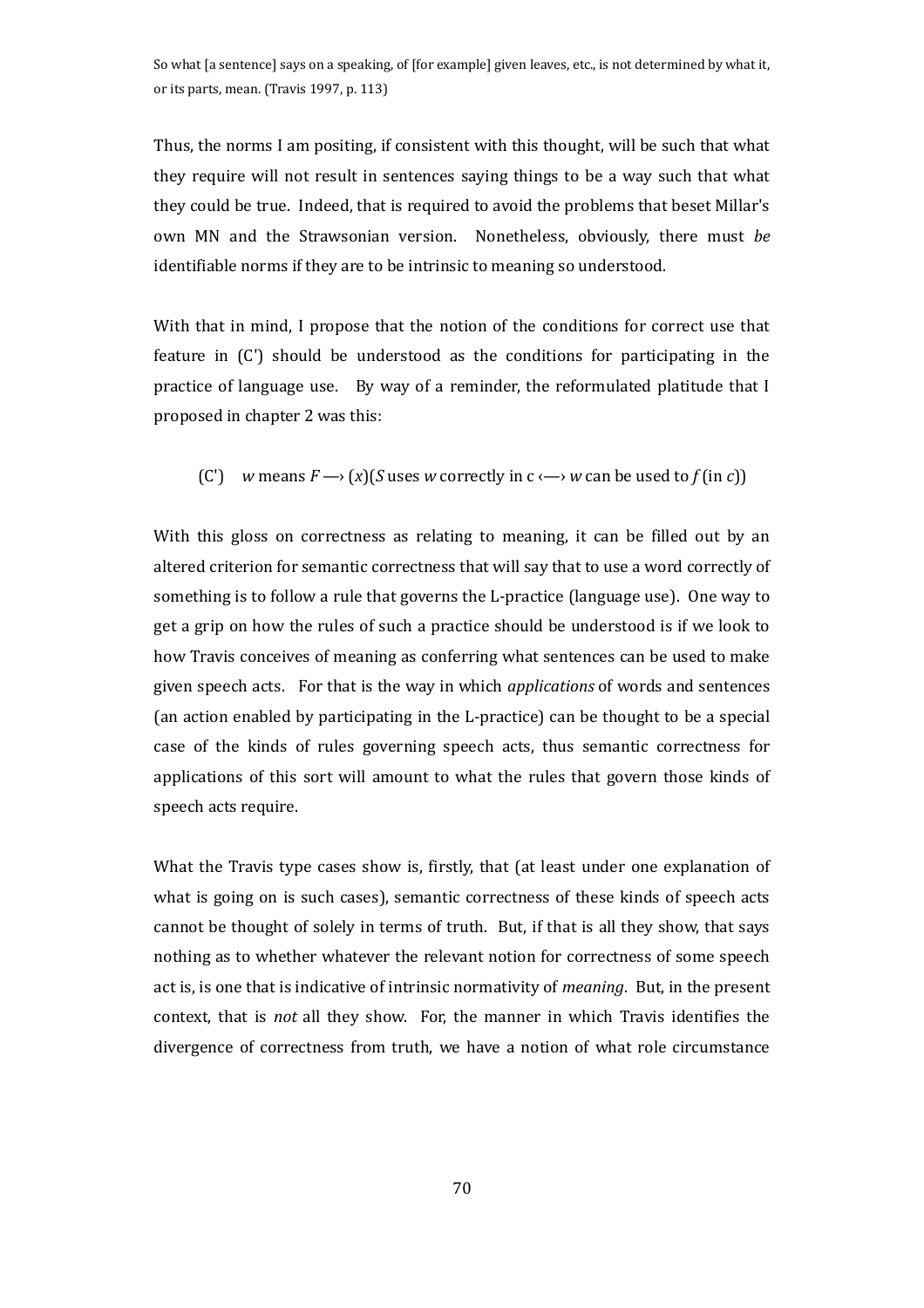So what [a sentence] says on a speaking, of [for example] given leaves, etc., is not determined by what it, or its parts, mean. (Travis 1997, p. 113)

Thus, the norms I am positing, if consistent with this thought, will be such that what they require will not result in sentences saying things to be a way such that what they could be true. Indeed, that is required to avoid the problems that beset Millar's own MN and the Strawsonian version. Nonetheless, obviously, there must *be* identifiable norms if they are to be intrinsic to meaning so understood.

With that in mind, I propose that the notion of the conditions for correct use that feature in (C') should be understood as the conditions for participating in the practice of language use. By way of a reminder, the reformulated platitude that I proposed in chapter 2 was this:

(C') *w* means *F* —› (*x*)(*S* uses *w* correctly in c ‹—› *w* can be used to *f* (in *c*))

With this gloss on correctness as relating to meaning, it can be filled out by an altered criterion for semantic correctness that will say that to use a word correctly of something is to follow a rule that governs the L-practice (language use). One way to get a grip on how the rules of such a practice should be understood is if we look to how Travis conceives of meaning as conferring what sentences can be used to make given speech acts. For that is the way in which *applications* of words and sentences (an action enabled by participating in the L-practice) can be thought to be a special case of the kinds of rules governing speech acts, thus semantic correctness for applications of this sort will amount to what the rules that govern those kinds of speech acts require.

What the Travis type cases show is, firstly, that (at least under one explanation of what is going on is such cases), semantic correctness of these kinds of speech acts cannot be thought of solely in terms of truth. But, if that is all they show, that says nothing as to whether whatever the relevant notion for correctness of some speech act is, is one that is indicative of intrinsic normativity of *meaning*. But, in the present context, that is *not* all they show. For, the manner in which Travis identifies the divergence of correctness from truth, we have a notion of what role circumstance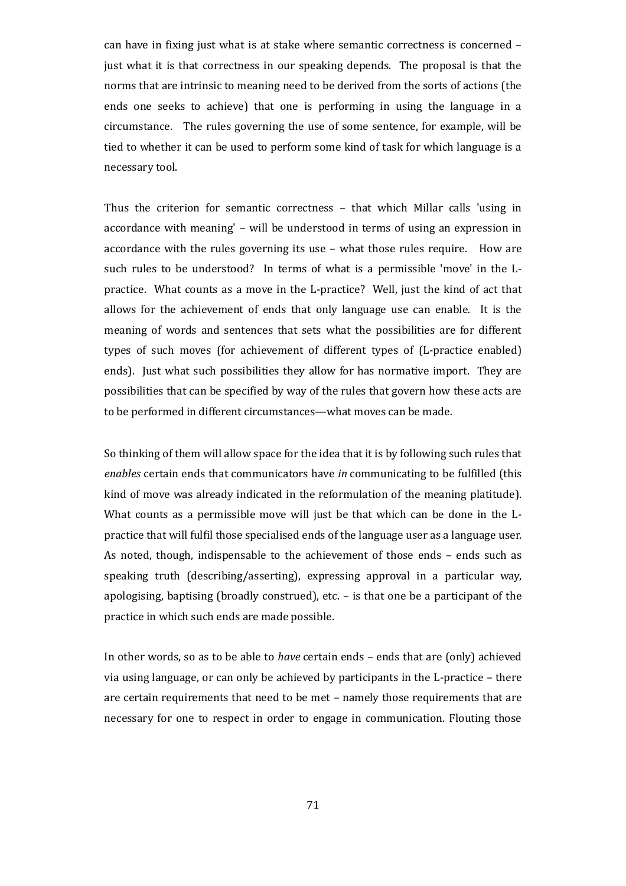can have in fixing just what is at stake where semantic correctness is concerned – just what it is that correctness in our speaking depends. The proposal is that the norms that are intrinsic to meaning need to be derived from the sorts of actions (the ends one seeks to achieve) that one is performing in using the language in a circumstance. The rules governing the use of some sentence, for example, will be tied to whether it can be used to perform some kind of task for which language is a necessary tool.

Thus the criterion for semantic correctness – that which Millar calls 'using in accordance with meaning' – will be understood in terms of using an expression in accordance with the rules governing its use – what those rules require. How are such rules to be understood? In terms of what is a permissible 'move' in the L-practice. What counts as a move in the L-practice? Well, just the kind of act that allows for the achievement of ends that only language use can enable. It is the meaning of words and sentences that sets what the possibilities are for different types of such moves (for achievement of different types of (L-practice enabled) ends). Just what such possibilities they allow for has normative import. They are possibilities that can be specified by way of the rules that govern how these acts are to be performed in different circumstances—what moves can be made.

So thinking of them will allow space for the idea that it is by following such rules that *enables* certain ends that communicators have *in* communicating to be fulfilled (this kind of move was already indicated in the reformulation of the meaning platitude). What counts as a permissible move will just be that which can be done in the L-practice that will fulfil those specialised ends of the language user as a language user. As noted, though, indispensable to the achievement of those ends – ends such as speaking truth (describing/asserting), expressing approval in a particular way, apologising, baptising (broadly construed), etc. – is that one be a participant of the practice in which such ends are made possible.

In other words, so as to be able to *have* certain ends – ends that are (only) achieved via using language, or can only be achieved by participants in the L-practice – there are certain requirements that need to be met – namely those requirements that are necessary for one to respect in order to engage in communication. Flouting those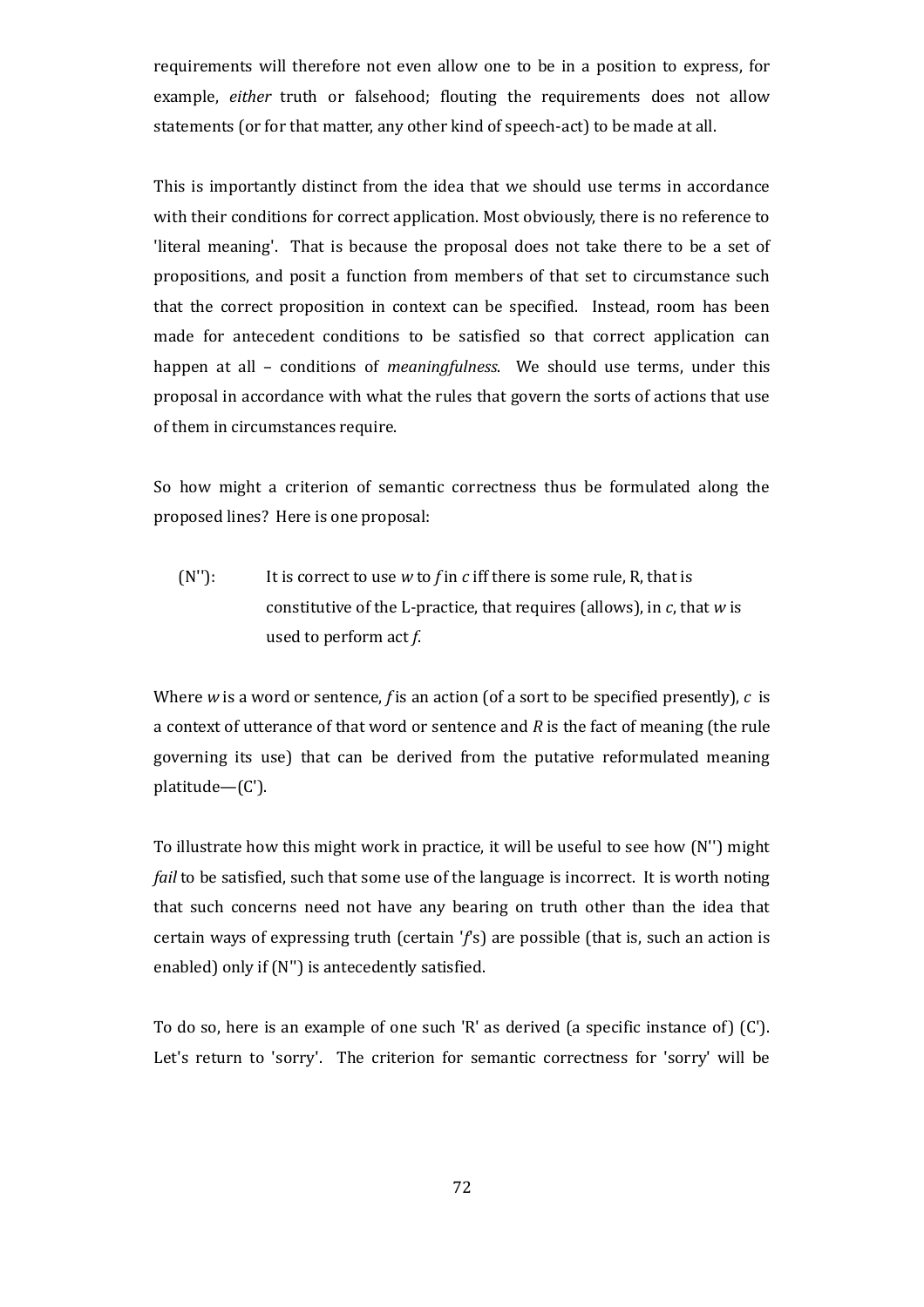requirements will therefore not even allow one to be in a position to express, for example, *either* truth or falsehood; flouting the requirements does not allow statements (or for that matter, any other kind of speech-act) to be made at all.

This is importantly distinct from the idea that we should use terms in accordance with their conditions for correct application. Most obviously, there is no reference to 'literal meaning'. That is because the proposal does not take there to be a set of propositions, and posit a function from members of that set to circumstance such that the correct proposition in context can be specified. Instead, room has been made for antecedent conditions to be satisfied so that correct application can happen at all – conditions of *meaningfulness*. We should use terms, under this proposal in accordance with what the rules that govern the sorts of actions that use of them in circumstances require.

So how might a criterion of semantic correctness thus be formulated along the proposed lines? Here is one proposal:

> (N''): It is correct to use *w* to *f* in *c* iff there is some rule, R, that is constitutive of the L-practice, that requires (allows), in *c*, that *w* is used to perform act *f*.

Where *w* is a word or sentence, *f* is an action (of a sort to be specified presently), *c* is a context of utterance of that word or sentence and *R* is the fact of meaning (the rule governing its use) that can be derived from the putative reformulated meaning platitude—(C').

To illustrate how this might work in practice, it will be useful to see how (N'') might *fail* to be satisfied, such that some use of the language is incorrect. It is worth noting that such concerns need not have any bearing on truth other than the idea that certain ways of expressing truth (certain '*f*'s) are possible (that is, such an action is enabled) only if (N'') is antecedently satisfied.

To do so, here is an example of one such 'R' as derived (a specific instance of) (C'). Let's return to 'sorry'. The criterion for semantic correctness for 'sorry' will be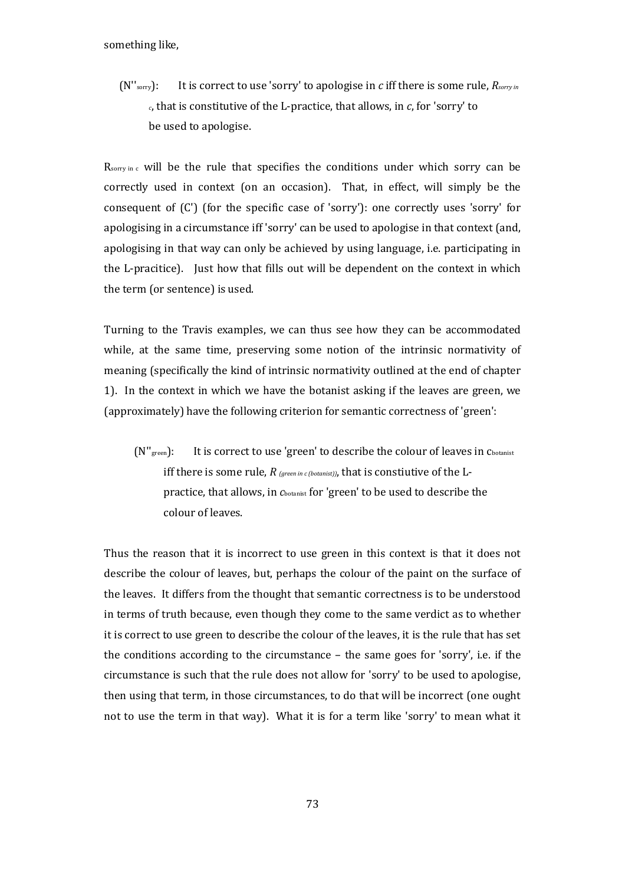something like,

> (N''$_{sorry}$): It is correct to use 'sorry' to apologise in *c* iff there is some rule, $R_{sorry\ in\ c}$, that is constitutive of the L-practice, that allows, in *c*, for 'sorry' to be used to apologise.

$R_{sorry\ in\ c}$ will be the rule that specifies the conditions under which sorry can be correctly used in context (on an occasion). That, in effect, will simply be the consequent of (C') (for the specific case of 'sorry'): one correctly uses 'sorry' for apologising in a circumstance iff 'sorry' can be used to apologise in that context (and, apologising in that way can only be achieved by using language, i.e. participating in the L-pracitice). Just how that fills out will be dependent on the context in which the term (or sentence) is used.

Turning to the Travis examples, we can thus see how they can be accommodated while, at the same time, preserving some notion of the intrinsic normativity of meaning (specifically the kind of intrinsic normativity outlined at the end of chapter 1). In the context in which we have the botanist asking if the leaves are green, we (approximately) have the following criterion for semantic correctness of 'green':

> (N''$_{green}$): It is correct to use 'green' to describe the colour of leaves in $c_{botanist}$ iff there is some rule, $R_{(green\ in\ c\ (botanist))}$, that is constiutive of the L-practice, that allows, in $c_{botanist}$ for 'green' to be used to describe the colour of leaves.

Thus the reason that it is incorrect to use green in this context is that it does not describe the colour of leaves, but, perhaps the colour of the paint on the surface of the leaves. It differs from the thought that semantic correctness is to be understood in terms of truth because, even though they come to the same verdict as to whether it is correct to use green to describe the colour of the leaves, it is the rule that has set the conditions according to the circumstance – the same goes for 'sorry', i.e. if the circumstance is such that the rule does not allow for 'sorry' to be used to apologise, then using that term, in those circumstances, to do that will be incorrect (one ought not to use the term in that way). What it is for a term like 'sorry' to mean what it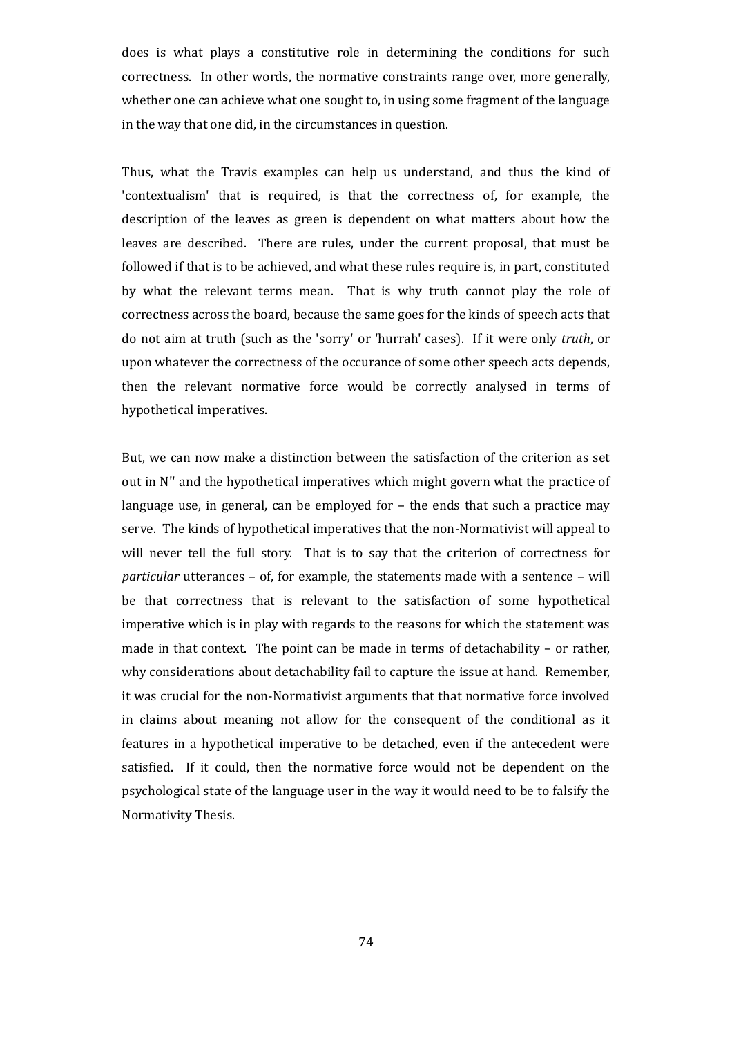does is what plays a constitutive role in determining the conditions for such correctness. In other words, the normative constraints range over, more generally, whether one can achieve what one sought to, in using some fragment of the language in the way that one did, in the circumstances in question.

Thus, what the Travis examples can help us understand, and thus the kind of 'contextualism' that is required, is that the correctness of, for example, the description of the leaves as green is dependent on what matters about how the leaves are described. There are rules, under the current proposal, that must be followed if that is to be achieved, and what these rules require is, in part, constituted by what the relevant terms mean. That is why truth cannot play the role of correctness across the board, because the same goes for the kinds of speech acts that do not aim at truth (such as the 'sorry' or 'hurrah' cases). If it were only *truth*, or upon whatever the correctness of the occurance of some other speech acts depends, then the relevant normative force would be correctly analysed in terms of hypothetical imperatives.

But, we can now make a distinction between the satisfaction of the criterion as set out in N'' and the hypothetical imperatives which might govern what the practice of language use, in general, can be employed for – the ends that such a practice may serve. The kinds of hypothetical imperatives that the non-Normativist will appeal to will never tell the full story. That is to say that the criterion of correctness for *particular* utterances – of, for example, the statements made with a sentence – will be that correctness that is relevant to the satisfaction of some hypothetical imperative which is in play with regards to the reasons for which the statement was made in that context. The point can be made in terms of detachability – or rather, why considerations about detachability fail to capture the issue at hand. Remember, it was crucial for the non-Normativist arguments that that normative force involved in claims about meaning not allow for the consequent of the conditional as it features in a hypothetical imperative to be detached, even if the antecedent were satisfied. If it could, then the normative force would not be dependent on the psychological state of the language user in the way it would need to be to falsify the Normativity Thesis.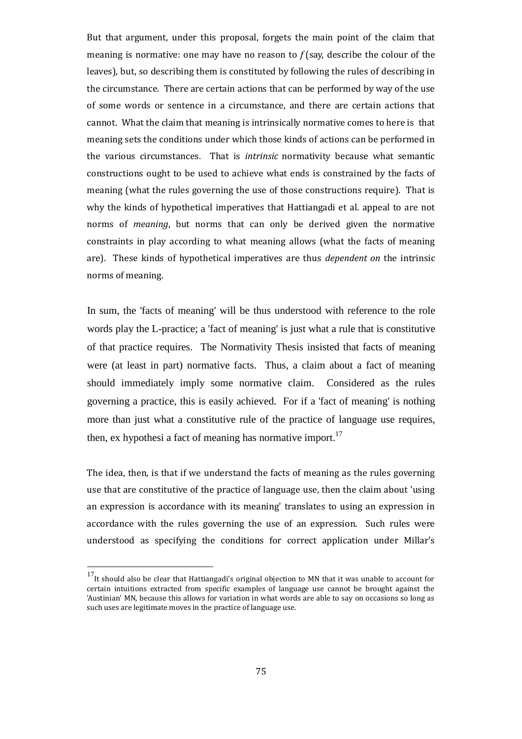But that argument, under this proposal, forgets the main point of the claim that meaning is normative: one may have no reason to *f* (say, describe the colour of the leaves), but, so describing them is constituted by following the rules of describing in the circumstance. There are certain actions that can be performed by way of the use of some words or sentence in a circumstance, and there are certain actions that cannot. What the claim that meaning is intrinsically normative comes to here is that meaning sets the conditions under which those kinds of actions can be performed in the various circumstances. That is *intrinsic* normativity because what semantic constructions ought to be used to achieve what ends is constrained by the facts of meaning (what the rules governing the use of those constructions require). That is why the kinds of hypothetical imperatives that Hattiangadi et al. appeal to are not norms of *meaning*, but norms that can only be derived given the normative constraints in play according to what meaning allows (what the facts of meaning are). These kinds of hypothetical imperatives are thus *dependent on* the intrinsic norms of meaning.

In sum, the 'facts of meaning' will be thus understood with reference to the role words play the L-practice; a 'fact of meaning' is just what a rule that is constitutive of that practice requires. The Normativity Thesis insisted that facts of meaning were (at least in part) normative facts. Thus, a claim about a fact of meaning should immediately imply some normative claim. Considered as the rules governing a practice, this is easily achieved. For if a 'fact of meaning' is nothing more than just what a constitutive rule of the practice of language use requires, then, ex hypothesi a fact of meaning has normative import.[17]

The idea, then, is that if we understand the facts of meaning as the rules governing use that are constitutive of the practice of language use, then the claim about 'using an expression is accordance with its meaning' translates to using an expression in accordance with the rules governing the use of an expression. Such rules were understood as specifying the conditions for correct application under Millar's

[17] It should also be clear that Hattiangadi's original objection to MN that it was unable to account for certain intuitions extracted from specific examples of language use cannot be brought against the 'Austinian' MN, because this allows for variation in what words are able to say on occasions so long as such uses are legitimate moves in the practice of language use.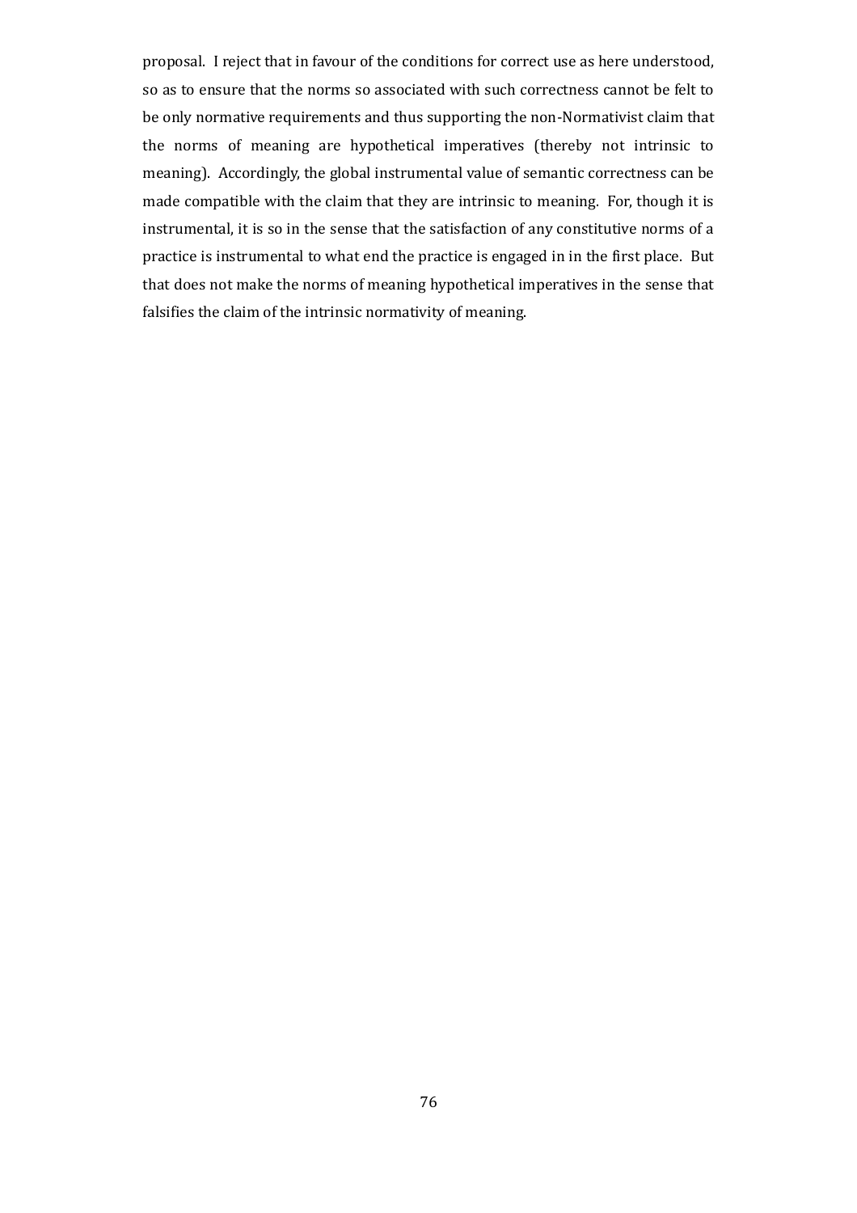proposal. I reject that in favour of the conditions for correct use as here understood, so as to ensure that the norms so associated with such correctness cannot be felt to be only normative requirements and thus supporting the non-Normativist claim that the norms of meaning are hypothetical imperatives (thereby not intrinsic to meaning). Accordingly, the global instrumental value of semantic correctness can be made compatible with the claim that they are intrinsic to meaning. For, though it is instrumental, it is so in the sense that the satisfaction of any constitutive norms of a practice is instrumental to what end the practice is engaged in in the first place. But that does not make the norms of meaning hypothetical imperatives in the sense that falsifies the claim of the intrinsic normativity of meaning.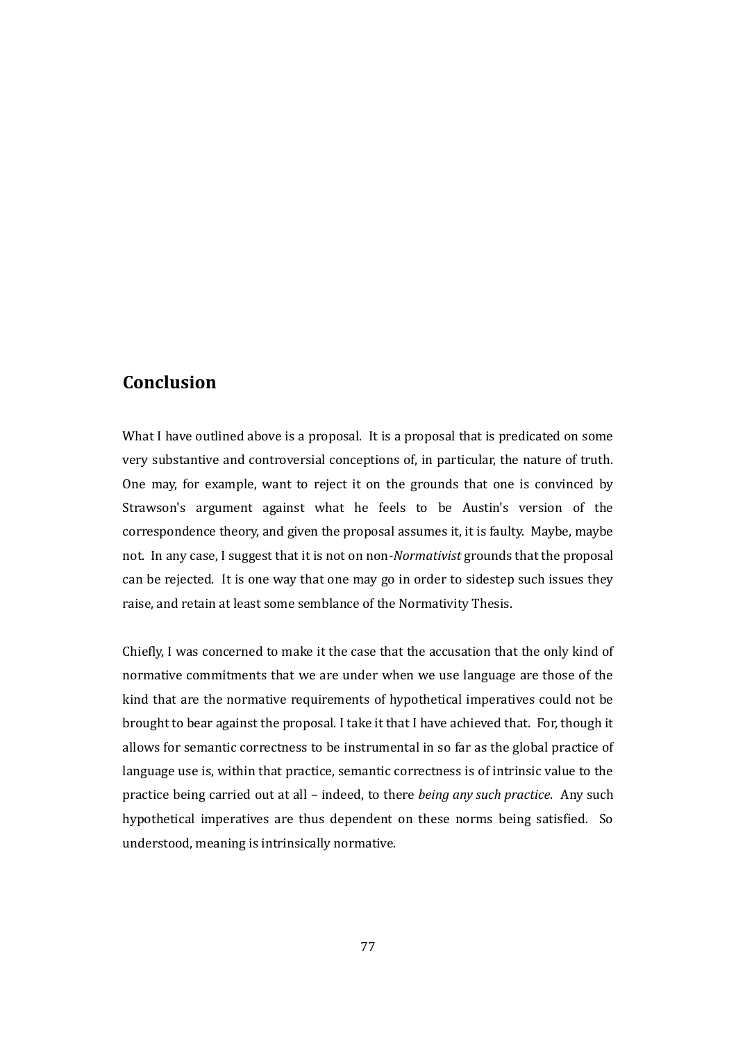## Conclusion

What I have outlined above is a proposal. It is a proposal that is predicated on some very substantive and controversial conceptions of, in particular, the nature of truth. One may, for example, want to reject it on the grounds that one is convinced by Strawson's argument against what he feels to be Austin's version of the correspondence theory, and given the proposal assumes it, it is faulty. Maybe, maybe not. In any case, I suggest that it is not on non-*Normativist* grounds that the proposal can be rejected. It is one way that one may go in order to sidestep such issues they raise, and retain at least some semblance of the Normativity Thesis.

Chiefly, I was concerned to make it the case that the accusation that the only kind of normative commitments that we are under when we use language are those of the kind that are the normative requirements of hypothetical imperatives could not be brought to bear against the proposal. I take it that I have achieved that. For, though it allows for semantic correctness to be instrumental in so far as the global practice of language use is, within that practice, semantic correctness is of intrinsic value to the practice being carried out at all – indeed, to there *being any such practice*. Any such hypothetical imperatives are thus dependent on these norms being satisfied. So understood, meaning is intrinsically normative.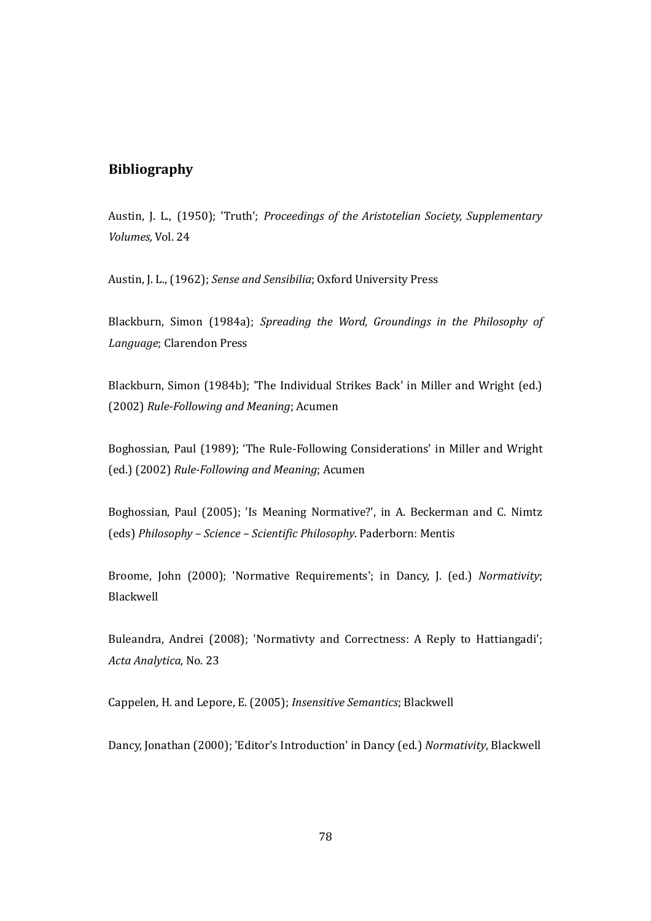## Bibliography

Austin, J. L., (1950); 'Truth'; *Proceedings of the Aristotelian Society, Supplementary Volumes,* Vol. 24

Austin, J. L., (1962); *Sense and Sensibilia*; Oxford University Press

Blackburn, Simon (1984a); *Spreading the Word, Groundings in the Philosophy of Language*; Clarendon Press

Blackburn, Simon (1984b); 'The Individual Strikes Back' in Miller and Wright (ed.) (2002) *Rule-Following and Meaning*; Acumen

Boghossian, Paul (1989); 'The Rule-Following Considerations' in Miller and Wright (ed.) (2002) *Rule-Following and Meaning*; Acumen

Boghossian, Paul (2005); 'Is Meaning Normative?', in A. Beckerman and C. Nimtz (eds) *Philosophy – Science – Scientific Philosophy*. Paderborn: Mentis

Broome, John (2000); 'Normative Requirements'; in Dancy, J. (ed.) *Normativity*; Blackwell

Buleandra, Andrei (2008); 'Normativty and Correctness: A Reply to Hattiangadi'; *Acta Analytica,* No. 23

Cappelen, H. and Lepore, E. (2005); *Insensitive Semantics*; Blackwell

Dancy, Jonathan (2000); 'Editor's Introduction' in Dancy (ed.) *Normativity*, Blackwell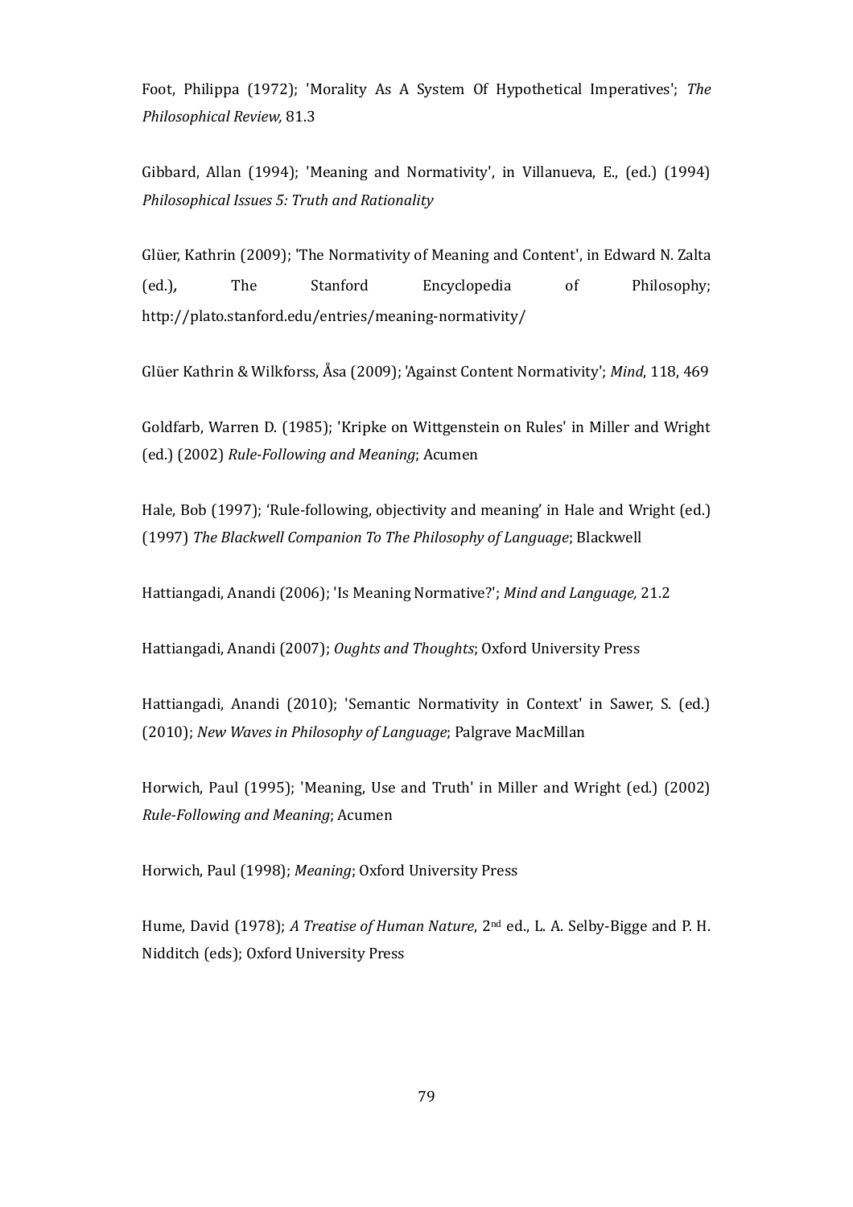Foot, Philippa (1972); 'Morality As A System Of Hypothetical Imperatives'; *The Philosophical Review,* 81.3

Gibbard, Allan (1994); 'Meaning and Normativity', in Villanueva, E., (ed.) (1994) *Philosophical Issues 5: Truth and Rationality*

Glüer, Kathrin (2009); 'The Normativity of Meaning and Content', in Edward N. Zalta (ed.), The Stanford Encyclopedia of Philosophy; http://plato.stanford.edu/entries/meaning-normativity/

Glüer Kathrin & Wilkforss, Åsa (2009); 'Against Content Normativity'; *Mind*, 118, 469

Goldfarb, Warren D. (1985); 'Kripke on Wittgenstein on Rules' in Miller and Wright (ed.) (2002) *Rule-Following and Meaning*; Acumen

Hale, Bob (1997); 'Rule-following, objectivity and meaning' in Hale and Wright (ed.) (1997) *The Blackwell Companion To The Philosophy of Language*; Blackwell

Hattiangadi, Anandi (2006); 'Is Meaning Normative?'; *Mind and Language,* 21.2

Hattiangadi, Anandi (2007); *Oughts and Thoughts*; Oxford University Press

Hattiangadi, Anandi (2010); 'Semantic Normativity in Context' in Sawer, S. (ed.) (2010); *New Waves in Philosophy of Language*; Palgrave MacMillan

Horwich, Paul (1995); 'Meaning, Use and Truth' in Miller and Wright (ed.) (2002) *Rule-Following and Meaning*; Acumen

Horwich, Paul (1998); *Meaning*; Oxford University Press

Hume, David (1978); *A Treatise of Human Nature*, 2nd ed., L. A. Selby-Bigge and P. H. Nidditch (eds); Oxford University Press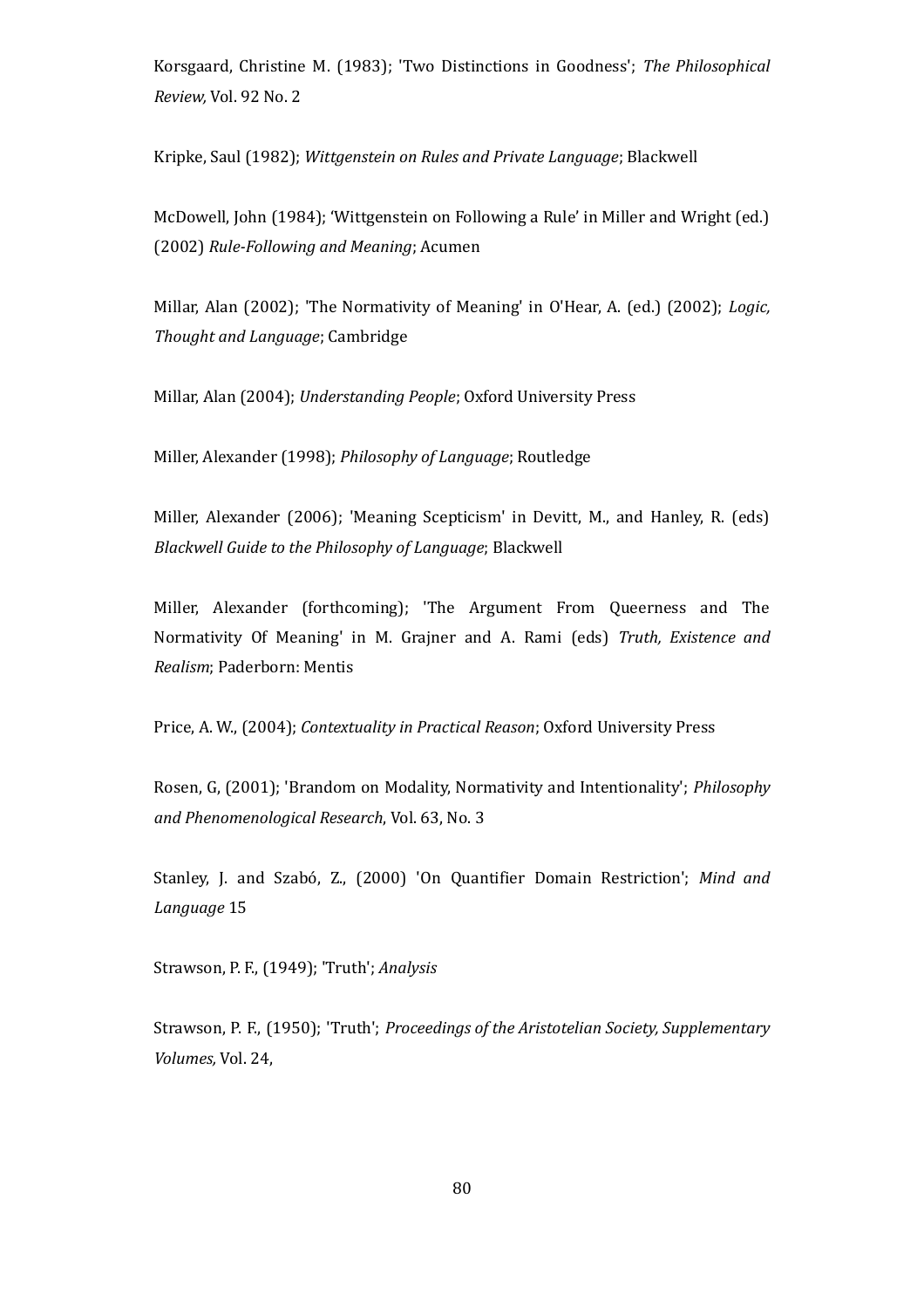Korsgaard, Christine M. (1983); 'Two Distinctions in Goodness'; *The Philosophical Review,* Vol. 92 No. 2

Kripke, Saul (1982); *Wittgenstein on Rules and Private Language*; Blackwell

McDowell, John (1984); 'Wittgenstein on Following a Rule' in Miller and Wright (ed.) (2002) *Rule-Following and Meaning*; Acumen

Millar, Alan (2002); 'The Normativity of Meaning' in O'Hear, A. (ed.) (2002); *Logic, Thought and Language*; Cambridge

Millar, Alan (2004); *Understanding People*; Oxford University Press

Miller, Alexander (1998); *Philosophy of Language*; Routledge

Miller, Alexander (2006); 'Meaning Scepticism' in Devitt, M., and Hanley, R. (eds) *Blackwell Guide to the Philosophy of Language*; Blackwell

Miller, Alexander (forthcoming); 'The Argument From Queerness and The Normativity Of Meaning' in M. Grajner and A. Rami (eds) *Truth, Existence and Realism*; Paderborn: Mentis

Price, A. W., (2004); *Contextuality in Practical Reason*; Oxford University Press

Rosen, G, (2001); 'Brandom on Modality, Normativity and Intentionality'; *Philosophy and Phenomenological Research*, Vol. 63, No. 3

Stanley, J. and Szabó, Z., (2000) 'On Quantifier Domain Restriction'; *Mind and Language* 15

Strawson, P. F., (1949); 'Truth'; *Analysis*

Strawson, P. F., (1950); 'Truth'; *Proceedings of the Aristotelian Society, Supplementary Volumes,* Vol. 24,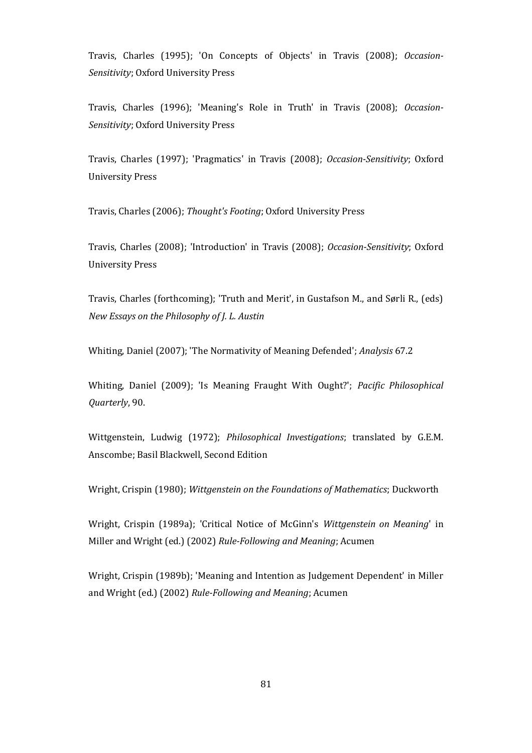Travis, Charles (1995); 'On Concepts of Objects' in Travis (2008); *Occasion-Sensitivity*; Oxford University Press

Travis, Charles (1996); 'Meaning's Role in Truth' in Travis (2008); *Occasion-Sensitivity*; Oxford University Press

Travis, Charles (1997); 'Pragmatics' in Travis (2008); *Occasion-Sensitivity*; Oxford University Press

Travis, Charles (2006); *Thought's Footing*; Oxford University Press

Travis, Charles (2008); 'Introduction' in Travis (2008); *Occasion-Sensitivity*; Oxford University Press

Travis, Charles (forthcoming); 'Truth and Merit', in Gustafson M., and Sørli R., (eds) *New Essays on the Philosophy of J. L. Austin*

Whiting, Daniel (2007); 'The Normativity of Meaning Defended'; *Analysis* 67.2

Whiting, Daniel (2009); 'Is Meaning Fraught With Ought?'; *Pacific Philosophical Quarterly*, 90.

Wittgenstein, Ludwig (1972); *Philosophical Investigations*; translated by G.E.M. Anscombe; Basil Blackwell, Second Edition

Wright, Crispin (1980); *Wittgenstein on the Foundations of Mathematics*; Duckworth

Wright, Crispin (1989a); 'Critical Notice of McGinn's *Wittgenstein on Meaning*' in Miller and Wright (ed.) (2002) *Rule-Following and Meaning*; Acumen

Wright, Crispin (1989b); 'Meaning and Intention as Judgement Dependent' in Miller and Wright (ed.) (2002) *Rule-Following and Meaning*; Acumen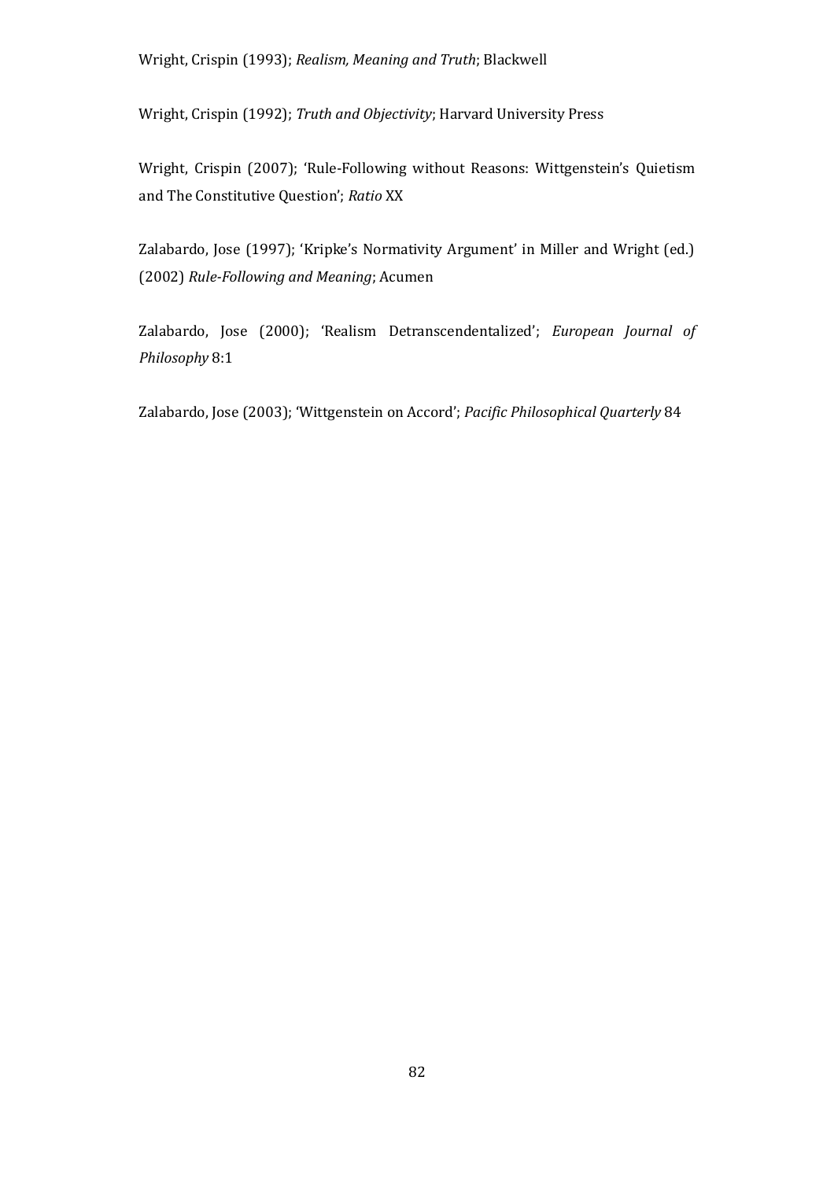Wright, Crispin (1993); *Realism, Meaning and Truth*; Blackwell

Wright, Crispin (1992); *Truth and Objectivity*; Harvard University Press

Wright, Crispin (2007); 'Rule-Following without Reasons: Wittgenstein's Quietism and The Constitutive Question'; *Ratio* XX

Zalabardo, Jose (1997); 'Kripke's Normativity Argument' in Miller and Wright (ed.) (2002) *Rule-Following and Meaning*; Acumen

Zalabardo, Jose (2000); 'Realism Detranscendentalized'; *European Journal of Philosophy* 8:1

Zalabardo, Jose (2003); 'Wittgenstein on Accord'; *Pacific Philosophical Quarterly* 84